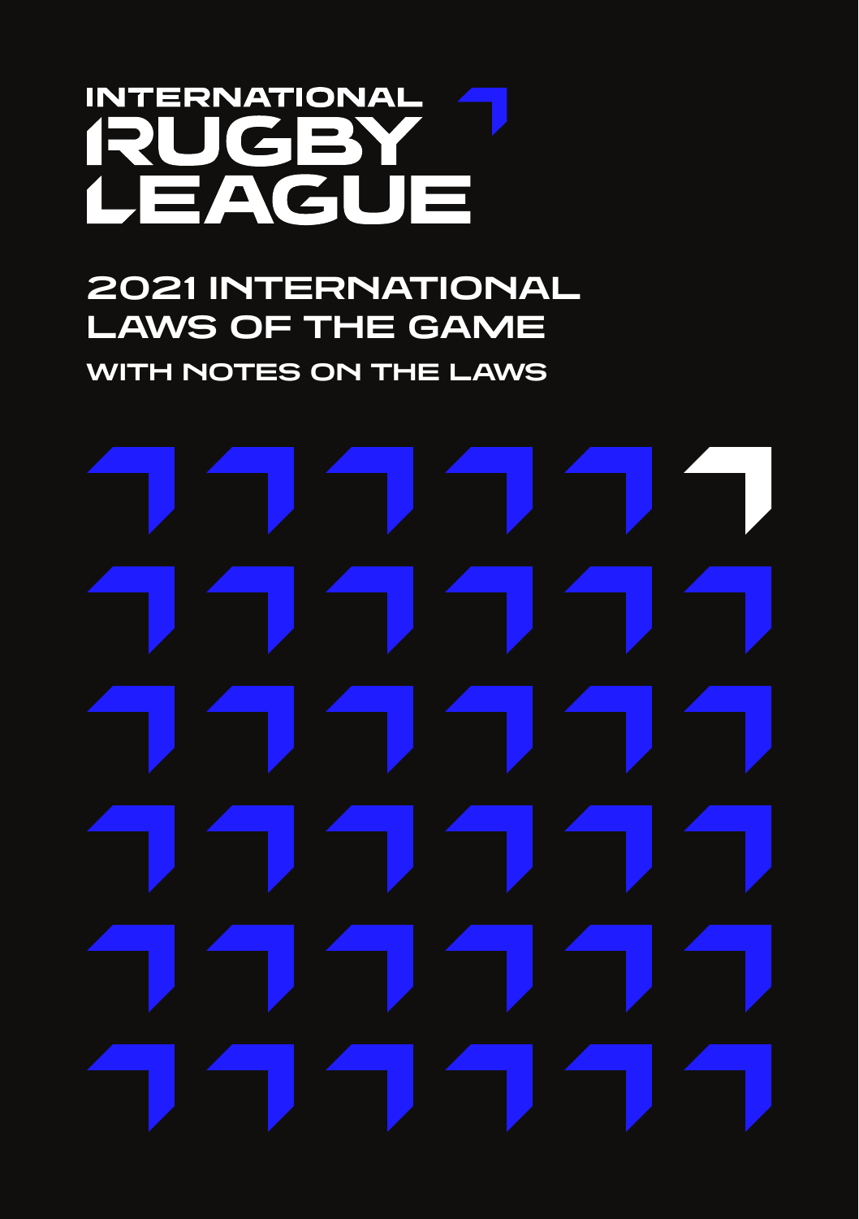# INTERNATIONAL RUGBY LEAGUE

## 2021 INTERNATIONAL LAWS OF THE GAME

### WITH NOTES ON THE LAWS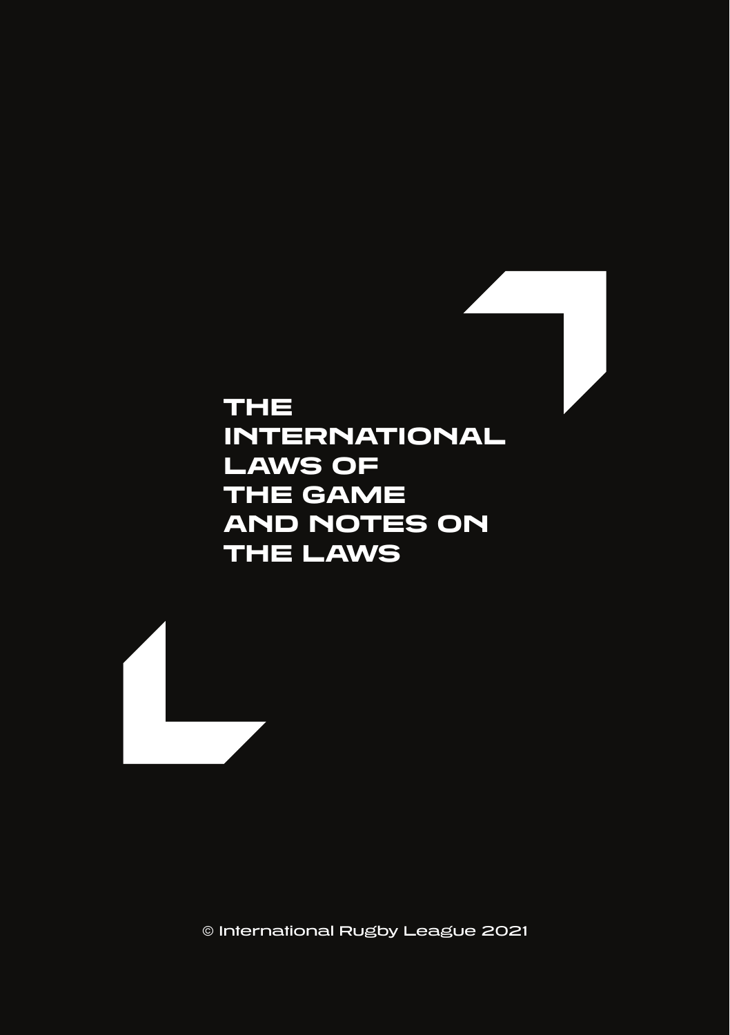# THE INTERNATIONAL LAWS OF THE GAME AND NOTES ON THE LAWS

© International Rugby League 2021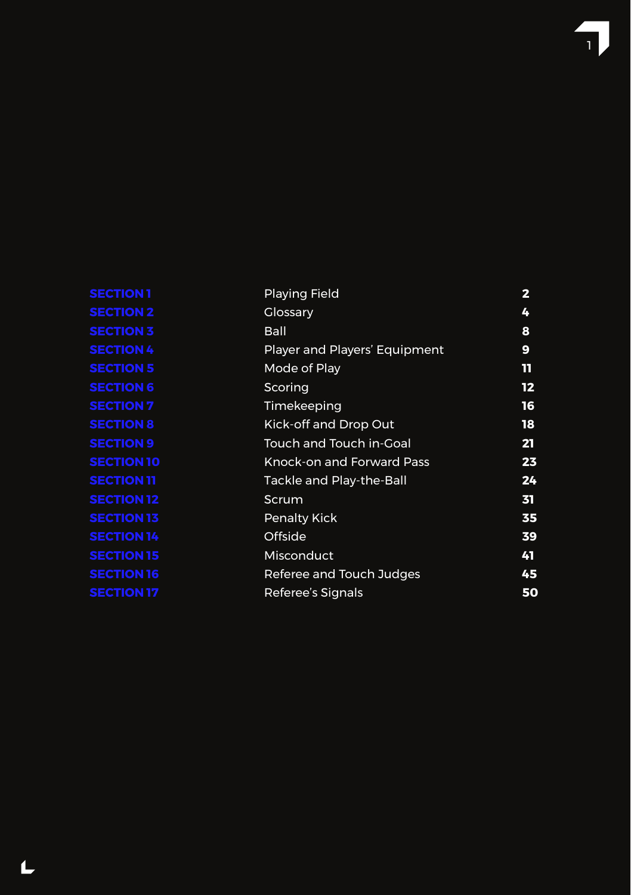| | | |
|---|---|---|
| **SECTION 1** | Playing Field | **2** |
| **SECTION 2** | Glossary | **4** |
| **SECTION 3** | Ball | **8** |
| **SECTION 4** | Player and Players' Equipment | **9** |
| **SECTION 5** | Mode of Play | **11** |
| **SECTION 6** | Scoring | **12** |
| **SECTION 7** | Timekeeping | **16** |
| **SECTION 8** | Kick-off and Drop Out | **18** |
| **SECTION 9** | Touch and Touch in-Goal | **21** |
| **SECTION 10** | Knock-on and Forward Pass | **23** |
| **SECTION 11** | Tackle and Play-the-Ball | **24** |
| **SECTION 12** | Scrum | **31** |
| **SECTION 13** | Penalty Kick | **35** |
| **SECTION 14** | Offside | **39** |
| **SECTION 15** | Misconduct | **41** |
| **SECTION 16** | Referee and Touch Judges | **45** |
| **SECTION 17** | Referee's Signals | **50** |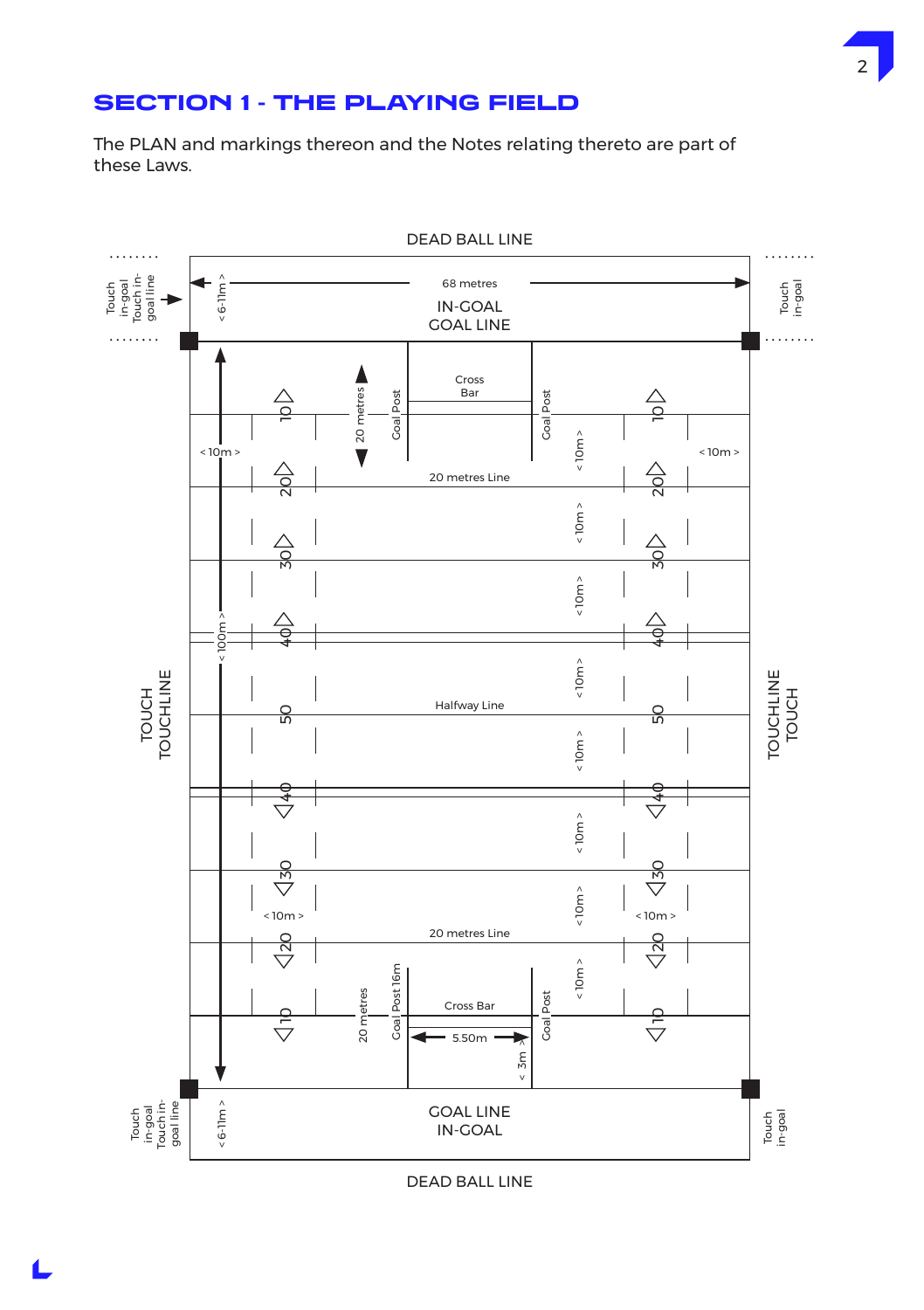# SECTION 1 - THE PLAYING FIELD

The PLAN and markings thereon and the Notes relating thereto are part of these Laws.

DEAD BALL LINE

68 metres

IN-GOAL

GOAL LINE

Touch in-goal

Touch in-goal line

< 6-11m >

Cross Bar

Goal Post

20 metres

< 10m >

10

20

30

40

50

20 metres Line

Halfway Line

< 100m >

TOUCH

TOUCHLINE

Cross Bar

Goal Post 16m

5.50m

< 3m >

GOAL LINE

IN-GOAL

DEAD BALL LINE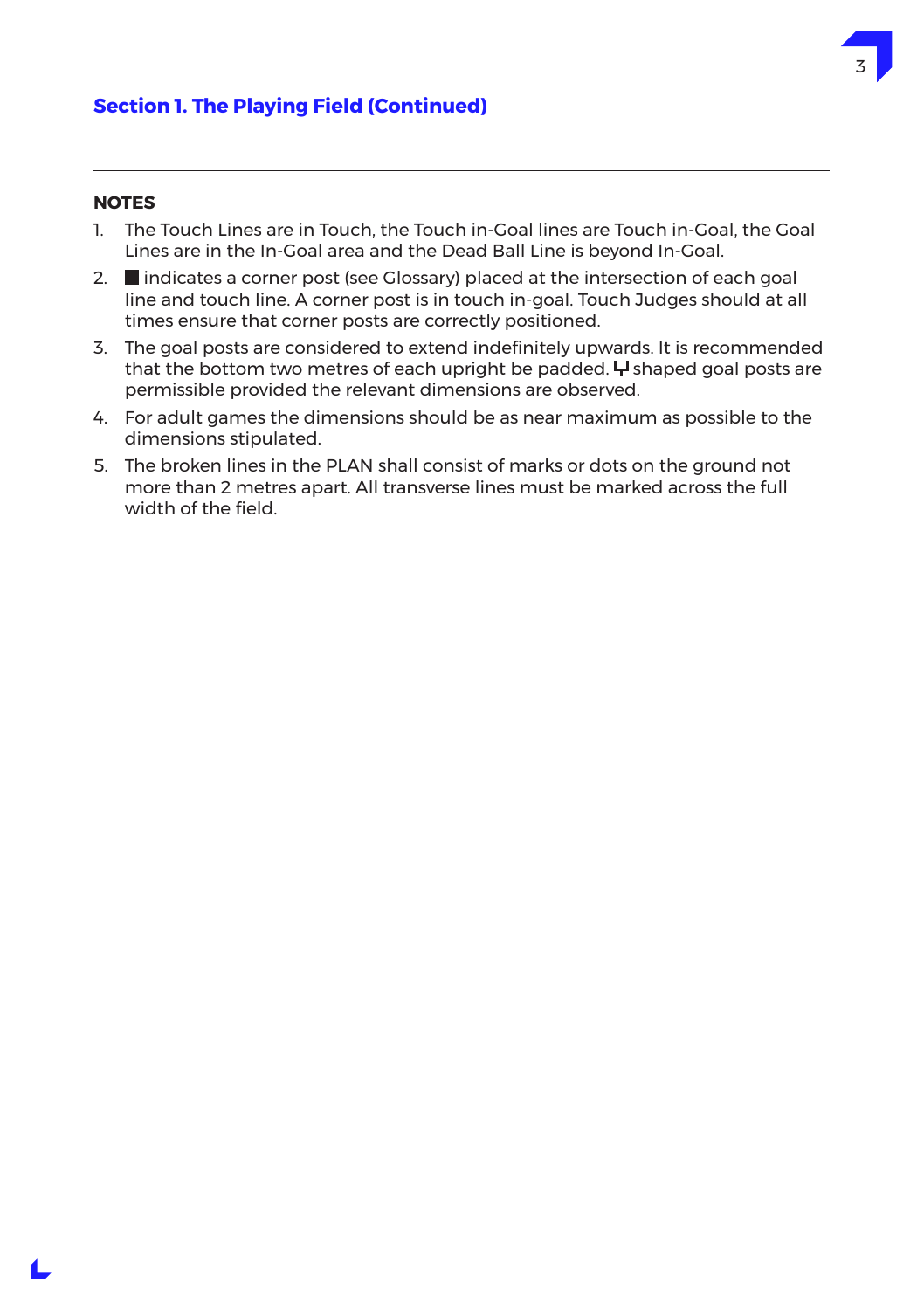## Section 1. The Playing Field (Continued)

---

**NOTES**

1. The Touch Lines are in Touch, the Touch in-Goal lines are Touch in-Goal, the Goal Lines are in the In-Goal area and the Dead Ball Line is beyond In-Goal.
2. ■ indicates a corner post (see Glossary) placed at the intersection of each goal line and touch line. A corner post is in touch in-goal. Touch Judges should at all times ensure that corner posts are correctly positioned.
3. The goal posts are considered to extend indefinitely upwards. It is recommended that the bottom two metres of each upright be padded. ⊔ shaped goal posts are permissible provided the relevant dimensions are observed.
4. For adult games the dimensions should be as near maximum as possible to the dimensions stipulated.
5. The broken lines in the PLAN shall consist of marks or dots on the ground not more than 2 metres apart. All transverse lines must be marked across the full width of the field.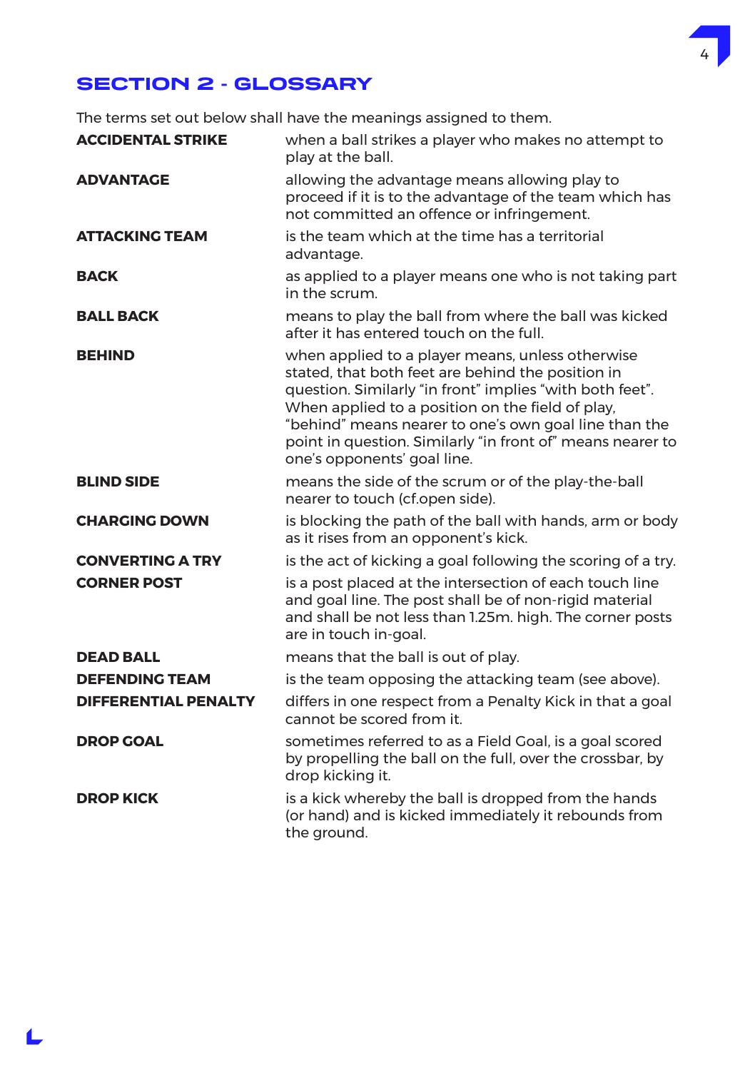## SECTION 2 - GLOSSARY

The terms set out below shall have the meanings assigned to them.

| | |
|---|---|
| **ACCIDENTAL STRIKE** | when a ball strikes a player who makes no attempt to play at the ball. |
| **ADVANTAGE** | allowing the advantage means allowing play to proceed if it is to the advantage of the team which has not committed an offence or infringement. |
| **ATTACKING TEAM** | is the team which at the time has a territorial advantage. |
| **BACK** | as applied to a player means one who is not taking part in the scrum. |
| **BALL BACK** | means to play the ball from where the ball was kicked after it has entered touch on the full. |
| **BEHIND** | when applied to a player means, unless otherwise stated, that both feet are behind the position in question. Similarly "in front" implies "with both feet". When applied to a position on the field of play, "behind" means nearer to one's own goal line than the point in question. Similarly "in front of" means nearer to one's opponents' goal line. |
| **BLIND SIDE** | means the side of the scrum or of the play-the-ball nearer to touch (cf.open side). |
| **CHARGING DOWN** | is blocking the path of the ball with hands, arm or body as it rises from an opponent's kick. |
| **CONVERTING A TRY** | is the act of kicking a goal following the scoring of a try. |
| **CORNER POST** | is a post placed at the intersection of each touch line and goal line. The post shall be of non-rigid material and shall be not less than 1.25m. high. The corner posts are in touch in-goal. |
| **DEAD BALL** | means that the ball is out of play. |
| **DEFENDING TEAM** | is the team opposing the attacking team (see above). |
| **DIFFERENTIAL PENALTY** | differs in one respect from a Penalty Kick in that a goal cannot be scored from it. |
| **DROP GOAL** | sometimes referred to as a Field Goal, is a goal scored by propelling the ball on the full, over the crossbar, by drop kicking it. |
| **DROP KICK** | is a kick whereby the ball is dropped from the hands (or hand) and is kicked immediately it rebounds from the ground. |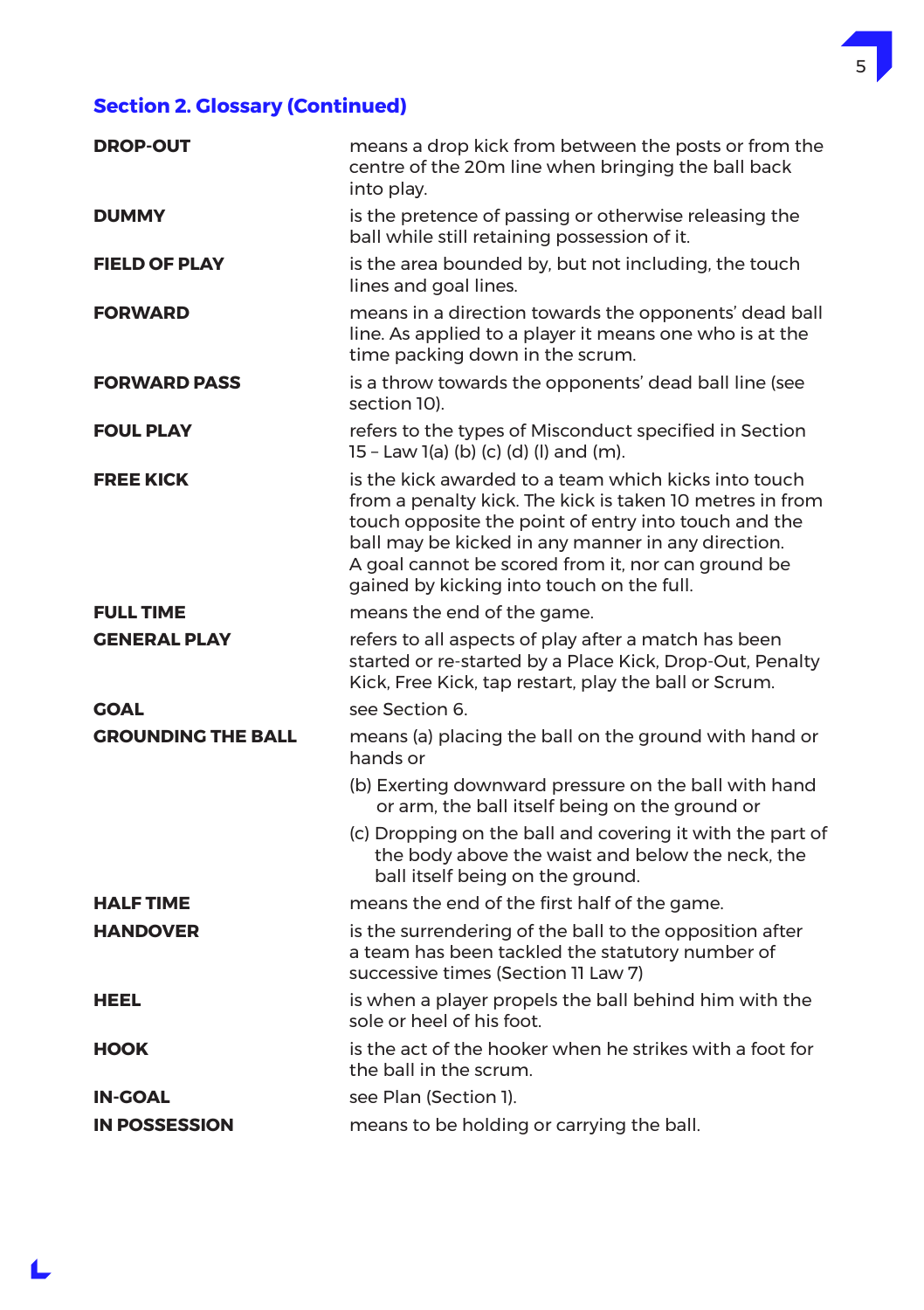## Section 2. Glossary (Continued)

| | |
|---|---|
| **DROP-OUT** | means a drop kick from between the posts or from the centre of the 20m line when bringing the ball back into play. |
| **DUMMY** | is the pretence of passing or otherwise releasing the ball while still retaining possession of it. |
| **FIELD OF PLAY** | is the area bounded by, but not including, the touch lines and goal lines. |
| **FORWARD** | means in a direction towards the opponents' dead ball line. As applied to a player it means one who is at the time packing down in the scrum. |
| **FORWARD PASS** | is a throw towards the opponents' dead ball line (see section 10). |
| **FOUL PLAY** | refers to the types of Misconduct specified in Section 15 – Law 1(a) (b) (c) (d) (l) and (m). |
| **FREE KICK** | is the kick awarded to a team which kicks into touch from a penalty kick. The kick is taken 10 metres in from touch opposite the point of entry into touch and the ball may be kicked in any manner in any direction. A goal cannot be scored from it, nor can ground be gained by kicking into touch on the full. |
| **FULL TIME** | means the end of the game. |
| **GENERAL PLAY** | refers to all aspects of play after a match has been started or re-started by a Place Kick, Drop-Out, Penalty Kick, Free Kick, tap restart, play the ball or Scrum. |
| **GOAL** | see Section 6. |
| **GROUNDING THE BALL** | means (a) placing the ball on the ground with hand or hands or<br>(b) Exerting downward pressure on the ball with hand or arm, the ball itself being on the ground or<br>(c) Dropping on the ball and covering it with the part of the body above the waist and below the neck, the ball itself being on the ground. |
| **HALF TIME** | means the end of the first half of the game. |
| **HANDOVER** | is the surrendering of the ball to the opposition after a team has been tackled the statutory number of successive times (Section 11 Law 7) |
| **HEEL** | is when a player propels the ball behind him with the sole or heel of his foot. |
| **HOOK** | is the act of the hooker when he strikes with a foot for the ball in the scrum. |
| **IN-GOAL** | see Plan (Section 1). |
| **IN POSSESSION** | means to be holding or carrying the ball. |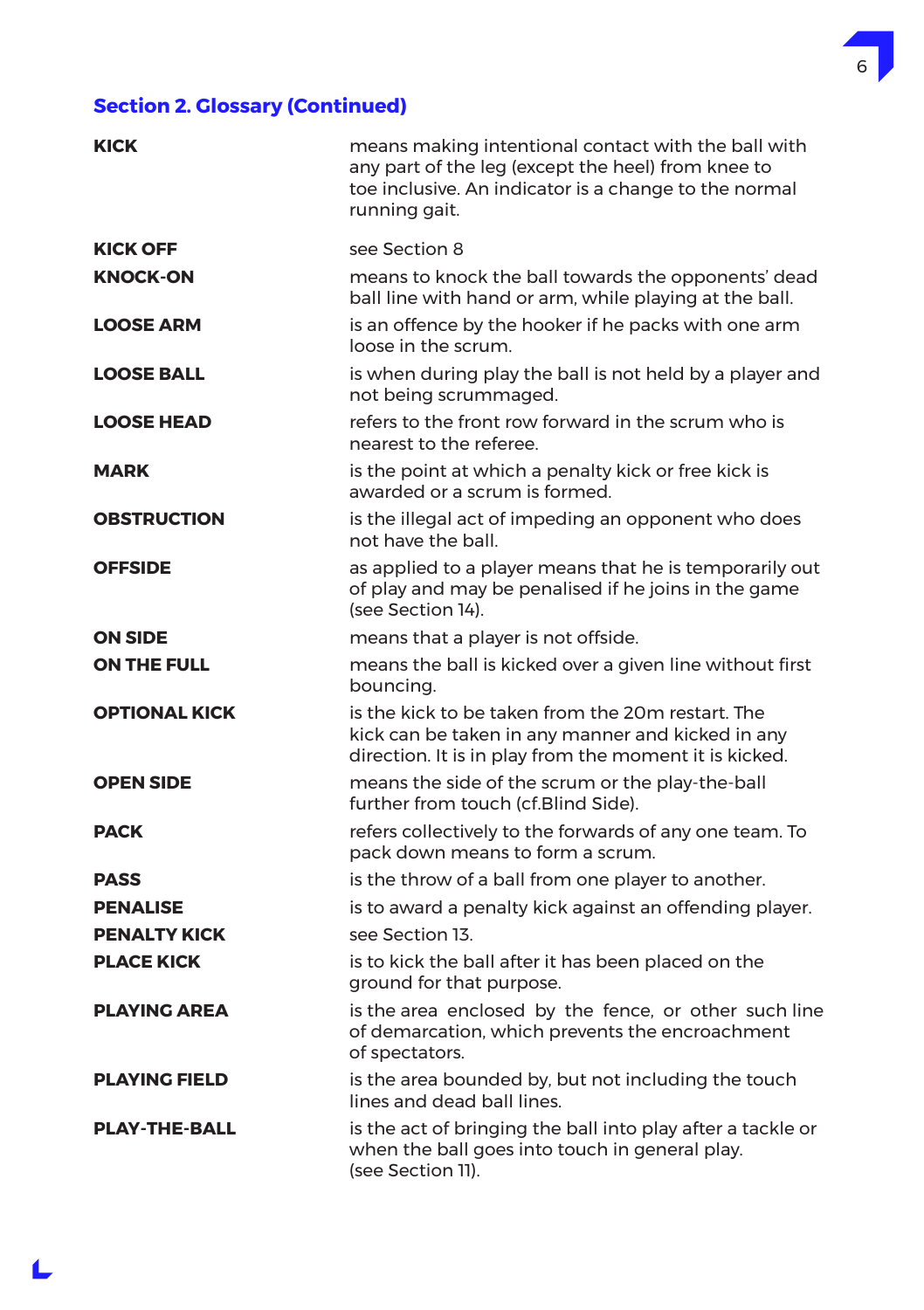## Section 2. Glossary (Continued)

| | |
|---|---|
| **KICK** | means making intentional contact with the ball with any part of the leg (except the heel) from knee to toe inclusive. An indicator is a change to the normal running gait. |
| **KICK OFF** | see Section 8 |
| **KNOCK-ON** | means to knock the ball towards the opponents' dead ball line with hand or arm, while playing at the ball. |
| **LOOSE ARM** | is an offence by the hooker if he packs with one arm loose in the scrum. |
| **LOOSE BALL** | is when during play the ball is not held by a player and not being scrummaged. |
| **LOOSE HEAD** | refers to the front row forward in the scrum who is nearest to the referee. |
| **MARK** | is the point at which a penalty kick or free kick is awarded or a scrum is formed. |
| **OBSTRUCTION** | is the illegal act of impeding an opponent who does not have the ball. |
| **OFFSIDE** | as applied to a player means that he is temporarily out of play and may be penalised if he joins in the game (see Section 14). |
| **ON SIDE** | means that a player is not offside. |
| **ON THE FULL** | means the ball is kicked over a given line without first bouncing. |
| **OPTIONAL KICK** | is the kick to be taken from the 20m restart. The kick can be taken in any manner and kicked in any direction. It is in play from the moment it is kicked. |
| **OPEN SIDE** | means the side of the scrum or the play-the-ball further from touch (cf.Blind Side). |
| **PACK** | refers collectively to the forwards of any one team. To pack down means to form a scrum. |
| **PASS** | is the throw of a ball from one player to another. |
| **PENALISE** | is to award a penalty kick against an offending player. |
| **PENALTY KICK** | see Section 13. |
| **PLACE KICK** | is to kick the ball after it has been placed on the ground for that purpose. |
| **PLAYING AREA** | is the area enclosed by the fence, or other such line of demarcation, which prevents the encroachment of spectators. |
| **PLAYING FIELD** | is the area bounded by, but not including the touch lines and dead ball lines. |
| **PLAY-THE-BALL** | is the act of bringing the ball into play after a tackle or when the ball goes into touch in general play. (see Section 11). |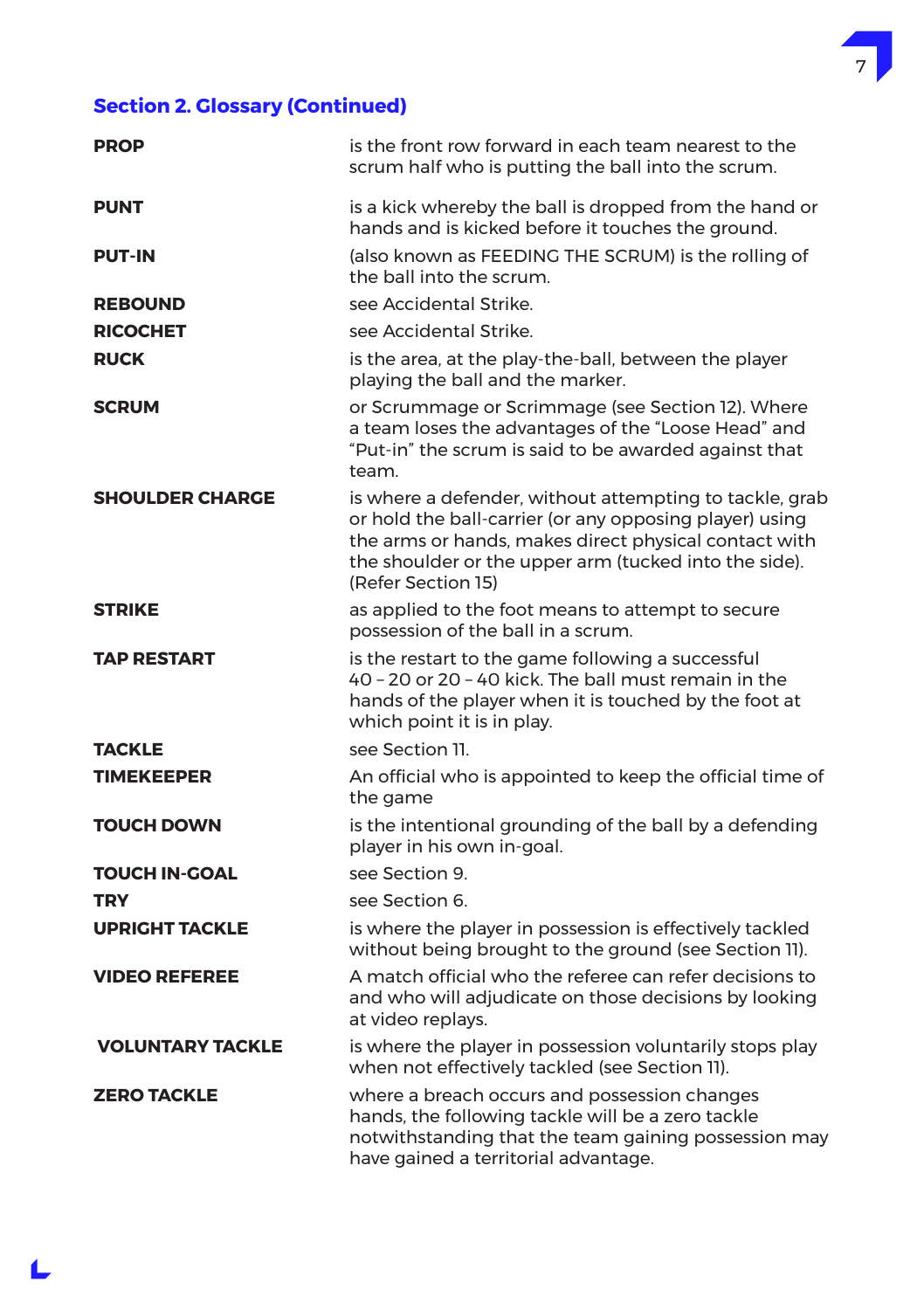## Section 2. Glossary (Continued)

| | |
|---|---|
| **PROP** | is the front row forward in each team nearest to the scrum half who is putting the ball into the scrum. |
| **PUNT** | is a kick whereby the ball is dropped from the hand or hands and is kicked before it touches the ground. |
| **PUT-IN** | (also known as FEEDING THE SCRUM) is the rolling of the ball into the scrum. |
| **REBOUND** | see Accidental Strike. |
| **RICOCHET** | see Accidental Strike. |
| **RUCK** | is the area, at the play-the-ball, between the player playing the ball and the marker. |
| **SCRUM** | or Scrummage or Scrimmage (see Section 12). Where a team loses the advantages of the "Loose Head" and "Put-in" the scrum is said to be awarded against that team. |
| **SHOULDER CHARGE** | is where a defender, without attempting to tackle, grab or hold the ball-carrier (or any opposing player) using the arms or hands, makes direct physical contact with the shoulder or the upper arm (tucked into the side). (Refer Section 15) |
| **STRIKE** | as applied to the foot means to attempt to secure possession of the ball in a scrum. |
| **TAP RESTART** | is the restart to the game following a successful 40 – 20 or 20 – 40 kick. The ball must remain in the hands of the player when it is touched by the foot at which point it is in play. |
| **TACKLE** | see Section 11. |
| **TIMEKEEPER** | An official who is appointed to keep the official time of the game |
| **TOUCH DOWN** | is the intentional grounding of the ball by a defending player in his own in-goal. |
| **TOUCH IN-GOAL** | see Section 9. |
| **TRY** | see Section 6. |
| **UPRIGHT TACKLE** | is where the player in possession is effectively tackled without being brought to the ground (see Section 11). |
| **VIDEO REFEREE** | A match official who the referee can refer decisions to and who will adjudicate on those decisions by looking at video replays. |
| **VOLUNTARY TACKLE** | is where the player in possession voluntarily stops play when not effectively tackled (see Section 11). |
| **ZERO TACKLE** | where a breach occurs and possession changes hands, the following tackle will be a zero tackle notwithstanding that the team gaining possession may have gained a territorial advantage. |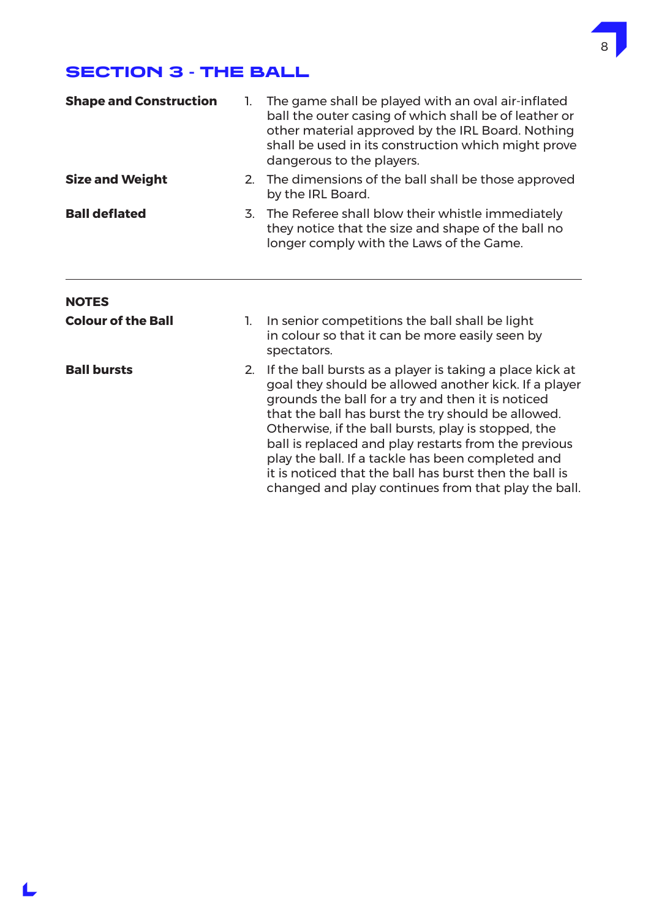## SECTION 3 - THE BALL

**Shape and Construction**

1. The game shall be played with an oval air-inflated ball the outer casing of which shall be of leather or other material approved by the IRL Board. Nothing shall be used in its construction which might prove dangerous to the players.

**Size and Weight**

2. The dimensions of the ball shall be those approved by the IRL Board.

**Ball deflated**

3. The Referee shall blow their whistle immediately they notice that the size and shape of the ball no longer comply with the Laws of the Game.

---

### NOTES

**Colour of the Ball**

1. In senior competitions the ball shall be light in colour so that it can be more easily seen by spectators.

**Ball bursts**

2. If the ball bursts as a player is taking a place kick at goal they should be allowed another kick. If a player grounds the ball for a try and then it is noticed that the ball has burst the try should be allowed. Otherwise, if the ball bursts, play is stopped, the ball is replaced and play restarts from the previous play the ball. If a tackle has been completed and it is noticed that the ball has burst then the ball is changed and play continues from that play the ball.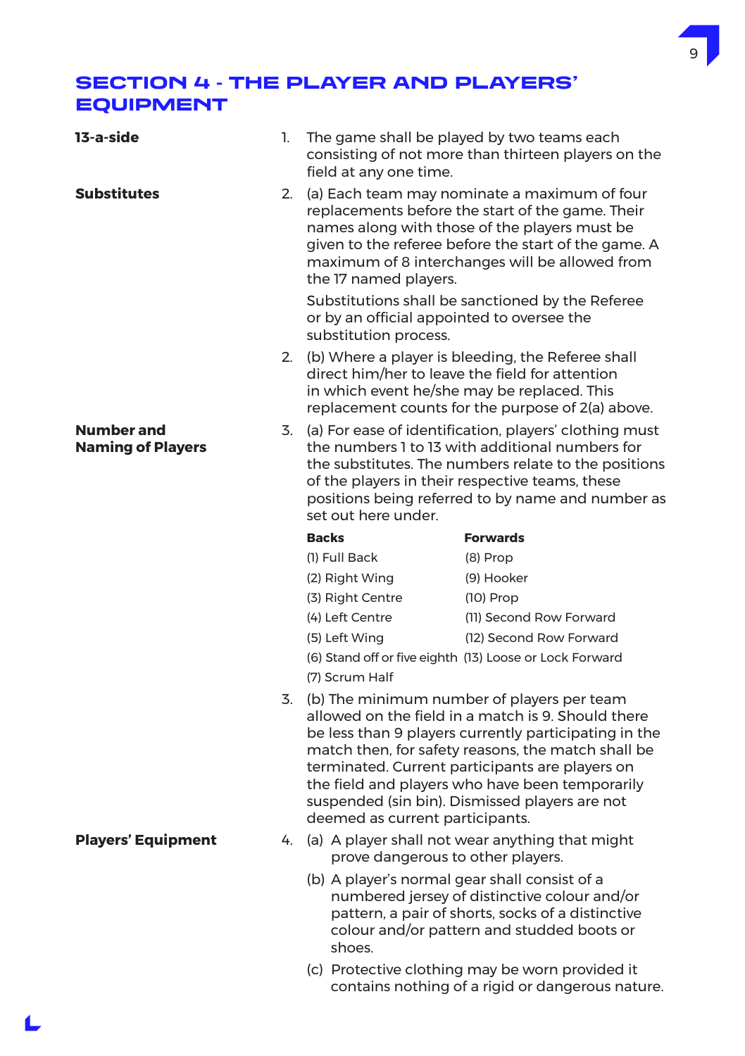## SECTION 4 - THE PLAYER AND PLAYERS' EQUIPMENT

**13-a-side**

1. The game shall be played by two teams each consisting of not more than thirteen players on the field at any one time.

**Substitutes**

2. (a) Each team may nominate a maximum of four replacements before the start of the game. Their names along with those of the players must be given to the referee before the start of the game. A maximum of 8 interchanges will be allowed from the 17 named players.

   Substitutions shall be sanctioned by the Referee or by an official appointed to oversee the substitution process.

2. (b) Where a player is bleeding, the Referee shall direct him/her to leave the field for attention in which event he/she may be replaced. This replacement counts for the purpose of 2(a) above.

**Number and Naming of Players**

3. (a) For ease of identification, players' clothing must the numbers 1 to 13 with additional numbers for the substitutes. The numbers relate to the positions of the players in their respective teams, these positions being referred to by name and number as set out here under.

| Backs | Forwards |
|---|---|
| (1) Full Back | (8) Prop |
| (2) Right Wing | (9) Hooker |
| (3) Right Centre | (10) Prop |
| (4) Left Centre | (11) Second Row Forward |
| (5) Left Wing | (12) Second Row Forward |
| (6) Stand off or five eighth | (13) Loose or Lock Forward |
| (7) Scrum Half | |

3. (b) The minimum number of players per team allowed on the field in a match is 9. Should there be less than 9 players currently participating in the match then, for safety reasons, the match shall be terminated. Current participants are players on the field and players who have been temporarily suspended (sin bin). Dismissed players are not deemed as current participants.

**Players' Equipment**

4. (a) A player shall not wear anything that might prove dangerous to other players.

   (b) A player's normal gear shall consist of a numbered jersey of distinctive colour and/or pattern, a pair of shorts, socks of a distinctive colour and/or pattern and studded boots or shoes.

   (c) Protective clothing may be worn provided it contains nothing of a rigid or dangerous nature.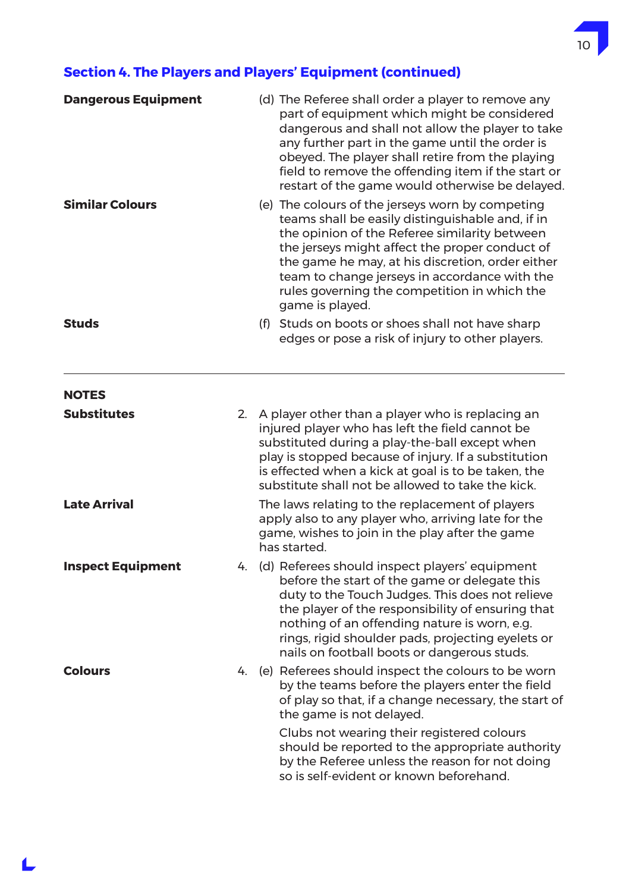## Section 4. The Players and Players' Equipment (continued)

**Dangerous Equipment**

(d) The Referee shall order a player to remove any part of equipment which might be considered dangerous and shall not allow the player to take any further part in the game until the order is obeyed. The player shall retire from the playing field to remove the offending item if the start or restart of the game would otherwise be delayed.

**Similar Colours**

(e) The colours of the jerseys worn by competing teams shall be easily distinguishable and, if in the opinion of the Referee similarity between the jerseys might affect the proper conduct of the game he may, at his discretion, order either team to change jerseys in accordance with the rules governing the competition in which the game is played.

**Studs**

(f) Studs on boots or shoes shall not have sharp edges or pose a risk of injury to other players.

---

### NOTES

**Substitutes**

2. A player other than a player who is replacing an injured player who has left the field cannot be substituted during a play-the-ball except when play is stopped because of injury. If a substitution is effected when a kick at goal is to be taken, the substitute shall not be allowed to take the kick.

**Late Arrival**

The laws relating to the replacement of players apply also to any player who, arriving late for the game, wishes to join in the play after the game has started.

**Inspect Equipment**

4. (d) Referees should inspect players' equipment before the start of the game or delegate this duty to the Touch Judges. This does not relieve the player of the responsibility of ensuring that nothing of an offending nature is worn, e.g. rings, rigid shoulder pads, projecting eyelets or nails on football boots or dangerous studs.

**Colours**

4. (e) Referees should inspect the colours to be worn by the teams before the players enter the field of play so that, if a change necessary, the start of the game is not delayed.

Clubs not wearing their registered colours should be reported to the appropriate authority by the Referee unless the reason for not doing so is self-evident or known beforehand.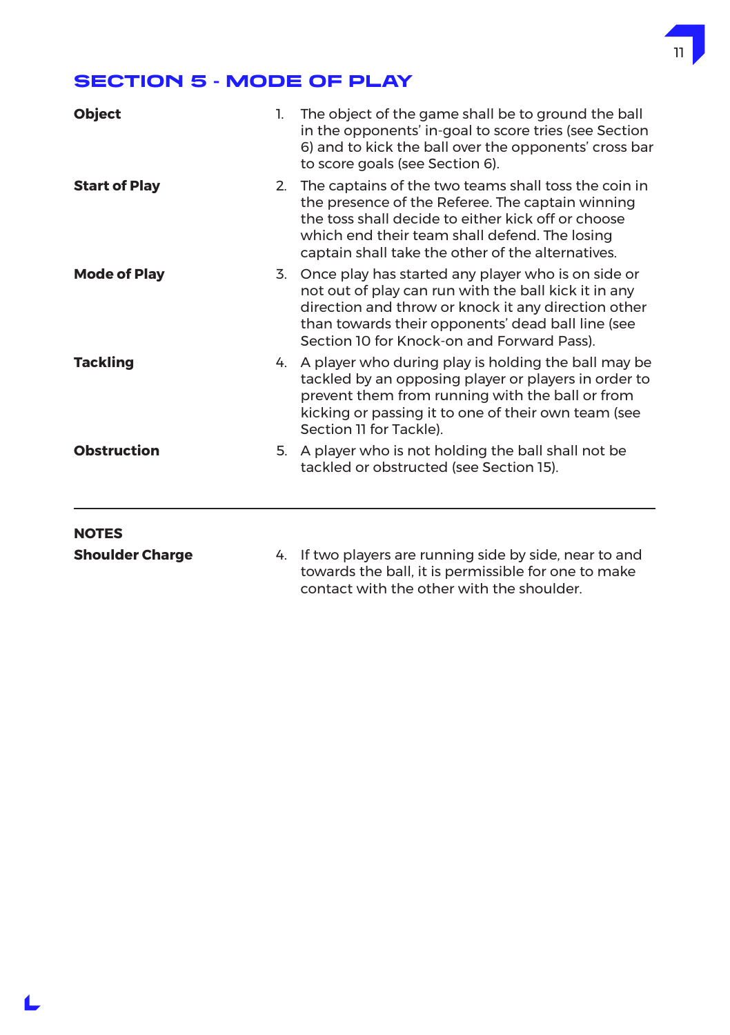## SECTION 5 - MODE OF PLAY

**Object**

1. The object of the game shall be to ground the ball in the opponents' in-goal to score tries (see Section 6) and to kick the ball over the opponents' cross bar to score goals (see Section 6).

**Start of Play**

2. The captains of the two teams shall toss the coin in the presence of the Referee. The captain winning the toss shall decide to either kick off or choose which end their team shall defend. The losing captain shall take the other of the alternatives.

**Mode of Play**

3. Once play has started any player who is on side or not out of play can run with the ball kick it in any direction and throw or knock it any direction other than towards their opponents' dead ball line (see Section 10 for Knock-on and Forward Pass).

**Tackling**

4. A player who during play is holding the ball may be tackled by an opposing player or players in order to prevent them from running with the ball or from kicking or passing it to one of their own team (see Section 11 for Tackle).

**Obstruction**

5. A player who is not holding the ball shall not be tackled or obstructed (see Section 15).

---

**NOTES**

**Shoulder Charge**

4. If two players are running side by side, near to and towards the ball, it is permissible for one to make contact with the other with the shoulder.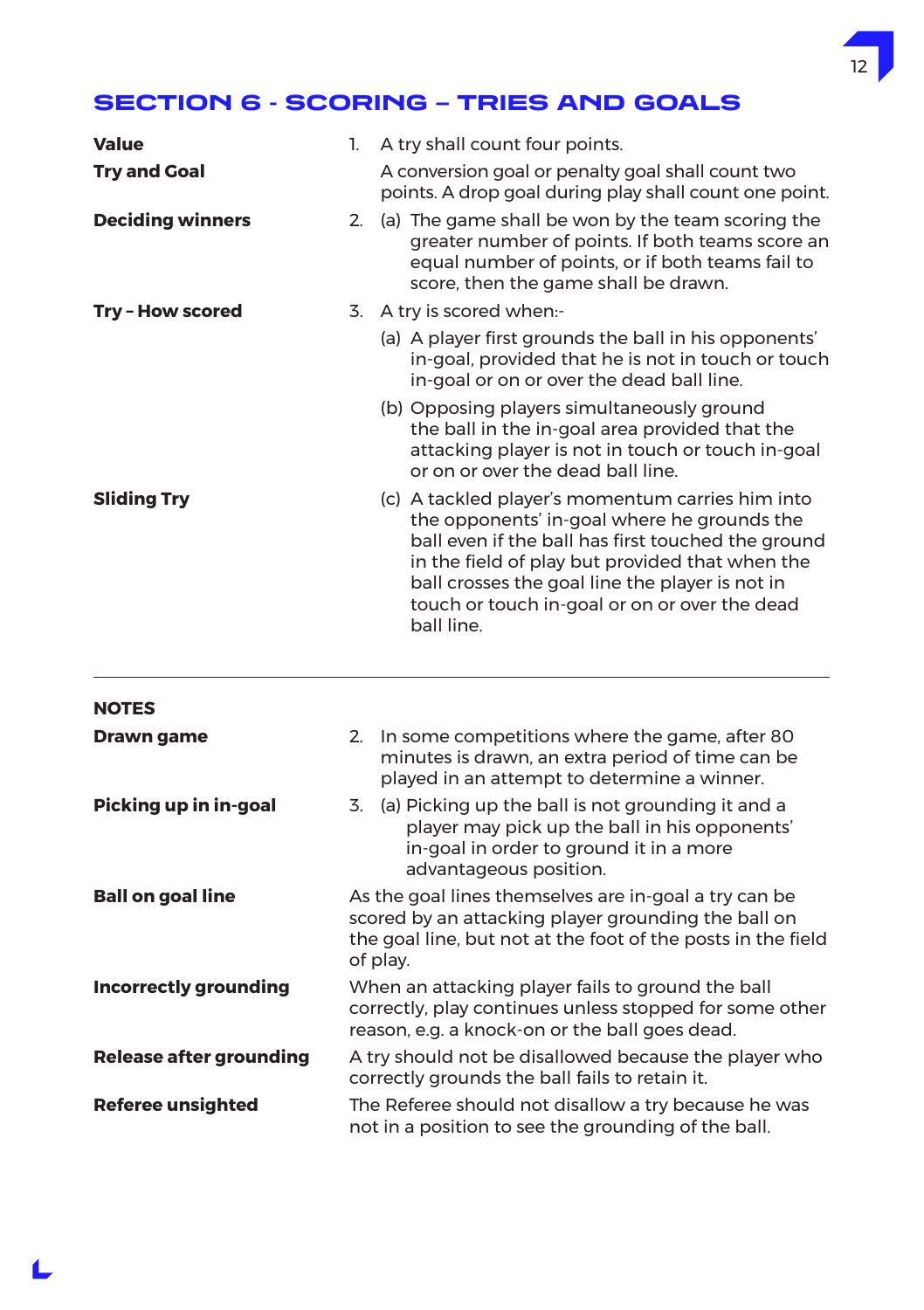## SECTION 6 - SCORING – TRIES AND GOALS

**Value**

**Try and Goal**

1. A try shall count four points.

   A conversion goal or penalty goal shall count two points. A drop goal during play shall count one point.

**Deciding winners**

2. (a) The game shall be won by the team scoring the greater number of points. If both teams score an equal number of points, or if both teams fail to score, then the game shall be drawn.

**Try – How scored**

3. A try is scored when:-

   (a) A player first grounds the ball in his opponents' in-goal, provided that he is not in touch or touch in-goal or on or over the dead ball line.

   (b) Opposing players simultaneously ground the ball in the in-goal area provided that the attacking player is not in touch or touch in-goal or on or over the dead ball line.

**Sliding Try**

   (c) A tackled player's momentum carries him into the opponents' in-goal where he grounds the ball even if the ball has first touched the ground in the field of play but provided that when the ball crosses the goal line the player is not in touch or touch in-goal or on or over the dead ball line.

---

**NOTES**

**Drawn game**

2. In some competitions where the game, after 80 minutes is drawn, an extra period of time can be played in an attempt to determine a winner.

**Picking up in in-goal**

3. (a) Picking up the ball is not grounding it and a player may pick up the ball in his opponents' in-goal in order to ground it in a more advantageous position.

**Ball on goal line**

As the goal lines themselves are in-goal a try can be scored by an attacking player grounding the ball on the goal line, but not at the foot of the posts in the field of play.

**Incorrectly grounding**

When an attacking player fails to ground the ball correctly, play continues unless stopped for some other reason, e.g. a knock-on or the ball goes dead.

**Release after grounding**

A try should not be disallowed because the player who correctly grounds the ball fails to retain it.

**Referee unsighted**

The Referee should not disallow a try because he was not in a position to see the grounding of the ball.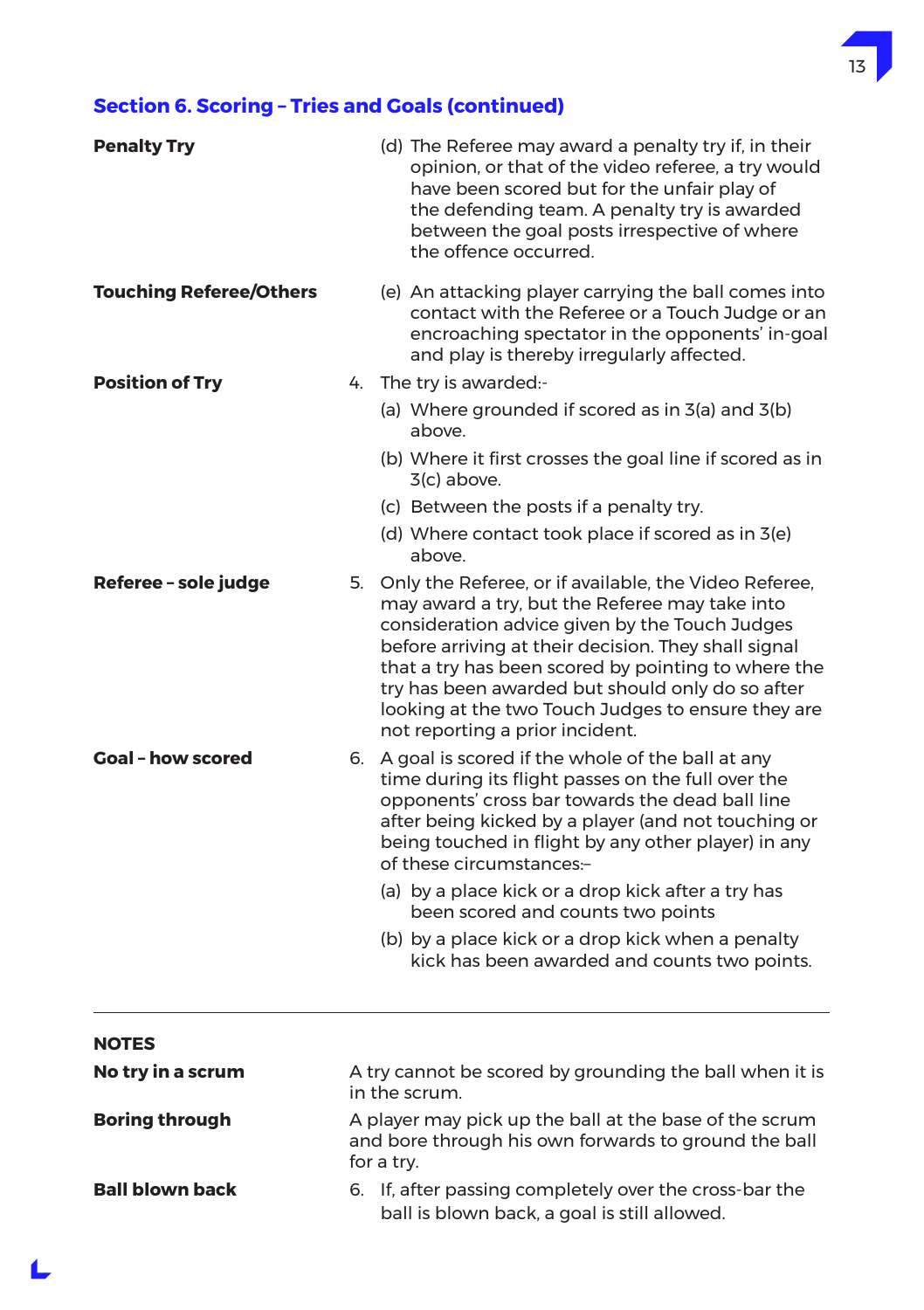## Section 6. Scoring – Tries and Goals (continued)

**Penalty Try**

(d) The Referee may award a penalty try if, in their opinion, or that of the video referee, a try would have been scored but for the unfair play of the defending team. A penalty try is awarded between the goal posts irrespective of where the offence occurred.

**Touching Referee/Others**

(e) An attacking player carrying the ball comes into contact with the Referee or a Touch Judge or an encroaching spectator in the opponents' in-goal and play is thereby irregularly affected.

**Position of Try**

4. The try is awarded:-

(a) Where grounded if scored as in 3(a) and 3(b) above.

(b) Where it first crosses the goal line if scored as in 3(c) above.

(c) Between the posts if a penalty try.

(d) Where contact took place if scored as in 3(e) above.

**Referee – sole judge**

5. Only the Referee, or if available, the Video Referee, may award a try, but the Referee may take into consideration advice given by the Touch Judges before arriving at their decision. They shall signal that a try has been scored by pointing to where the try has been awarded but should only do so after looking at the two Touch Judges to ensure they are not reporting a prior incident.

**Goal – how scored**

6. A goal is scored if the whole of the ball at any time during its flight passes on the full over the opponents' cross bar towards the dead ball line after being kicked by a player (and not touching or being touched in flight by any other player) in any of these circumstances:–

(a) by a place kick or a drop kick after a try has been scored and counts two points

(b) by a place kick or a drop kick when a penalty kick has been awarded and counts two points.

---

**NOTES**

**No try in a scrum**

A try cannot be scored by grounding the ball when it is in the scrum.

**Boring through**

A player may pick up the ball at the base of the scrum and bore through his own forwards to ground the ball for a try.

**Ball blown back**

6. If, after passing completely over the cross-bar the ball is blown back, a goal is still allowed.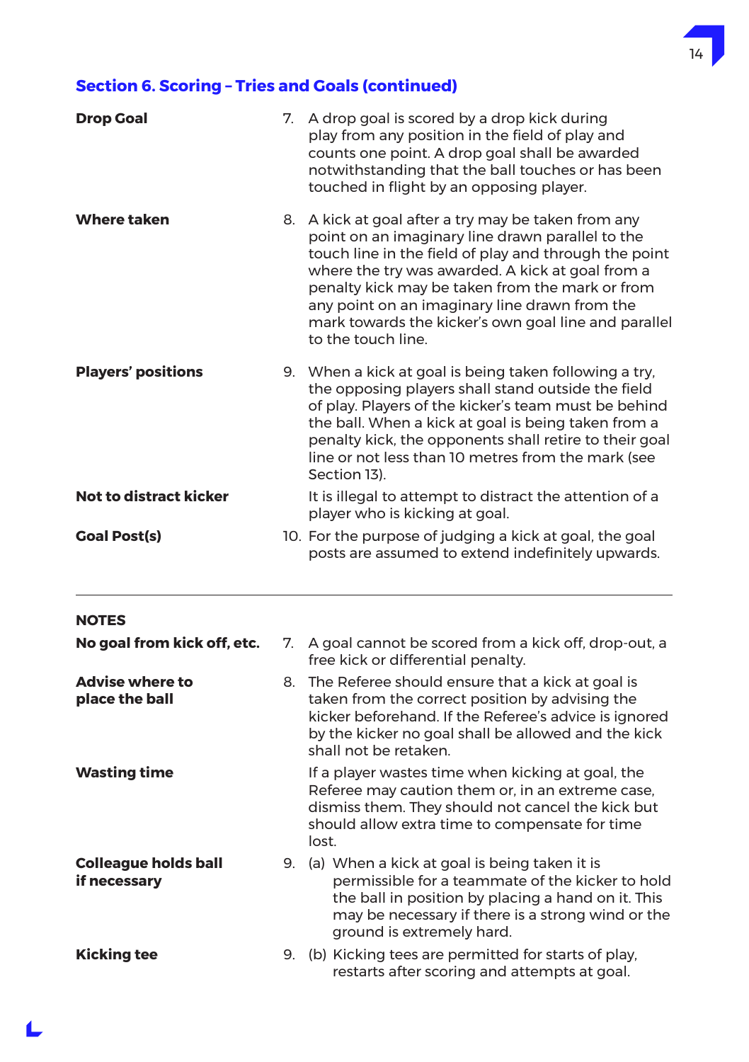## Section 6. Scoring – Tries and Goals (continued)

**Drop Goal**

7. A drop goal is scored by a drop kick during play from any position in the field of play and counts one point. A drop goal shall be awarded notwithstanding that the ball touches or has been touched in flight by an opposing player.

**Where taken**

8. A kick at goal after a try may be taken from any point on an imaginary line drawn parallel to the touch line in the field of play and through the point where the try was awarded. A kick at goal from a penalty kick may be taken from the mark or from any point on an imaginary line drawn from the mark towards the kicker's own goal line and parallel to the touch line.

**Players' positions**

9. When a kick at goal is being taken following a try, the opposing players shall stand outside the field of play. Players of the kicker's team must be behind the ball. When a kick at goal is being taken from a penalty kick, the opponents shall retire to their goal line or not less than 10 metres from the mark (see Section 13).

**Not to distract kicker**

It is illegal to attempt to distract the attention of a player who is kicking at goal.

**Goal Post(s)**

10. For the purpose of judging a kick at goal, the goal posts are assumed to extend indefinitely upwards.

---

### NOTES

**No goal from kick off, etc.**

7. A goal cannot be scored from a kick off, drop-out, a free kick or differential penalty.

**Advise where to place the ball**

8. The Referee should ensure that a kick at goal is taken from the correct position by advising the kicker beforehand. If the Referee's advice is ignored by the kicker no goal shall be allowed and the kick shall not be retaken.

**Wasting time**

If a player wastes time when kicking at goal, the Referee may caution them or, in an extreme case, dismiss them. They should not cancel the kick but should allow extra time to compensate for time lost.

**Colleague holds ball if necessary**

9. (a) When a kick at goal is being taken it is permissible for a teammate of the kicker to hold the ball in position by placing a hand on it. This may be necessary if there is a strong wind or the ground is extremely hard.

**Kicking tee**

9. (b) Kicking tees are permitted for starts of play, restarts after scoring and attempts at goal.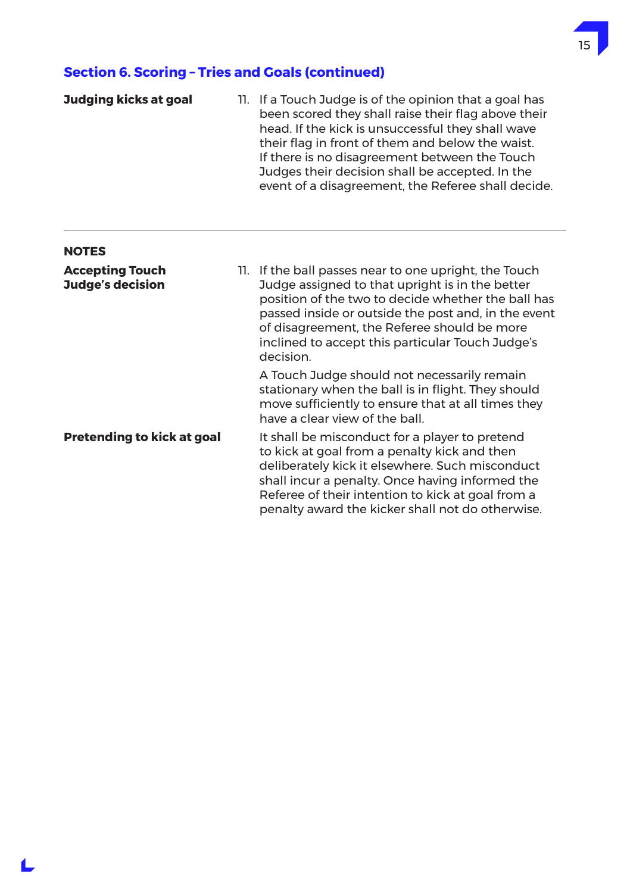## Section 6. Scoring – Tries and Goals (continued)

**Judging kicks at goal**

11. If a Touch Judge is of the opinion that a goal has been scored they shall raise their flag above their head. If the kick is unsuccessful they shall wave their flag in front of them and below the waist. If there is no disagreement between the Touch Judges their decision shall be accepted. In the event of a disagreement, the Referee shall decide.

---

**NOTES**

**Accepting Touch Judge's decision**

11. If the ball passes near to one upright, the Touch Judge assigned to that upright is in the better position of the two to decide whether the ball has passed inside or outside the post and, in the event of disagreement, the Referee should be more inclined to accept this particular Touch Judge's decision.

A Touch Judge should not necessarily remain stationary when the ball is in flight. They should move sufficiently to ensure that at all times they have a clear view of the ball.

**Pretending to kick at goal**

It shall be misconduct for a player to pretend to kick at goal from a penalty kick and then deliberately kick it elsewhere. Such misconduct shall incur a penalty. Once having informed the Referee of their intention to kick at goal from a penalty award the kicker shall not do otherwise.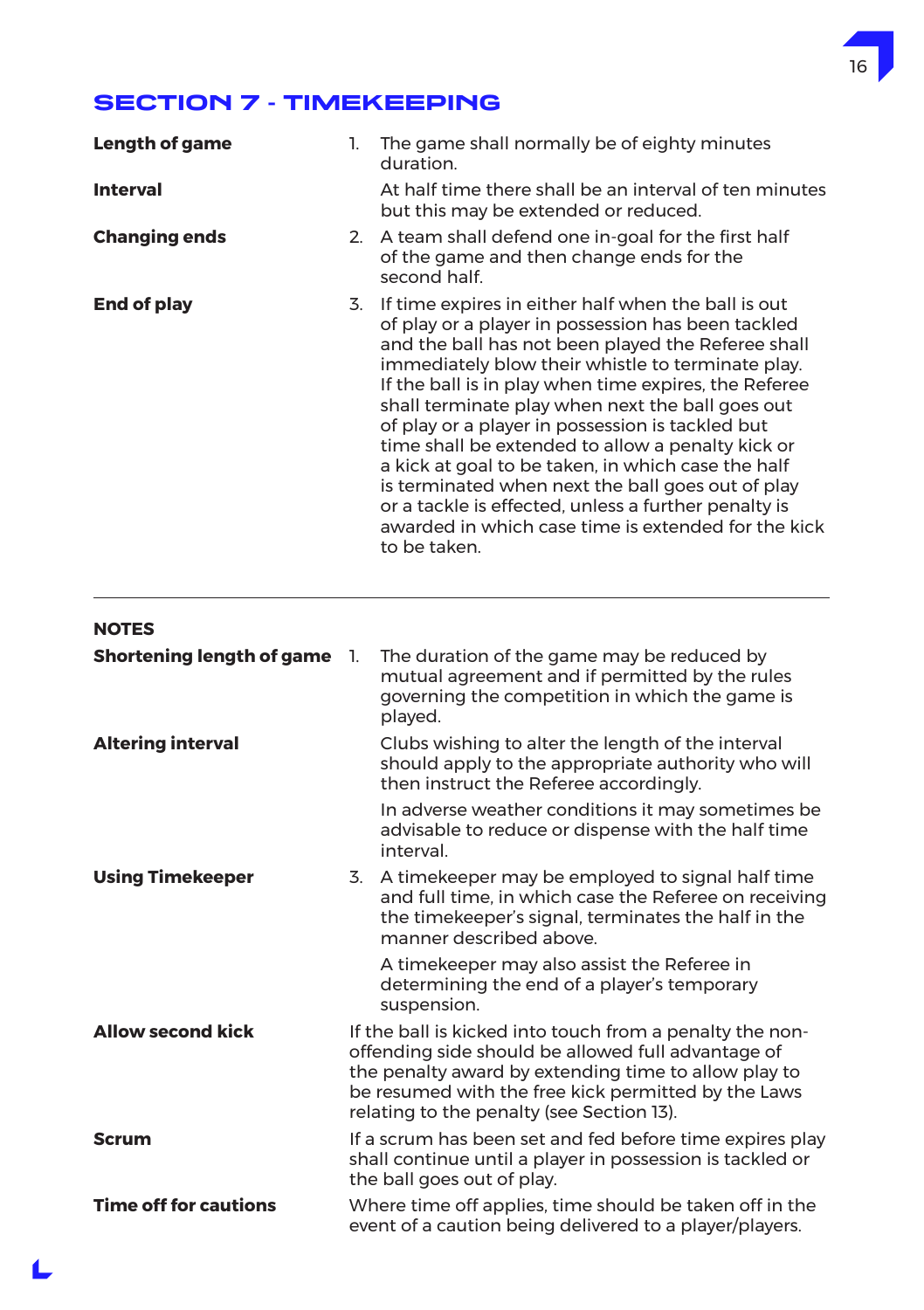## SECTION 7 - TIMEKEEPING

**Length of game**

1. The game shall normally be of eighty minutes duration.

**Interval**

At half time there shall be an interval of ten minutes but this may be extended or reduced.

**Changing ends**

2. A team shall defend one in-goal for the first half of the game and then change ends for the second half.

**End of play**

3. If time expires in either half when the ball is out of play or a player in possession has been tackled and the ball has not been played the Referee shall immediately blow their whistle to terminate play. If the ball is in play when time expires, the Referee shall terminate play when next the ball goes out of play or a player in possession is tackled but time shall be extended to allow a penalty kick or a kick at goal to be taken, in which case the half is terminated when next the ball goes out of play or a tackle is effected, unless a further penalty is awarded in which case time is extended for the kick to be taken.

---

### NOTES

**Shortening length of game**

1. The duration of the game may be reduced by mutual agreement and if permitted by the rules governing the competition in which the game is played.

**Altering interval**

Clubs wishing to alter the length of the interval should apply to the appropriate authority who will then instruct the Referee accordingly.

In adverse weather conditions it may sometimes be advisable to reduce or dispense with the half time interval.

**Using Timekeeper**

3. A timekeeper may be employed to signal half time and full time, in which case the Referee on receiving the timekeeper's signal, terminates the half in the manner described above.

A timekeeper may also assist the Referee in determining the end of a player's temporary suspension.

**Allow second kick**

If the ball is kicked into touch from a penalty the non-offending side should be allowed full advantage of the penalty award by extending time to allow play to be resumed with the free kick permitted by the Laws relating to the penalty (see Section 13).

**Scrum**

If a scrum has been set and fed before time expires play shall continue until a player in possession is tackled or the ball goes out of play.

**Time off for cautions**

Where time off applies, time should be taken off in the event of a caution being delivered to a player/players.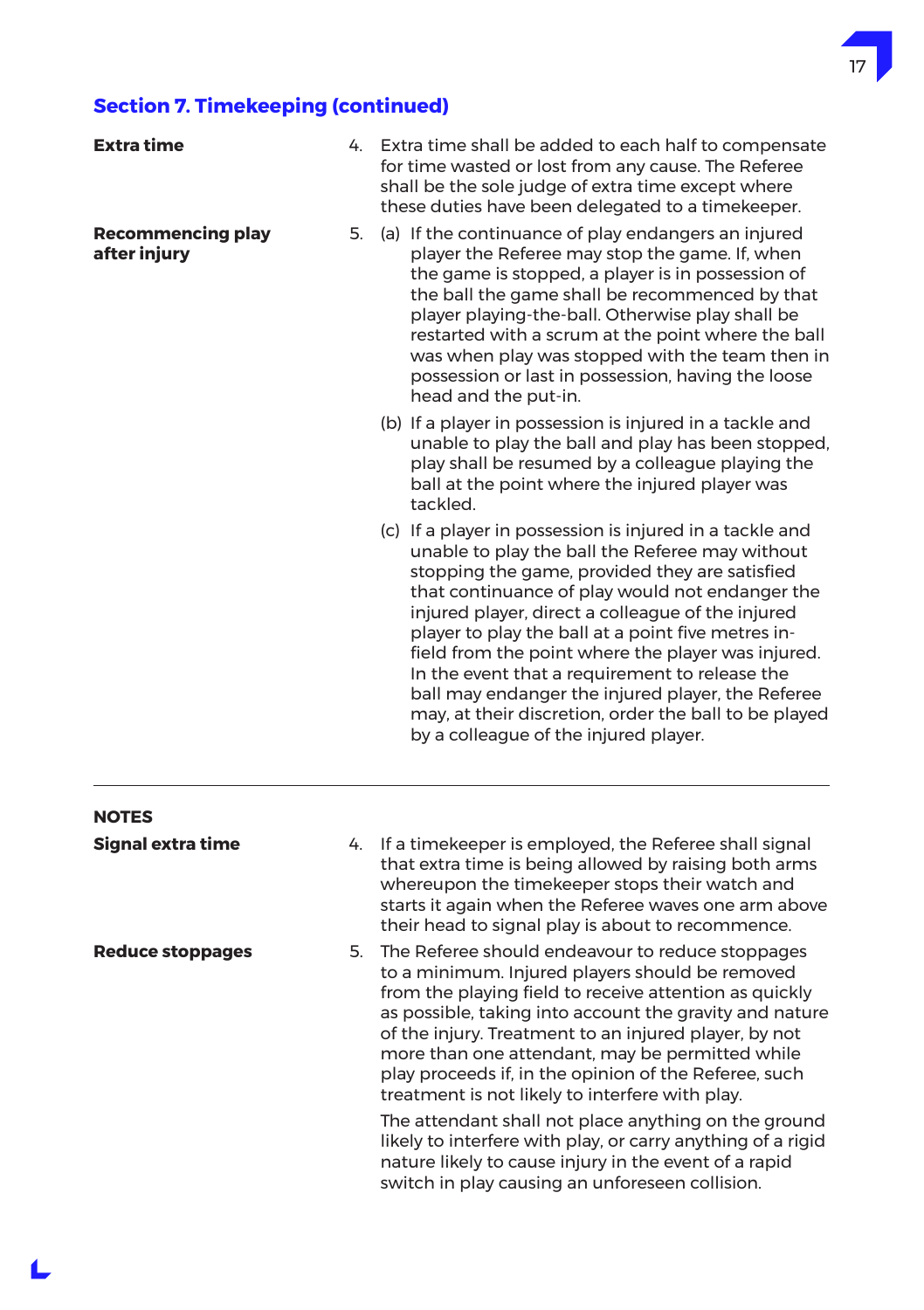## Section 7. Timekeeping (continued)

**Extra time**

4. Extra time shall be added to each half to compensate for time wasted or lost from any cause. The Referee shall be the sole judge of extra time except where these duties have been delegated to a timekeeper.

**Recommencing play after injury**

5. (a) If the continuance of play endangers an injured player the Referee may stop the game. If, when the game is stopped, a player is in possession of the ball the game shall be recommenced by that player playing-the-ball. Otherwise play shall be restarted with a scrum at the point where the ball was when play was stopped with the team then in possession or last in possession, having the loose head and the put-in.

   (b) If a player in possession is injured in a tackle and unable to play the ball and play has been stopped, play shall be resumed by a colleague playing the ball at the point where the injured player was tackled.

   (c) If a player in possession is injured in a tackle and unable to play the ball the Referee may without stopping the game, provided they are satisfied that continuance of play would not endanger the injured player, direct a colleague of the injured player to play the ball at a point five metres in-field from the point where the player was injured. In the event that a requirement to release the ball may endanger the injured player, the Referee may, at their discretion, order the ball to be played by a colleague of the injured player.

---

**NOTES**

**Signal extra time**

4. If a timekeeper is employed, the Referee shall signal that extra time is being allowed by raising both arms whereupon the timekeeper stops their watch and starts it again when the Referee waves one arm above their head to signal play is about to recommence.

**Reduce stoppages**

5. The Referee should endeavour to reduce stoppages to a minimum. Injured players should be removed from the playing field to receive attention as quickly as possible, taking into account the gravity and nature of the injury. Treatment to an injured player, by not more than one attendant, may be permitted while play proceeds if, in the opinion of the Referee, such treatment is not likely to interfere with play.

   The attendant shall not place anything on the ground likely to interfere with play, or carry anything of a rigid nature likely to cause injury in the event of a rapid switch in play causing an unforeseen collision.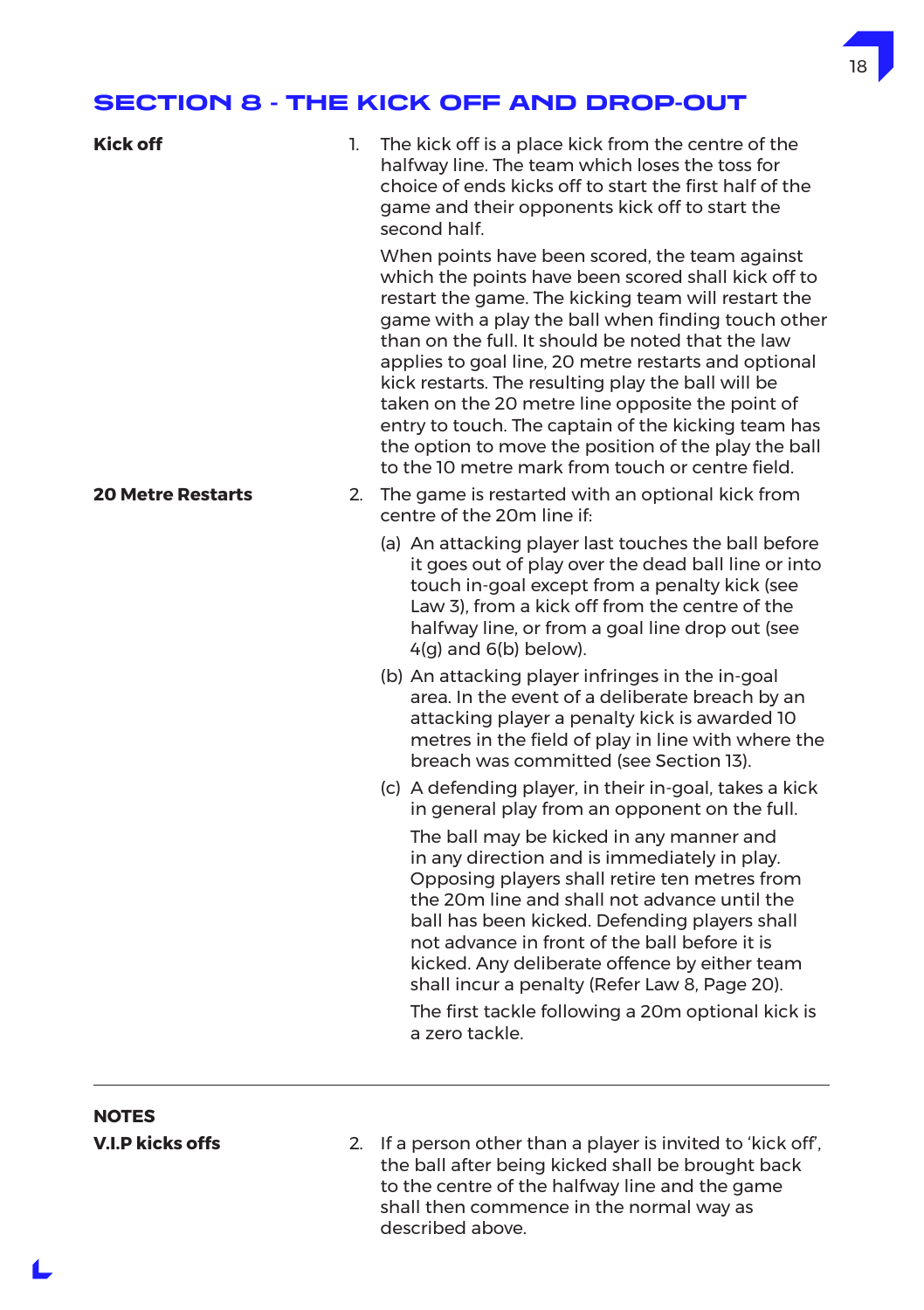## SECTION 8 - THE KICK OFF AND DROP-OUT

**Kick off**

1. The kick off is a place kick from the centre of the halfway line. The team which loses the toss for choice of ends kicks off to start the first half of the game and their opponents kick off to start the second half.

   When points have been scored, the team against which the points have been scored shall kick off to restart the game. The kicking team will restart the game with a play the ball when finding touch other than on the full. It should be noted that the law applies to goal line, 20 metre restarts and optional kick restarts. The resulting play the ball will be taken on the 20 metre line opposite the point of entry to touch. The captain of the kicking team has the option to move the position of the play the ball to the 10 metre mark from touch or centre field.

**20 Metre Restarts**

2. The game is restarted with an optional kick from centre of the 20m line if:

   (a) An attacking player last touches the ball before it goes out of play over the dead ball line or into touch in-goal except from a penalty kick (see Law 3), from a kick off from the centre of the halfway line, or from a goal line drop out (see 4(g) and 6(b) below).

   (b) An attacking player infringes in the in-goal area. In the event of a deliberate breach by an attacking player a penalty kick is awarded 10 metres in the field of play in line with where the breach was committed (see Section 13).

   (c) A defending player, in their in-goal, takes a kick in general play from an opponent on the full.

   The ball may be kicked in any manner and in any direction and is immediately in play. Opposing players shall retire ten metres from the 20m line and shall not advance until the ball has been kicked. Defending players shall not advance in front of the ball before it is kicked. Any deliberate offence by either team shall incur a penalty (Refer Law 8, Page 20).

   The first tackle following a 20m optional kick is a zero tackle.

---

**NOTES**

**V.I.P kicks offs**

2. If a person other than a player is invited to 'kick off', the ball after being kicked shall be brought back to the centre of the halfway line and the game shall then commence in the normal way as described above.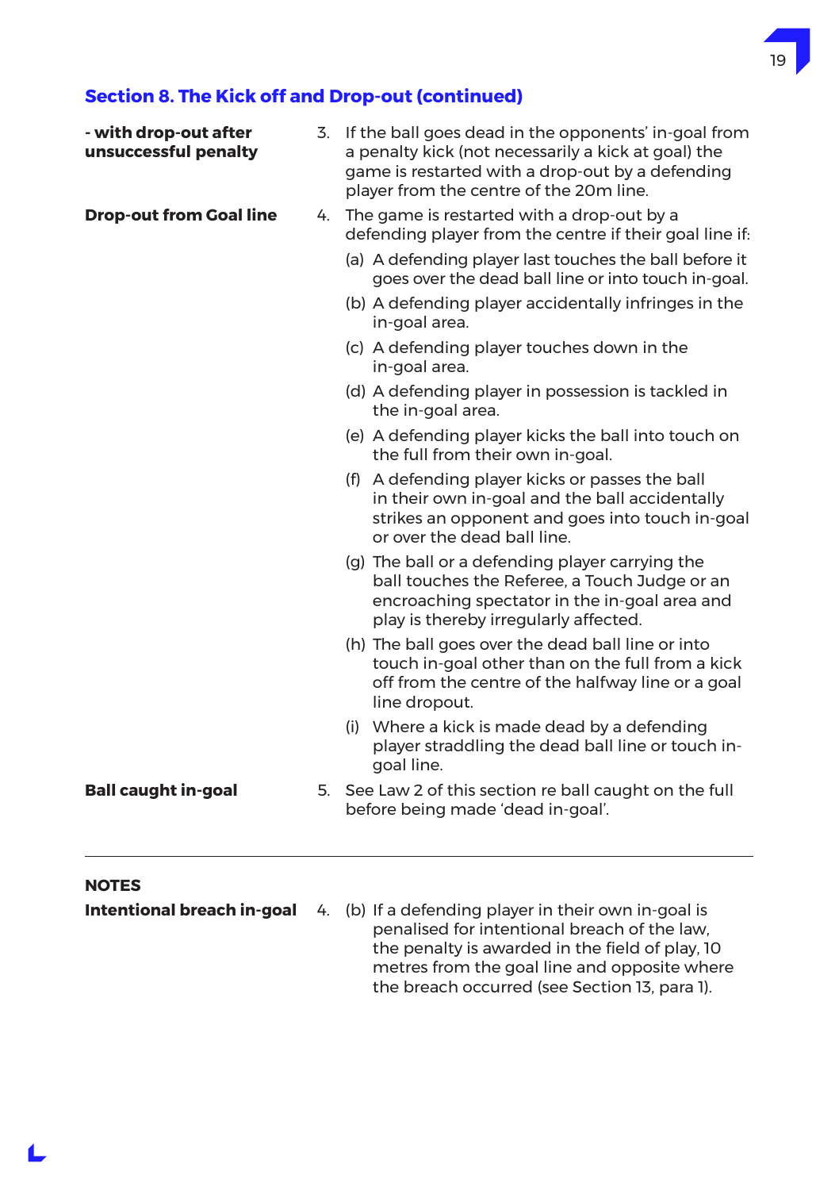## Section 8. The Kick off and Drop-out (continued)

**- with drop-out after unsuccessful penalty**

3. If the ball goes dead in the opponents' in-goal from a penalty kick (not necessarily a kick at goal) the game is restarted with a drop-out by a defending player from the centre of the 20m line.

**Drop-out from Goal line**

4. The game is restarted with a drop-out by a defending player from the centre if their goal line if:
   - (a) A defending player last touches the ball before it goes over the dead ball line or into touch in-goal.
   - (b) A defending player accidentally infringes in the in-goal area.
   - (c) A defending player touches down in the in-goal area.
   - (d) A defending player in possession is tackled in the in-goal area.
   - (e) A defending player kicks the ball into touch on the full from their own in-goal.
   - (f) A defending player kicks or passes the ball in their own in-goal and the ball accidentally strikes an opponent and goes into touch in-goal or over the dead ball line.
   - (g) The ball or a defending player carrying the ball touches the Referee, a Touch Judge or an encroaching spectator in the in-goal area and play is thereby irregularly affected.
   - (h) The ball goes over the dead ball line or into touch in-goal other than on the full from a kick off from the centre of the halfway line or a goal line dropout.
   - (i) Where a kick is made dead by a defending player straddling the dead ball line or touch in-goal line.

**Ball caught in-goal**

5. See Law 2 of this section re ball caught on the full before being made 'dead in-goal'.

---

**NOTES**

**Intentional breach in-goal**

4. (b) If a defending player in their own in-goal is penalised for intentional breach of the law, the penalty is awarded in the field of play, 10 metres from the goal line and opposite where the breach occurred (see Section 13, para 1).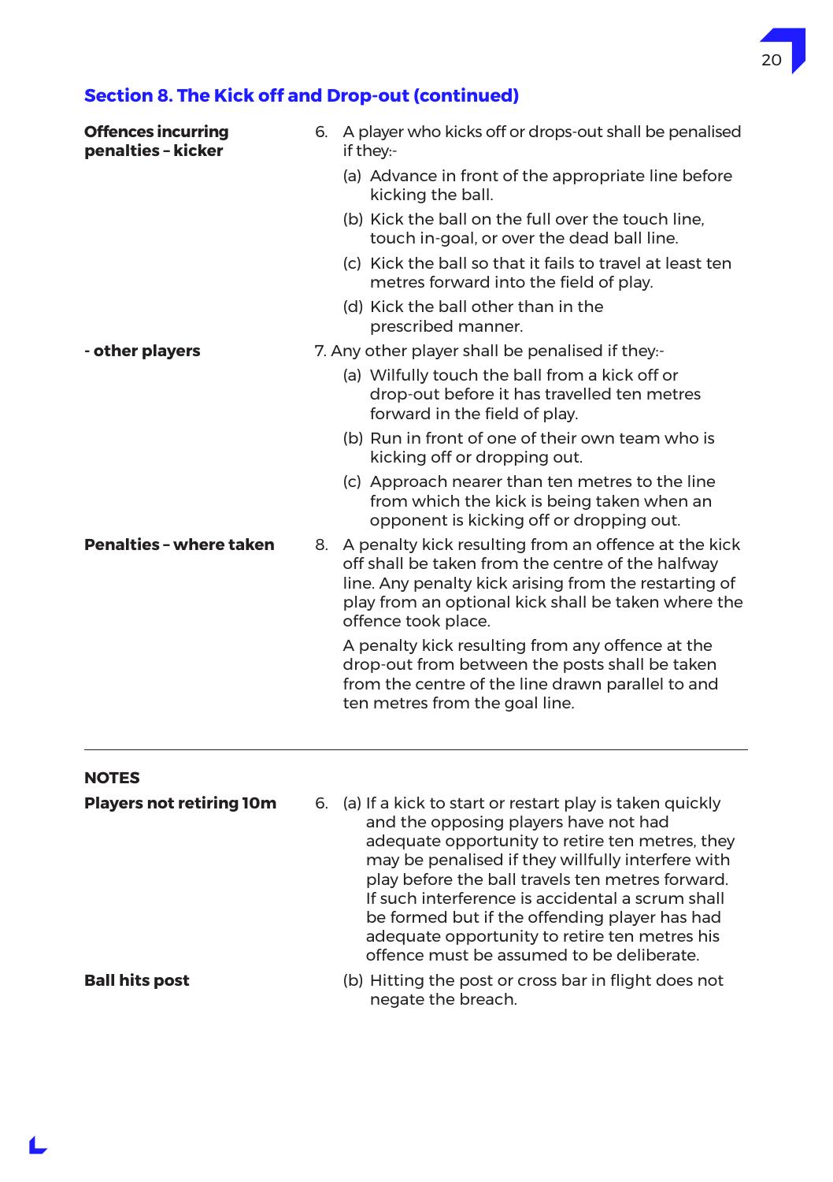## Section 8. The Kick off and Drop-out (continued)

**Offences incurring penalties - kicker**

6. A player who kicks off or drops-out shall be penalised if they:-
   - (a) Advance in front of the appropriate line before kicking the ball.
   - (b) Kick the ball on the full over the touch line, touch in-goal, or over the dead ball line.
   - (c) Kick the ball so that it fails to travel at least ten metres forward into the field of play.
   - (d) Kick the ball other than in the prescribed manner.

**- other players**

7. Any other player shall be penalised if they:-
   - (a) Wilfully touch the ball from a kick off or drop-out before it has travelled ten metres forward in the field of play.
   - (b) Run in front of one of their own team who is kicking off or dropping out.
   - (c) Approach nearer than ten metres to the line from which the kick is being taken when an opponent is kicking off or dropping out.

**Penalties - where taken**

8. A penalty kick resulting from an offence at the kick off shall be taken from the centre of the halfway line. Any penalty kick arising from the restarting of play from an optional kick shall be taken where the offence took place.

   A penalty kick resulting from any offence at the drop-out from between the posts shall be taken from the centre of the line drawn parallel to and ten metres from the goal line.

---

**NOTES**

**Players not retiring 10m**

6. (a) If a kick to start or restart play is taken quickly and the opposing players have not had adequate opportunity to retire ten metres, they may be penalised if they willfully interfere with play before the ball travels ten metres forward. If such interference is accidental a scrum shall be formed but if the offending player has had adequate opportunity to retire ten metres his offence must be assumed to be deliberate.

**Ball hits post**

(b) Hitting the post or cross bar in flight does not negate the breach.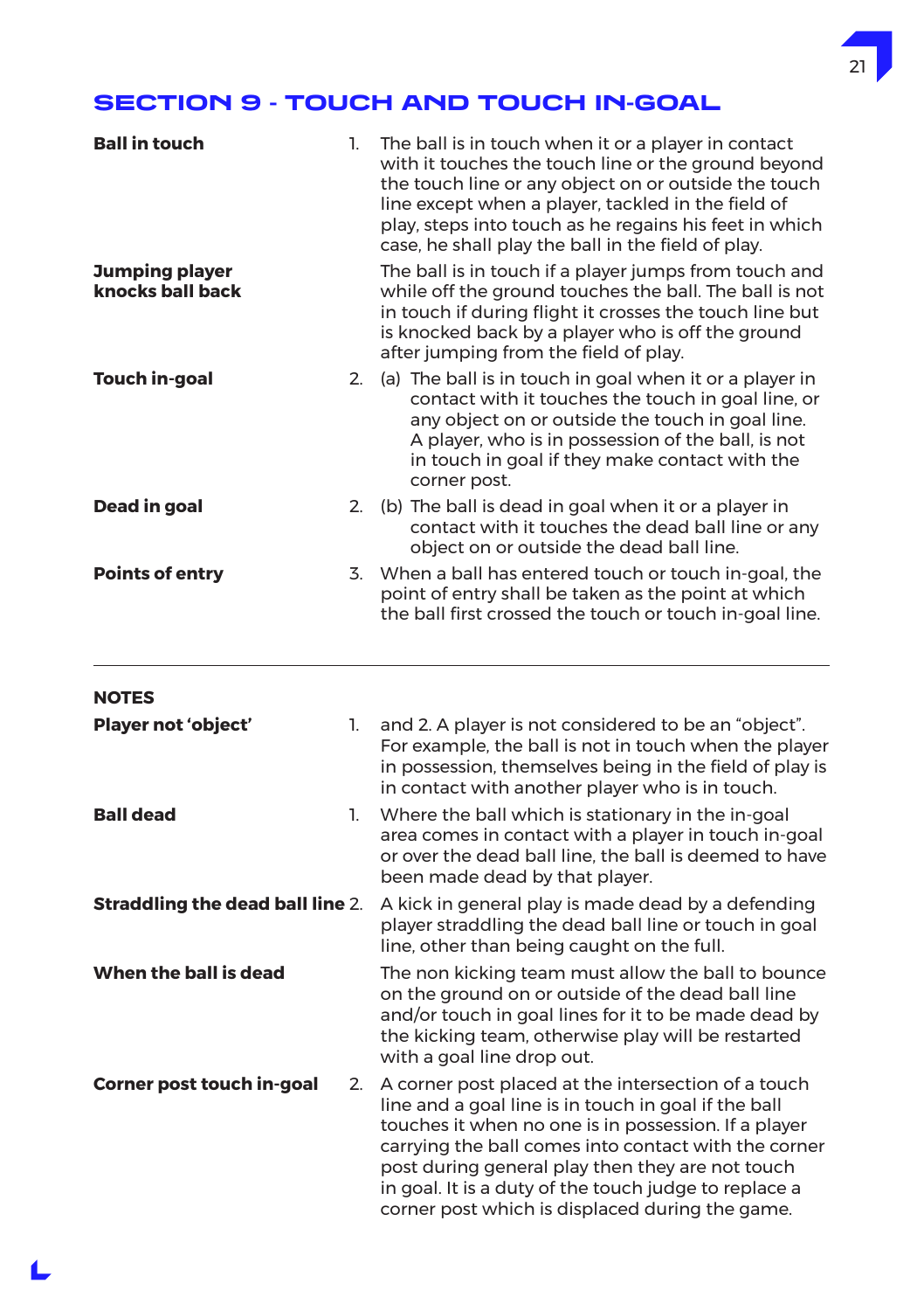## SECTION 9 - TOUCH AND TOUCH IN-GOAL

**Ball in touch**

1. The ball is in touch when it or a player in contact with it touches the touch line or the ground beyond the touch line or any object on or outside the touch line except when a player, tackled in the field of play, steps into touch as he regains his feet in which case, he shall play the ball in the field of play.

**Jumping player knocks ball back**

The ball is in touch if a player jumps from touch and while off the ground touches the ball. The ball is not in touch if during flight it crosses the touch line but is knocked back by a player who is off the ground after jumping from the field of play.

**Touch in-goal**

2. (a) The ball is in touch in goal when it or a player in contact with it touches the touch in goal line, or any object on or outside the touch in goal line. A player, who is in possession of the ball, is not in touch in goal if they make contact with the corner post.

**Dead in goal**

2. (b) The ball is dead in goal when it or a player in contact with it touches the dead ball line or any object on or outside the dead ball line.

**Points of entry**

3. When a ball has entered touch or touch in-goal, the point of entry shall be taken as the point at which the ball first crossed the touch or touch in-goal line.

---

### NOTES

**Player not 'object'**

1. and 2. A player is not considered to be an "object". For example, the ball is not in touch when the player in possession, themselves being in the field of play is in contact with another player who is in touch.

**Ball dead**

1. Where the ball which is stationary in the in-goal area comes in contact with a player in touch in-goal or over the dead ball line, the ball is deemed to have been made dead by that player.

**Straddling the dead ball line**

2. A kick in general play is made dead by a defending player straddling the dead ball line or touch in goal line, other than being caught on the full.

**When the ball is dead**

The non kicking team must allow the ball to bounce on the ground on or outside of the dead ball line and/or touch in goal lines for it to be made dead by the kicking team, otherwise play will be restarted with a goal line drop out.

**Corner post touch in-goal**

2. A corner post placed at the intersection of a touch line and a goal line is in touch in goal if the ball touches it when no one is in possession. If a player carrying the ball comes into contact with the corner post during general play then they are not touch in goal. It is a duty of the touch judge to replace a corner post which is displaced during the game.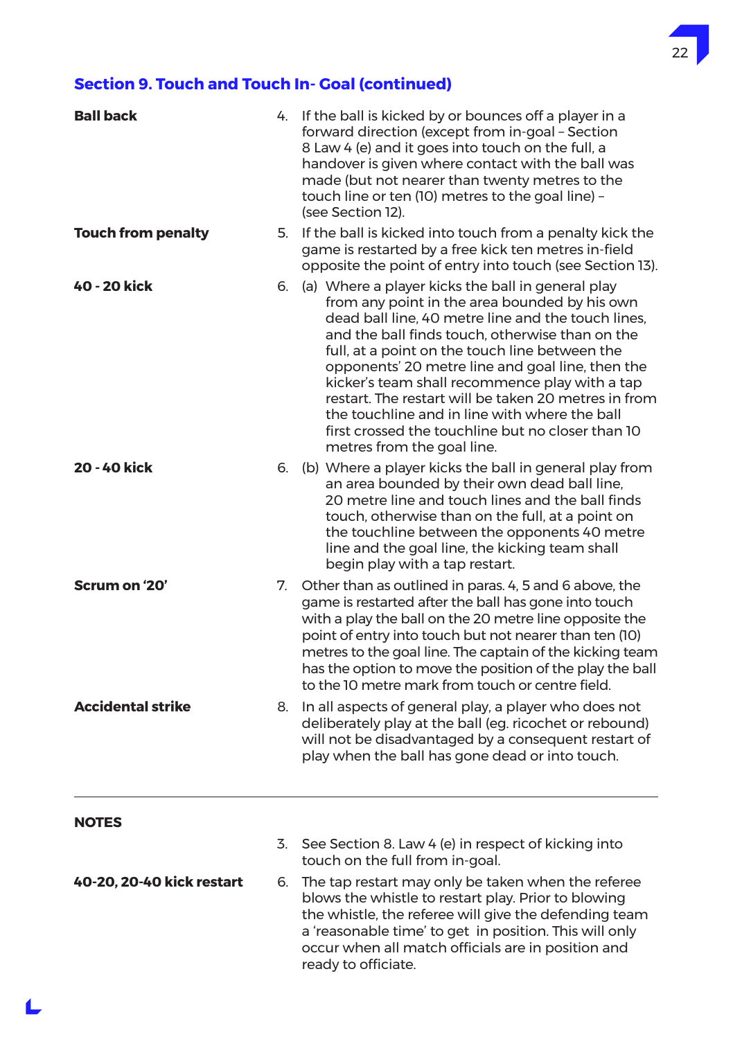## Section 9. Touch and Touch In- Goal (continued)

**Ball back**

4. If the ball is kicked by or bounces off a player in a forward direction (except from in-goal – Section 8 Law 4 (e) and it goes into touch on the full, a handover is given where contact with the ball was made (but not nearer than twenty metres to the touch line or ten (10) metres to the goal line) – (see Section 12).

**Touch from penalty**

5. If the ball is kicked into touch from a penalty kick the game is restarted by a free kick ten metres in-field opposite the point of entry into touch (see Section 13).

**40 - 20 kick**

6. (a) Where a player kicks the ball in general play from any point in the area bounded by his own dead ball line, 40 metre line and the touch lines, and the ball finds touch, otherwise than on the full, at a point on the touch line between the opponents' 20 metre line and goal line, then the kicker's team shall recommence play with a tap restart. The restart will be taken 20 metres in from the touchline and in line with where the ball first crossed the touchline but no closer than 10 metres from the goal line.

**20 - 40 kick**

6. (b) Where a player kicks the ball in general play from an area bounded by their own dead ball line, 20 metre line and touch lines and the ball finds touch, otherwise than on the full, at a point on the touchline between the opponents 40 metre line and the goal line, the kicking team shall begin play with a tap restart.

**Scrum on '20'**

7. Other than as outlined in paras. 4, 5 and 6 above, the game is restarted after the ball has gone into touch with a play the ball on the 20 metre line opposite the point of entry into touch but not nearer than ten (10) metres to the goal line. The captain of the kicking team has the option to move the position of the play the ball to the 10 metre mark from touch or centre field.

**Accidental strike**

8. In all aspects of general play, a player who does not deliberately play at the ball (eg. ricochet or rebound) will not be disadvantaged by a consequent restart of play when the ball has gone dead or into touch.

---

**NOTES**

3. See Section 8. Law 4 (e) in respect of kicking into touch on the full from in-goal.

**40-20, 20-40 kick restart**

6. The tap restart may only be taken when the referee blows the whistle to restart play. Prior to blowing the whistle, the referee will give the defending team a 'reasonable time' to get in position. This will only occur when all match officials are in position and ready to officiate.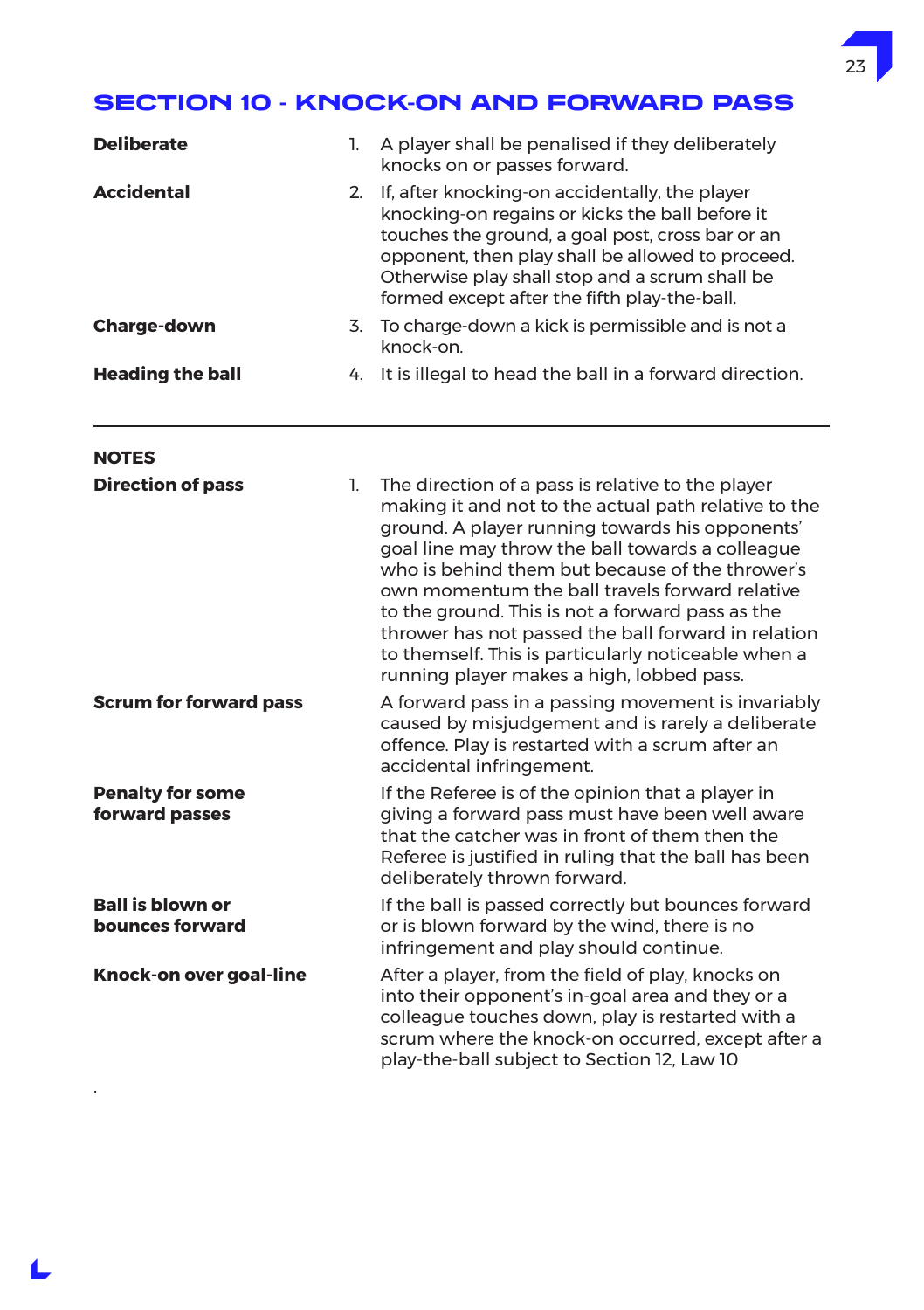## SECTION 10 - KNOCK-ON AND FORWARD PASS

**Deliberate**

1. A player shall be penalised if they deliberately knocks on or passes forward.

**Accidental**

2. If, after knocking-on accidentally, the player knocking-on regains or kicks the ball before it touches the ground, a goal post, cross bar or an opponent, then play shall be allowed to proceed. Otherwise play shall stop and a scrum shall be formed except after the fifth play-the-ball.

**Charge-down**

3. To charge-down a kick is permissible and is not a knock-on.

**Heading the ball**

4. It is illegal to head the ball in a forward direction.

---

**NOTES**

**Direction of pass**

1. The direction of a pass is relative to the player making it and not to the actual path relative to the ground. A player running towards his opponents' goal line may throw the ball towards a colleague who is behind them but because of the thrower's own momentum the ball travels forward relative to the ground. This is not a forward pass as the thrower has not passed the ball forward in relation to themself. This is particularly noticeable when a running player makes a high, lobbed pass.

**Scrum for forward pass**

A forward pass in a passing movement is invariably caused by misjudgement and is rarely a deliberate offence. Play is restarted with a scrum after an accidental infringement.

**Penalty for some forward passes**

If the Referee is of the opinion that a player in giving a forward pass must have been well aware that the catcher was in front of them then the Referee is justified in ruling that the ball has been deliberately thrown forward.

**Ball is blown or bounces forward**

If the ball is passed correctly but bounces forward or is blown forward by the wind, there is no infringement and play should continue.

**Knock-on over goal-line**

After a player, from the field of play, knocks on into their opponent's in-goal area and they or a colleague touches down, play is restarted with a scrum where the knock-on occurred, except after a play-the-ball subject to Section 12, Law 10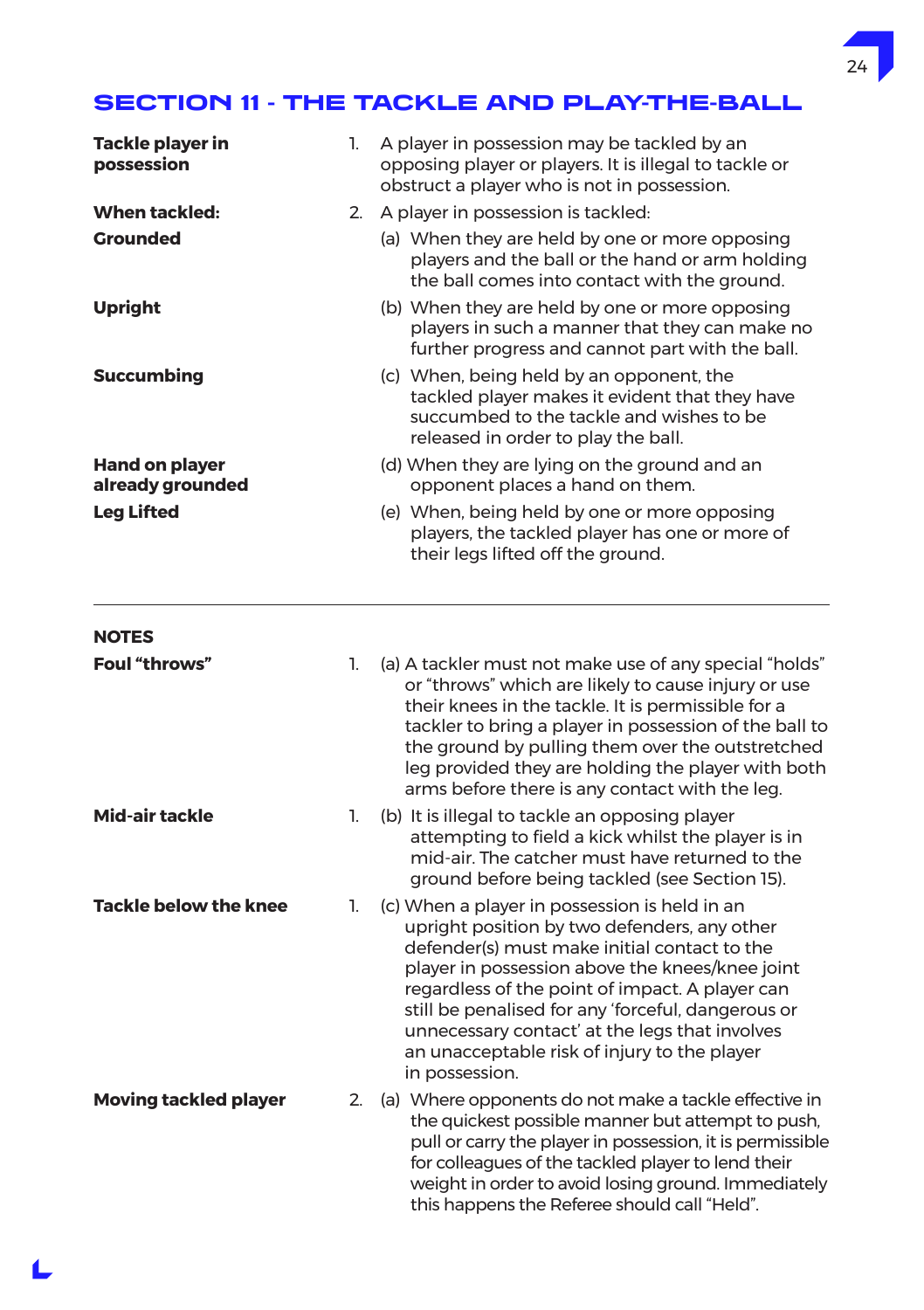## SECTION 11 - THE TACKLE AND PLAY-THE-BALL

**Tackle player in possession**

1. A player in possession may be tackled by an opposing player or players. It is illegal to tackle or obstruct a player who is not in possession.

**When tackled:**

2. A player in possession is tackled:

**Grounded**

(a) When they are held by one or more opposing players and the ball or the hand or arm holding the ball comes into contact with the ground.

**Upright**

(b) When they are held by one or more opposing players in such a manner that they can make no further progress and cannot part with the ball.

**Succumbing**

(c) When, being held by an opponent, the tackled player makes it evident that they have succumbed to the tackle and wishes to be released in order to play the ball.

**Hand on player already grounded**

(d) When they are lying on the ground and an opponent places a hand on them.

**Leg Lifted**

(e) When, being held by one or more opposing players, the tackled player has one or more of their legs lifted off the ground.

---

### NOTES

**Foul "throws"**

1. (a) A tackler must not make use of any special "holds" or "throws" which are likely to cause injury or use their knees in the tackle. It is permissible for a tackler to bring a player in possession of the ball to the ground by pulling them over the outstretched leg provided they are holding the player with both arms before there is any contact with the leg.

**Mid-air tackle**

1. (b) It is illegal to tackle an opposing player attempting to field a kick whilst the player is in mid-air. The catcher must have returned to the ground before being tackled (see Section 15).

**Tackle below the knee**

1. (c) When a player in possession is held in an upright position by two defenders, any other defender(s) must make initial contact to the player in possession above the knees/knee joint regardless of the point of impact. A player can still be penalised for any 'forceful, dangerous or unnecessary contact' at the legs that involves an unacceptable risk of injury to the player in possession.

**Moving tackled player**

2. (a) Where opponents do not make a tackle effective in the quickest possible manner but attempt to push, pull or carry the player in possession, it is permissible for colleagues of the tackled player to lend their weight in order to avoid losing ground. Immediately this happens the Referee should call "Held".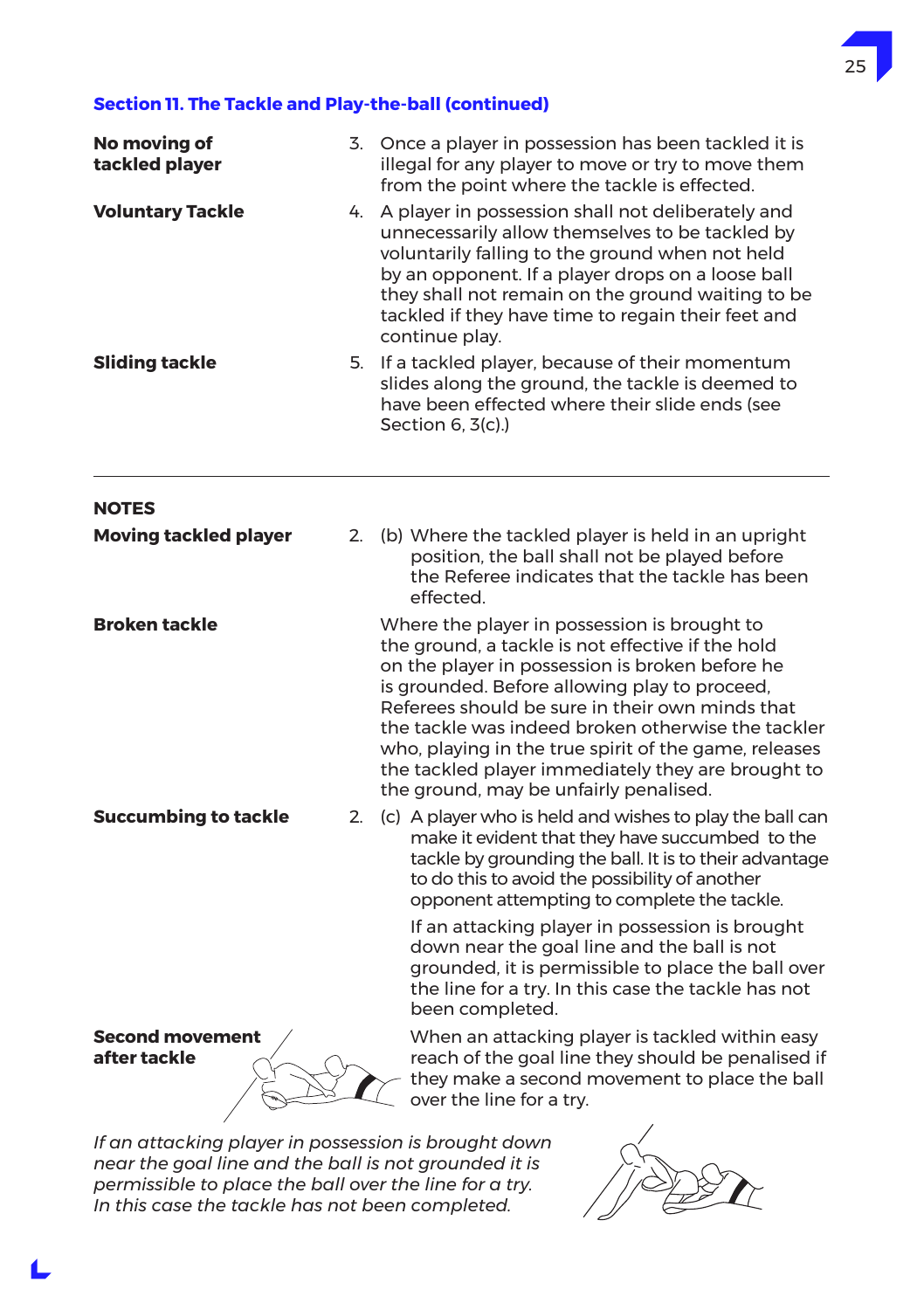## Section 11. The Tackle and Play-the-ball (continued)

**No moving of tackled player**

3. Once a player in possession has been tackled it is illegal for any player to move or try to move them from the point where the tackle is effected.

**Voluntary Tackle**

4. A player in possession shall not deliberately and unnecessarily allow themselves to be tackled by voluntarily falling to the ground when not held by an opponent. If a player drops on a loose ball they shall not remain on the ground waiting to be tackled if they have time to regain their feet and continue play.

**Sliding tackle**

5. If a tackled player, because of their momentum slides along the ground, the tackle is deemed to have been effected where their slide ends (see Section 6, 3(c).)

---

### NOTES

**Moving tackled player**

2. (b) Where the tackled player is held in an upright position, the ball shall not be played before the Referee indicates that the tackle has been effected.

**Broken tackle**

Where the player in possession is brought to the ground, a tackle is not effective if the hold on the player in possession is broken before he is grounded. Before allowing play to proceed, Referees should be sure in their own minds that the tackle was indeed broken otherwise the tackler who, playing in the true spirit of the game, releases the tackled player immediately they are brought to the ground, may be unfairly penalised.

**Succumbing to tackle**

2. (c) A player who is held and wishes to play the ball can make it evident that they have succumbed to the tackle by grounding the ball. It is to their advantage to do this to avoid the possibility of another opponent attempting to complete the tackle.

If an attacking player in possession is brought down near the goal line and the ball is not grounded, it is permissible to place the ball over the line for a try. In this case the tackle has not been completed.

**Second movement after tackle**

When an attacking player is tackled within easy reach of the goal line they should be penalised if they make a second movement to place the ball over the line for a try.

*If an attacking player in possession is brought down near the goal line and the ball is not grounded it is permissible to place the ball over the line for a try. In this case the tackle has not been completed.*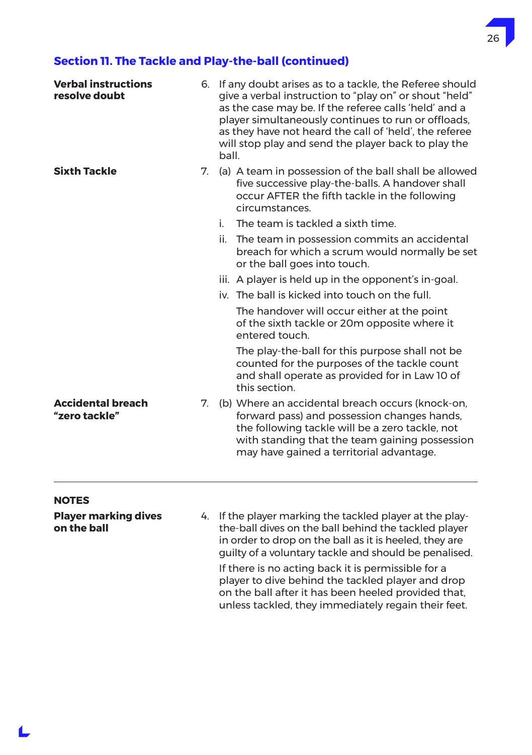## Section 11. The Tackle and Play-the-ball (continued)

**Verbal instructions resolve doubt**

6. If any doubt arises as to a tackle, the Referee should give a verbal instruction to "play on" or shout "held" as the case may be. If the referee calls 'held' and a player simultaneously continues to run or offloads, as they have not heard the call of 'held', the referee will stop play and send the player back to play the ball.

**Sixth Tackle**

7. (a) A team in possession of the ball shall be allowed five successive play-the-balls. A handover shall occur AFTER the fifth tackle in the following circumstances.

   i. The team is tackled a sixth time.

   ii. The team in possession commits an accidental breach for which a scrum would normally be set or the ball goes into touch.

   iii. A player is held up in the opponent's in-goal.

   iv. The ball is kicked into touch on the full.

   The handover will occur either at the point of the sixth tackle or 20m opposite where it entered touch.

   The play-the-ball for this purpose shall not be counted for the purposes of the tackle count and shall operate as provided for in Law 10 of this section.

**Accidental breach "zero tackle"**

7. (b) Where an accidental breach occurs (knock-on, forward pass) and possession changes hands, the following tackle will be a zero tackle, not with standing that the team gaining possession may have gained a territorial advantage.

---

**NOTES**

**Player marking dives on the ball**

4. If the player marking the tackled player at the play-the-ball dives on the ball behind the tackled player in order to drop on the ball as it is heeled, they are guilty of a voluntary tackle and should be penalised.

   If there is no acting back it is permissible for a player to dive behind the tackled player and drop on the ball after it has been heeled provided that, unless tackled, they immediately regain their feet.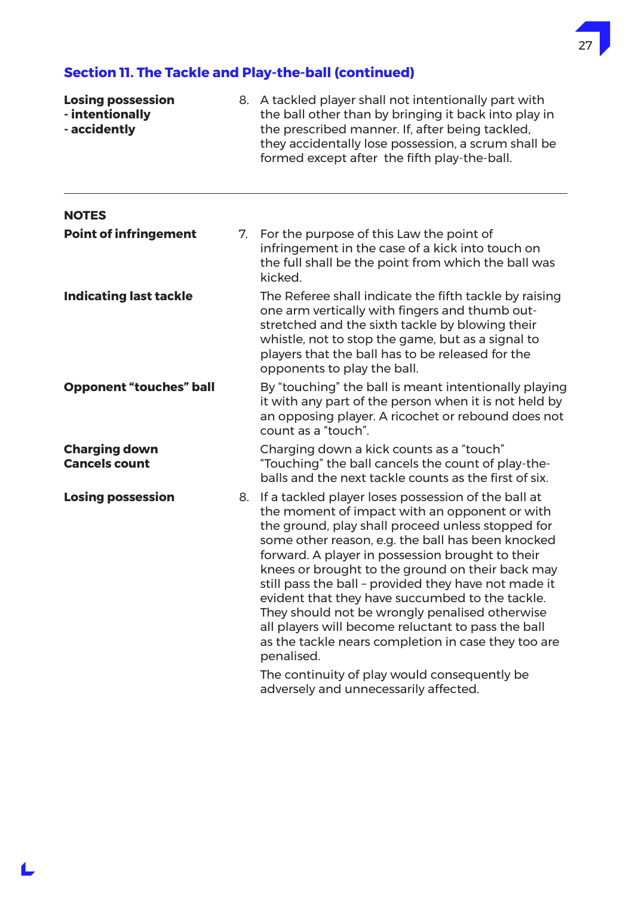## Section 11. The Tackle and Play-the-ball (continued)

**Losing possession**
**- intentionally**
**- accidently**

8. A tackled player shall not intentionally part with the ball other than by bringing it back into play in the prescribed manner. If, after being tackled, they accidentally lose possession, a scrum shall be formed except after the fifth play-the-ball.

---

**NOTES**

**Point of infringement**

7. For the purpose of this Law the point of infringement in the case of a kick into touch on the full shall be the point from which the ball was kicked.

**Indicating last tackle**

The Referee shall indicate the fifth tackle by raising one arm vertically with fingers and thumb out-stretched and the sixth tackle by blowing their whistle, not to stop the game, but as a signal to players that the ball has to be released for the opponents to play the ball.

**Opponent "touches" ball**

By "touching" the ball is meant intentionally playing it with any part of the person when it is not held by an opposing player. A ricochet or rebound does not count as a "touch".

**Charging down**
**Cancels count**

Charging down a kick counts as a "touch" "Touching" the ball cancels the count of play-the-balls and the next tackle counts as the first of six.

**Losing possession**

8. If a tackled player loses possession of the ball at the moment of impact with an opponent or with the ground, play shall proceed unless stopped for some other reason, e.g. the ball has been knocked forward. A player in possession brought to their knees or brought to the ground on their back may still pass the ball – provided they have not made it evident that they have succumbed to the tackle. They should not be wrongly penalised otherwise all players will become reluctant to pass the ball as the tackle nears completion in case they too are penalised.

The continuity of play would consequently be adversely and unnecessarily affected.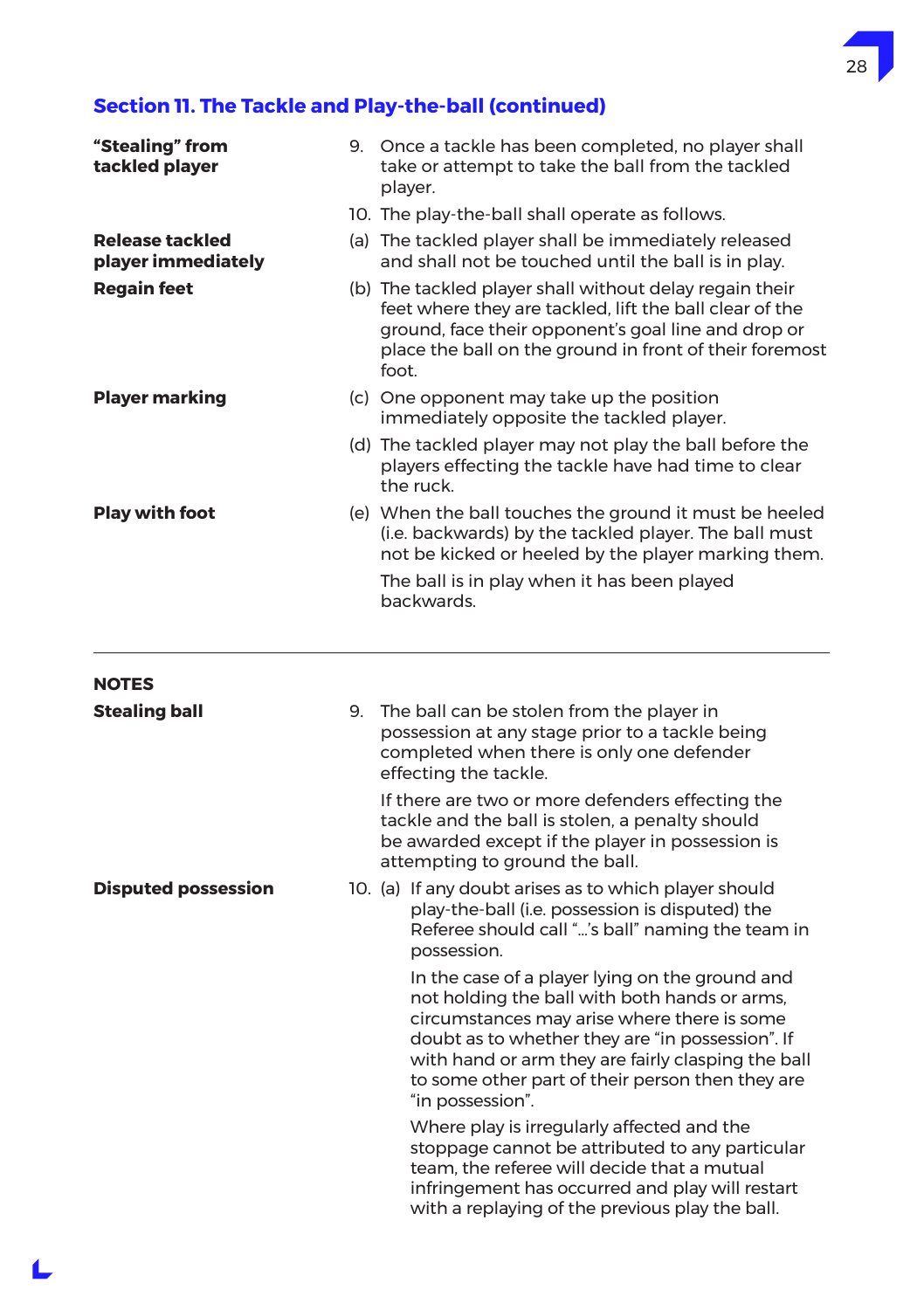## Section 11. The Tackle and Play-the-ball (continued)

**"Stealing" from tackled player**

9. Once a tackle has been completed, no player shall take or attempt to take the ball from the tackled player.

10. The play-the-ball shall operate as follows.

**Release tackled player immediately**

(a) The tackled player shall be immediately released and shall not be touched until the ball is in play.

**Regain feet**

(b) The tackled player shall without delay regain their feet where they are tackled, lift the ball clear of the ground, face their opponent's goal line and drop or place the ball on the ground in front of their foremost foot.

**Player marking**

(c) One opponent may take up the position immediately opposite the tackled player.

(d) The tackled player may not play the ball before the players effecting the tackle have had time to clear the ruck.

**Play with foot**

(e) When the ball touches the ground it must be heeled (i.e. backwards) by the tackled player. The ball must not be kicked or heeled by the player marking them.

The ball is in play when it has been played backwards.

---

### NOTES

**Stealing ball**

9. The ball can be stolen from the player in possession at any stage prior to a tackle being completed when there is only one defender effecting the tackle.

If there are two or more defenders effecting the tackle and the ball is stolen, a penalty should be awarded except if the player in possession is attempting to ground the ball.

**Disputed possession**

10. (a) If any doubt arises as to which player should play-the-ball (i.e. possession is disputed) the Referee should call "...'s ball" naming the team in possession.

In the case of a player lying on the ground and not holding the ball with both hands or arms, circumstances may arise where there is some doubt as to whether they are "in possession". If with hand or arm they are fairly clasping the ball to some other part of their person then they are "in possession".

Where play is irregularly affected and the stoppage cannot be attributed to any particular team, the referee will decide that a mutual infringement has occurred and play will restart with a replaying of the previous play the ball.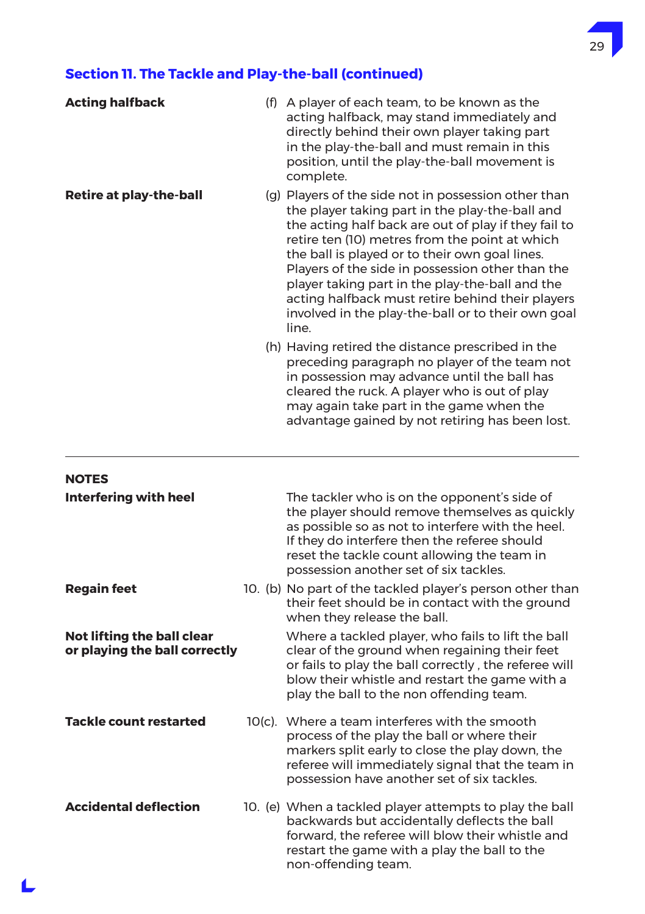## Section 11. The Tackle and Play-the-ball (continued)

**Acting halfback**

(f) A player of each team, to be known as the acting halfback, may stand immediately and directly behind their own player taking part in the play-the-ball and must remain in this position, until the play-the-ball movement is complete.

**Retire at play-the-ball**

(g) Players of the side not in possession other than the player taking part in the play-the-ball and the acting half back are out of play if they fail to retire ten (10) metres from the point at which the ball is played or to their own goal lines. Players of the side in possession other than the player taking part in the play-the-ball and the acting halfback must retire behind their players involved in the play-the-ball or to their own goal line.

(h) Having retired the distance prescribed in the preceding paragraph no player of the team not in possession may advance until the ball has cleared the ruck. A player who is out of play may again take part in the game when the advantage gained by not retiring has been lost.

---

**NOTES**

**Interfering with heel**

The tackler who is on the opponent's side of the player should remove themselves as quickly as possible so as not to interfere with the heel. If they do interfere then the referee should reset the tackle count allowing the team in possession another set of six tackles.

**Regain feet**

10. (b) No part of the tackled player's person other than their feet should be in contact with the ground when they release the ball.

**Not lifting the ball clear or playing the ball correctly**

Where a tackled player, who fails to lift the ball clear of the ground when regaining their feet or fails to play the ball correctly , the referee will blow their whistle and restart the game with a play the ball to the non offending team.

**Tackle count restarted**

10(c). Where a team interferes with the smooth process of the play the ball or where their markers split early to close the play down, the referee will immediately signal that the team in possession have another set of six tackles.

**Accidental deflection**

10. (e) When a tackled player attempts to play the ball backwards but accidentally deflects the ball forward, the referee will blow their whistle and restart the game with a play the ball to the non-offending team.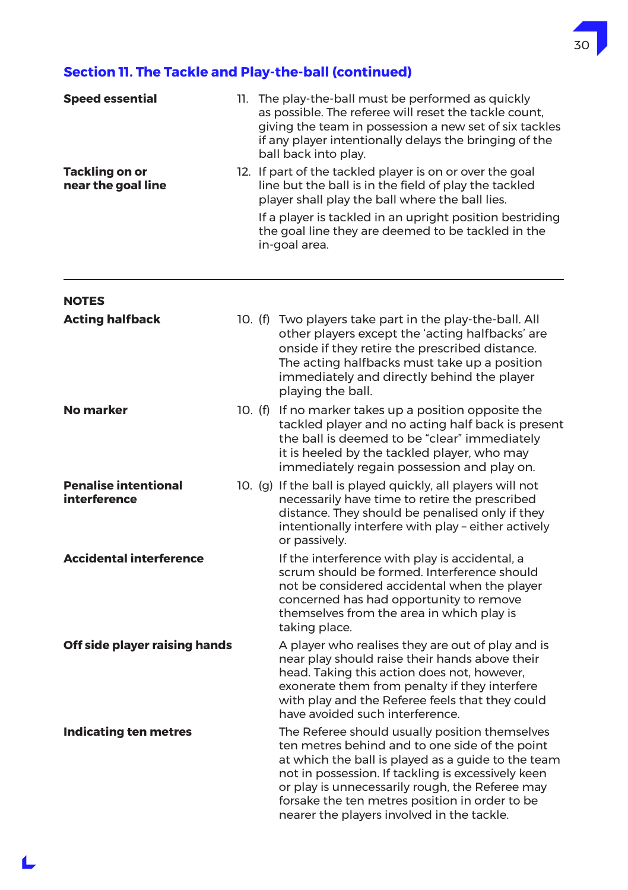## Section 11. The Tackle and Play-the-ball (continued)

**Speed essential**

11. The play-the-ball must be performed as quickly as possible. The referee will reset the tackle count, giving the team in possession a new set of six tackles if any player intentionally delays the bringing of the ball back into play.

**Tackling on or near the goal line**

12. If part of the tackled player is on or over the goal line but the ball is in the field of play the tackled player shall play the ball where the ball lies.

    If a player is tackled in an upright position bestriding the goal line they are deemed to be tackled in the in-goal area.

---

### NOTES

**Acting halfback**

10. (f) Two players take part in the play-the-ball. All other players except the 'acting halfbacks' are onside if they retire the prescribed distance. The acting halfbacks must take up a position immediately and directly behind the player playing the ball.

**No marker**

10. (f) If no marker takes up a position opposite the tackled player and no acting half back is present the ball is deemed to be "clear" immediately it is heeled by the tackled player, who may immediately regain possession and play on.

**Penalise intentional interference**

10. (g) If the ball is played quickly, all players will not necessarily have time to retire the prescribed distance. They should be penalised only if they intentionally interfere with play – either actively or passively.

**Accidental interference**

If the interference with play is accidental, a scrum should be formed. Interference should not be considered accidental when the player concerned has had opportunity to remove themselves from the area in which play is taking place.

**Off side player raising hands**

A player who realises they are out of play and is near play should raise their hands above their head. Taking this action does not, however, exonerate them from penalty if they interfere with play and the Referee feels that they could have avoided such interference.

**Indicating ten metres**

The Referee should usually position themselves ten metres behind and to one side of the point at which the ball is played as a guide to the team not in possession. If tackling is excessively keen or play is unnecessarily rough, the Referee may forsake the ten metres position in order to be nearer the players involved in the tackle.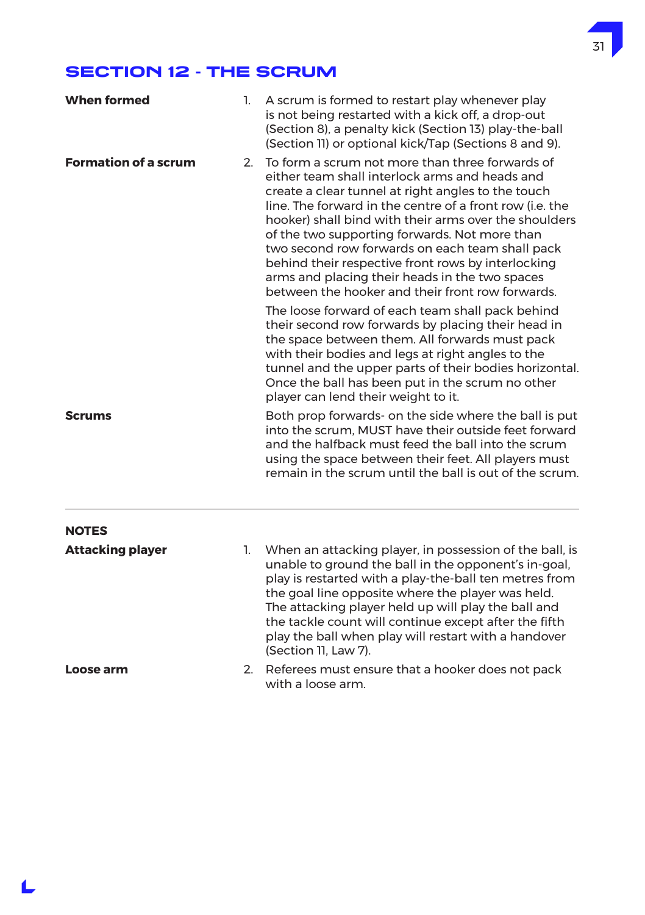# SECTION 12 - THE SCRUM

**When formed**

1. A scrum is formed to restart play whenever play is not being restarted with a kick off, a drop-out (Section 8), a penalty kick (Section 13) play-the-ball (Section 11) or optional kick/Tap (Sections 8 and 9).

**Formation of a scrum**

2. To form a scrum not more than three forwards of either team shall interlock arms and heads and create a clear tunnel at right angles to the touch line. The forward in the centre of a front row (i.e. the hooker) shall bind with their arms over the shoulders of the two supporting forwards. Not more than two second row forwards on each team shall pack behind their respective front rows by interlocking arms and placing their heads in the two spaces between the hooker and their front row forwards.

   The loose forward of each team shall pack behind their second row forwards by placing their head in the space between them. All forwards must pack with their bodies and legs at right angles to the tunnel and the upper parts of their bodies horizontal. Once the ball has been put in the scrum no other player can lend their weight to it.

**Scrums**

Both prop forwards- on the side where the ball is put into the scrum, MUST have their outside feet forward and the halfback must feed the ball into the scrum using the space between their feet. All players must remain in the scrum until the ball is out of the scrum.

---

**NOTES**

**Attacking player**

1. When an attacking player, in possession of the ball, is unable to ground the ball in the opponent's in-goal, play is restarted with a play-the-ball ten metres from the goal line opposite where the player was held. The attacking player held up will play the ball and the tackle count will continue except after the fifth play the ball when play will restart with a handover (Section 11, Law 7).

**Loose arm**

2. Referees must ensure that a hooker does not pack with a loose arm.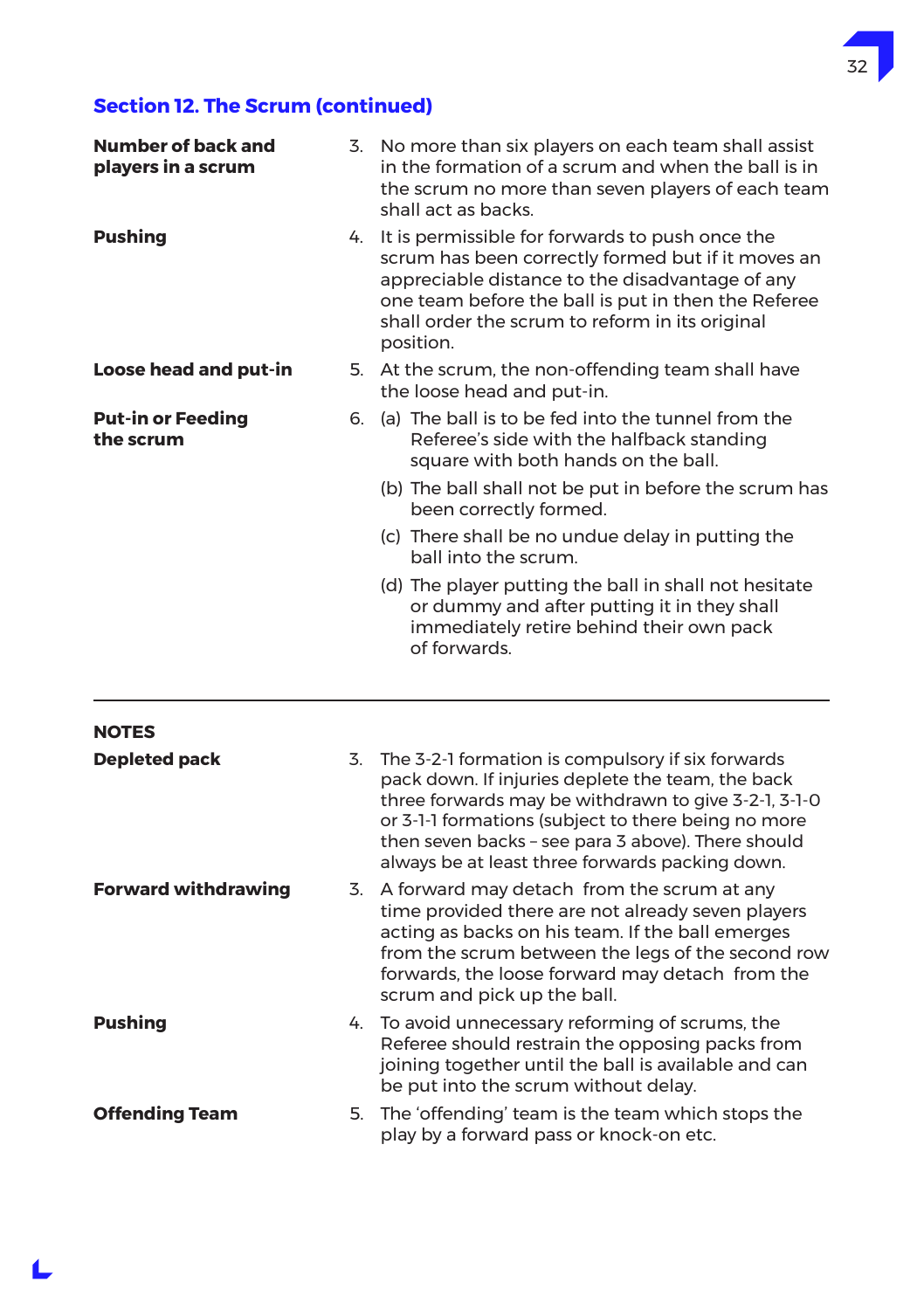## Section 12. The Scrum (continued)

**Number of back and players in a scrum**

3. No more than six players on each team shall assist in the formation of a scrum and when the ball is in the scrum no more than seven players of each team shall act as backs.

**Pushing**

4. It is permissible for forwards to push once the scrum has been correctly formed but if it moves an appreciable distance to the disadvantage of any one team before the ball is put in then the Referee shall order the scrum to reform in its original position.

**Loose head and put-in**

5. At the scrum, the non-offending team shall have the loose head and put-in.

**Put-in or Feeding the scrum**

6. (a) The ball is to be fed into the tunnel from the Referee's side with the halfback standing square with both hands on the ball.

   (b) The ball shall not be put in before the scrum has been correctly formed.

   (c) There shall be no undue delay in putting the ball into the scrum.

   (d) The player putting the ball in shall not hesitate or dummy and after putting it in they shall immediately retire behind their own pack of forwards.

---

**NOTES**

**Depleted pack**

3. The 3-2-1 formation is compulsory if six forwards pack down. If injuries deplete the team, the back three forwards may be withdrawn to give 3-2-1, 3-1-0 or 3-1-1 formations (subject to there being no more then seven backs – see para 3 above). There should always be at least three forwards packing down.

**Forward withdrawing**

3. A forward may detach from the scrum at any time provided there are not already seven players acting as backs on his team. If the ball emerges from the scrum between the legs of the second row forwards, the loose forward may detach from the scrum and pick up the ball.

**Pushing**

4. To avoid unnecessary reforming of scrums, the Referee should restrain the opposing packs from joining together until the ball is available and can be put into the scrum without delay.

**Offending Team**

5. The 'offending' team is the team which stops the play by a forward pass or knock-on etc.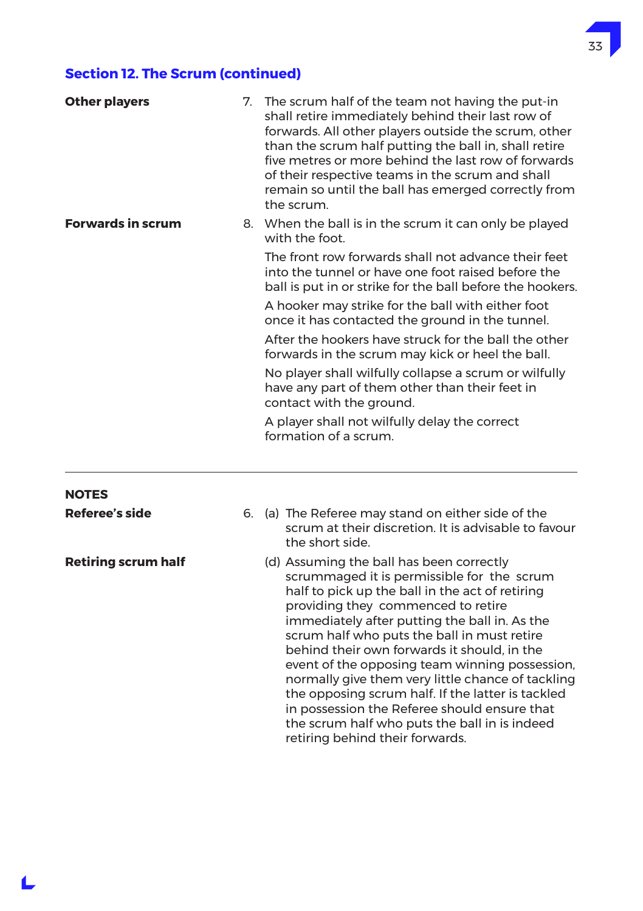## Section 12. The Scrum (continued)

**Other players**

7. The scrum half of the team not having the put-in shall retire immediately behind their last row of forwards. All other players outside the scrum, other than the scrum half putting the ball in, shall retire five metres or more behind the last row of forwards of their respective teams in the scrum and shall remain so until the ball has emerged correctly from the scrum.

**Forwards in scrum**

8. When the ball is in the scrum it can only be played with the foot.

   The front row forwards shall not advance their feet into the tunnel or have one foot raised before the ball is put in or strike for the ball before the hookers.

   A hooker may strike for the ball with either foot once it has contacted the ground in the tunnel.

   After the hookers have struck for the ball the other forwards in the scrum may kick or heel the ball.

   No player shall wilfully collapse a scrum or wilfully have any part of them other than their feet in contact with the ground.

   A player shall not wilfully delay the correct formation of a scrum.

---

**NOTES**

**Referee's side**

6. (a) The Referee may stand on either side of the scrum at their discretion. It is advisable to favour the short side.

**Retiring scrum half**

(d) Assuming the ball has been correctly scrummaged it is permissible for the scrum half to pick up the ball in the act of retiring providing they commenced to retire immediately after putting the ball in. As the scrum half who puts the ball in must retire behind their own forwards it should, in the event of the opposing team winning possession, normally give them very little chance of tackling the opposing scrum half. If the latter is tackled in possession the Referee should ensure that the scrum half who puts the ball in is indeed retiring behind their forwards.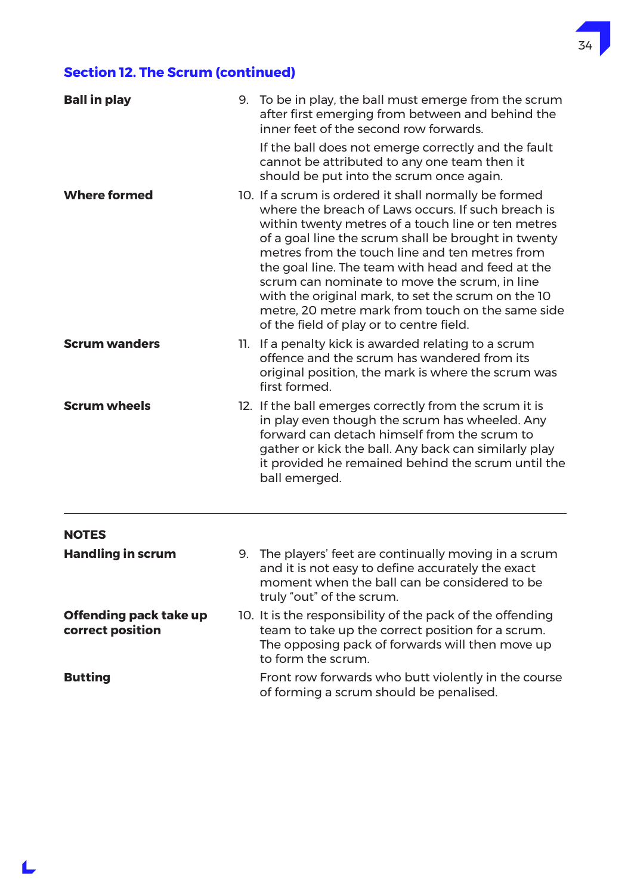## Section 12. The Scrum (continued)

**Ball in play**

9. To be in play, the ball must emerge from the scrum after first emerging from between and behind the inner feet of the second row forwards.

   If the ball does not emerge correctly and the fault cannot be attributed to any one team then it should be put into the scrum once again.

**Where formed**

10. If a scrum is ordered it shall normally be formed where the breach of Laws occurs. If such breach is within twenty metres of a touch line or ten metres of a goal line the scrum shall be brought in twenty metres from the touch line and ten metres from the goal line. The team with head and feed at the scrum can nominate to move the scrum, in line with the original mark, to set the scrum on the 10 metre, 20 metre mark from touch on the same side of the field of play or to centre field.

**Scrum wanders**

11. If a penalty kick is awarded relating to a scrum offence and the scrum has wandered from its original position, the mark is where the scrum was first formed.

**Scrum wheels**

12. If the ball emerges correctly from the scrum it is in play even though the scrum has wheeled. Any forward can detach himself from the scrum to gather or kick the ball. Any back can similarly play it provided he remained behind the scrum until the ball emerged.

---

**NOTES**

**Handling in scrum**

9. The players' feet are continually moving in a scrum and it is not easy to define accurately the exact moment when the ball can be considered to be truly "out" of the scrum.

**Offending pack take up correct position**

10. It is the responsibility of the pack of the offending team to take up the correct position for a scrum. The opposing pack of forwards will then move up to form the scrum.

**Butting**

Front row forwards who butt violently in the course of forming a scrum should be penalised.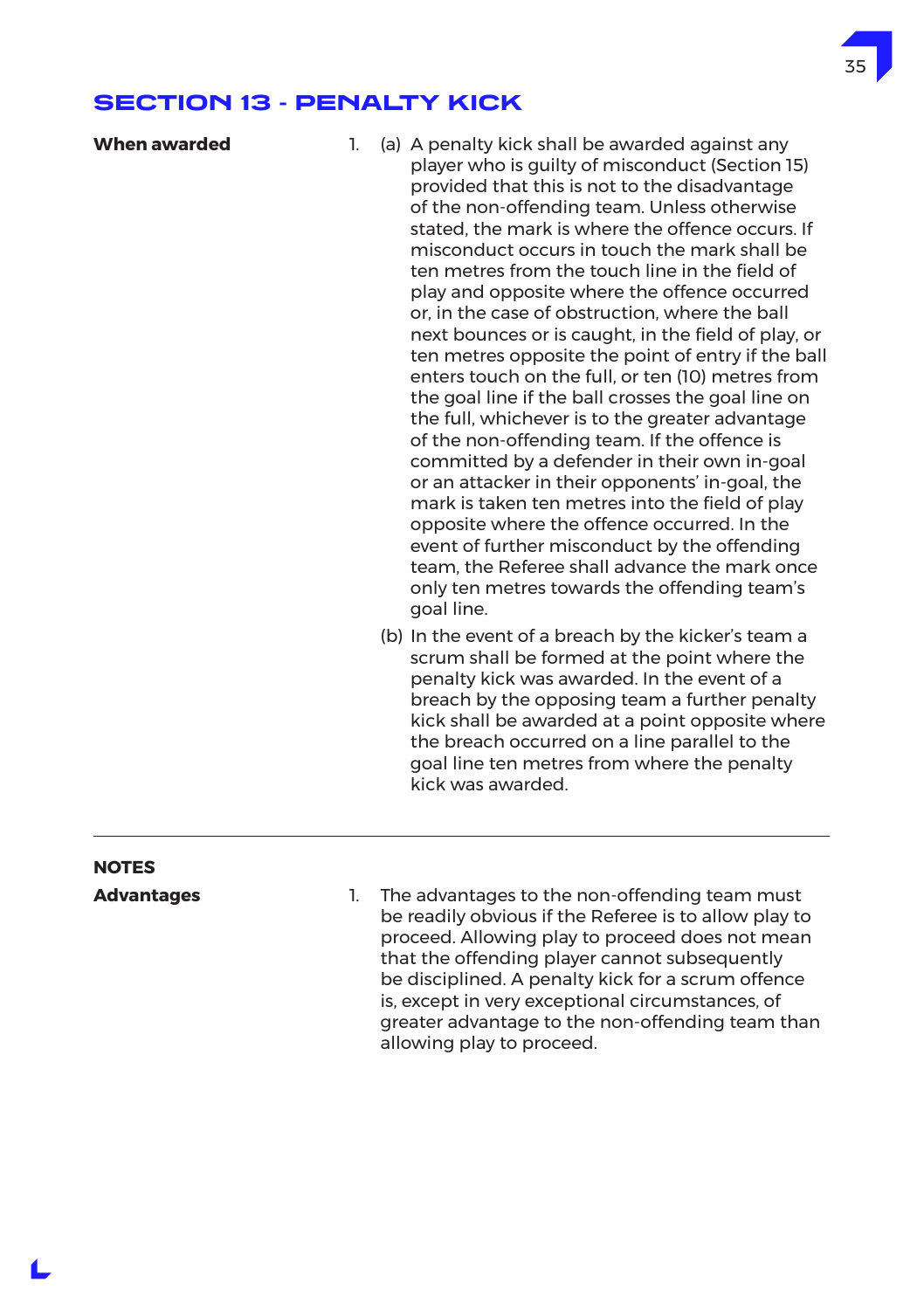## SECTION 13 - PENALTY KICK

**When awarded**

1. (a) A penalty kick shall be awarded against any player who is guilty of misconduct (Section 15) provided that this is not to the disadvantage of the non-offending team. Unless otherwise stated, the mark is where the offence occurs. If misconduct occurs in touch the mark shall be ten metres from the touch line in the field of play and opposite where the offence occurred or, in the case of obstruction, where the ball next bounces or is caught, in the field of play, or ten metres opposite the point of entry if the ball enters touch on the full, or ten (10) metres from the goal line if the ball crosses the goal line on the full, whichever is to the greater advantage of the non-offending team. If the offence is committed by a defender in their own in-goal or an attacker in their opponents' in-goal, the mark is taken ten metres into the field of play opposite where the offence occurred. In the event of further misconduct by the offending team, the Referee shall advance the mark once only ten metres towards the offending team's goal line.

   (b) In the event of a breach by the kicker's team a scrum shall be formed at the point where the penalty kick was awarded. In the event of a breach by the opposing team a further penalty kick shall be awarded at a point opposite where the breach occurred on a line parallel to the goal line ten metres from where the penalty kick was awarded.

---

### NOTES

**Advantages**

1. The advantages to the non-offending team must be readily obvious if the Referee is to allow play to proceed. Allowing play to proceed does not mean that the offending player cannot subsequently be disciplined. A penalty kick for a scrum offence is, except in very exceptional circumstances, of greater advantage to the non-offending team than allowing play to proceed.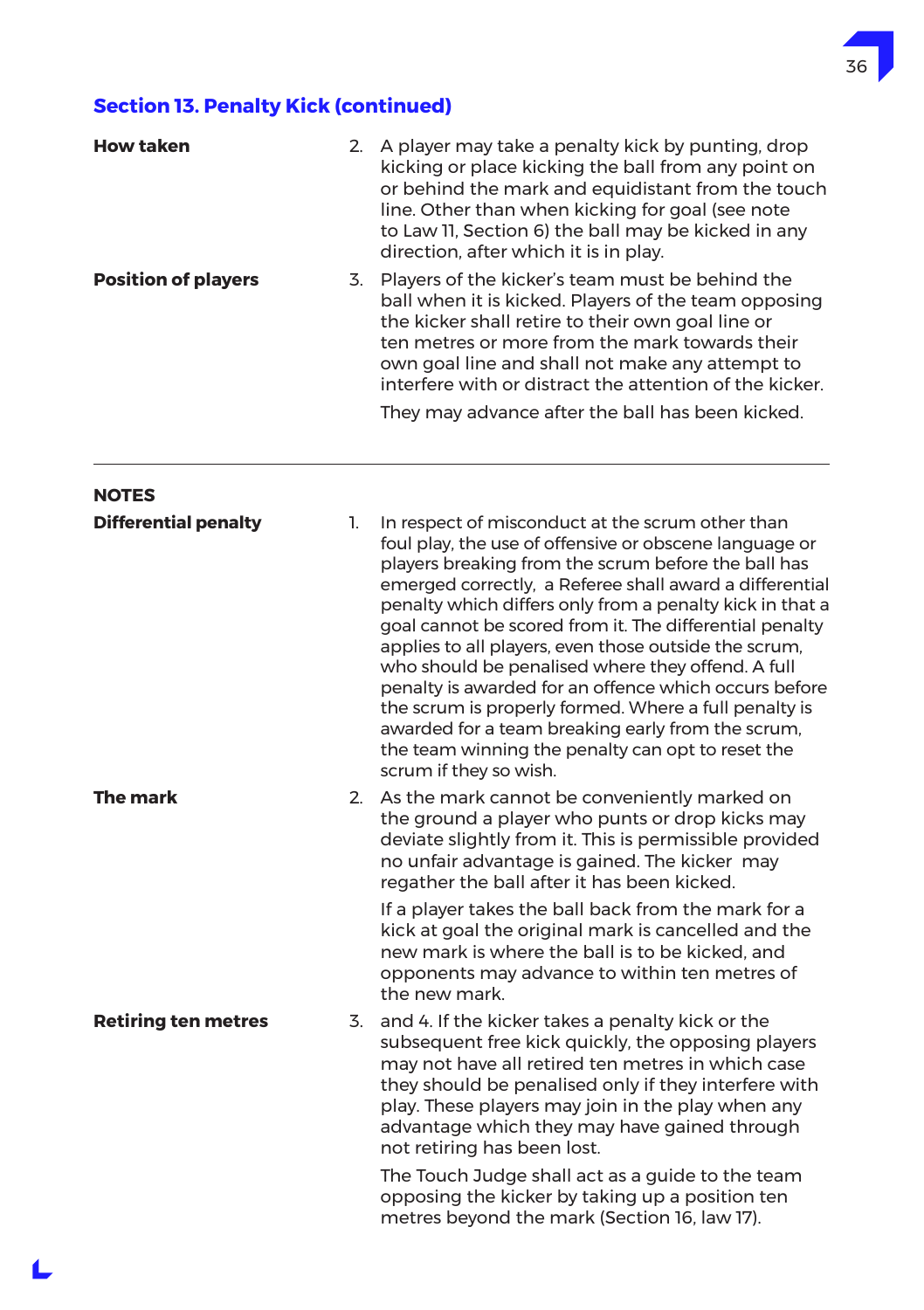## Section 13. Penalty Kick (continued)

**How taken**

2. A player may take a penalty kick by punting, drop kicking or place kicking the ball from any point on or behind the mark and equidistant from the touch line. Other than when kicking for goal (see note to Law 11, Section 6) the ball may be kicked in any direction, after which it is in play.

**Position of players**

3. Players of the kicker's team must be behind the ball when it is kicked. Players of the team opposing the kicker shall retire to their own goal line or ten metres or more from the mark towards their own goal line and shall not make any attempt to interfere with or distract the attention of the kicker.

   They may advance after the ball has been kicked.

---

**NOTES**

**Differential penalty**

1. In respect of misconduct at the scrum other than foul play, the use of offensive or obscene language or players breaking from the scrum before the ball has emerged correctly, a Referee shall award a differential penalty which differs only from a penalty kick in that a goal cannot be scored from it. The differential penalty applies to all players, even those outside the scrum, who should be penalised where they offend. A full penalty is awarded for an offence which occurs before the scrum is properly formed. Where a full penalty is awarded for a team breaking early from the scrum, the team winning the penalty can opt to reset the scrum if they so wish.

**The mark**

2. As the mark cannot be conveniently marked on the ground a player who punts or drop kicks may deviate slightly from it. This is permissible provided no unfair advantage is gained. The kicker may regather the ball after it has been kicked.

   If a player takes the ball back from the mark for a kick at goal the original mark is cancelled and the new mark is where the ball is to be kicked, and opponents may advance to within ten metres of the new mark.

**Retiring ten metres**

3. and 4. If the kicker takes a penalty kick or the subsequent free kick quickly, the opposing players may not have all retired ten metres in which case they should be penalised only if they interfere with play. These players may join in the play when any advantage which they may have gained through not retiring has been lost.

   The Touch Judge shall act as a guide to the team opposing the kicker by taking up a position ten metres beyond the mark (Section 16, law 17).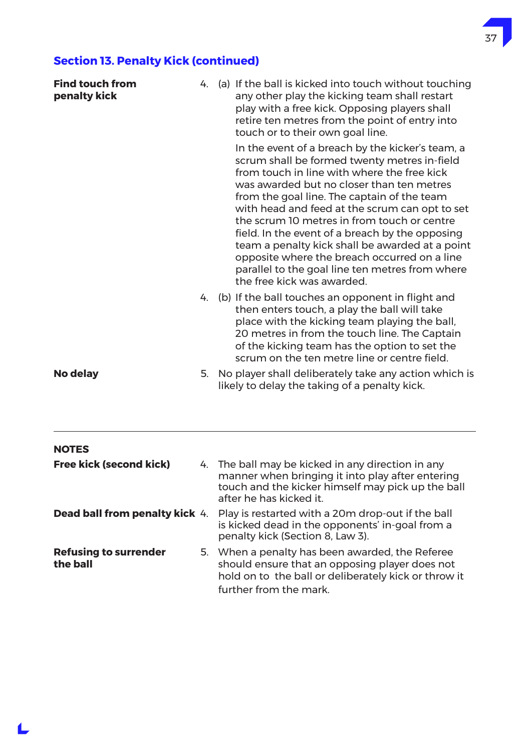## Section 13. Penalty Kick (continued)

**Find touch from penalty kick**

4. (a) If the ball is kicked into touch without touching any other play the kicking team shall restart play with a free kick. Opposing players shall retire ten metres from the point of entry into touch or to their own goal line.

   In the event of a breach by the kicker's team, a scrum shall be formed twenty metres in-field from touch in line with where the free kick was awarded but no closer than ten metres from the goal line. The captain of the team with head and feed at the scrum can opt to set the scrum 10 metres in from touch or centre field. In the event of a breach by the opposing team a penalty kick shall be awarded at a point opposite where the breach occurred on a line parallel to the goal line ten metres from where the free kick was awarded.

4. (b) If the ball touches an opponent in flight and then enters touch, a play the ball will take place with the kicking team playing the ball, 20 metres in from the touch line. The Captain of the kicking team has the option to set the scrum on the ten metre line or centre field.

**No delay**

5. No player shall deliberately take any action which is likely to delay the taking of a penalty kick.

---

**NOTES**

**Free kick (second kick)**

4. The ball may be kicked in any direction in any manner when bringing it into play after entering touch and the kicker himself may pick up the ball after he has kicked it.

**Dead ball from penalty kick**

4. Play is restarted with a 20m drop-out if the ball is kicked dead in the opponents' in-goal from a penalty kick (Section 8, Law 3).

**Refusing to surrender the ball**

5. When a penalty has been awarded, the Referee should ensure that an opposing player does not hold on to the ball or deliberately kick or throw it further from the mark.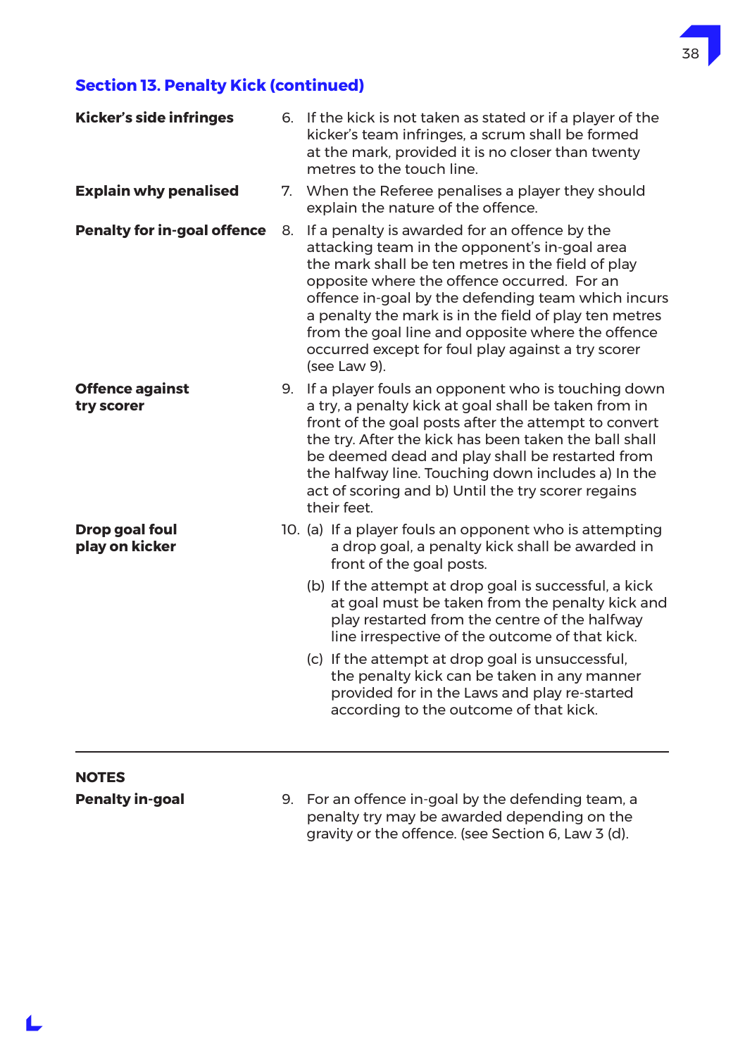## Section 13. Penalty Kick (continued)

**Kicker's side infringes**

6. If the kick is not taken as stated or if a player of the kicker's team infringes, a scrum shall be formed at the mark, provided it is no closer than twenty metres to the touch line.

**Explain why penalised**

7. When the Referee penalises a player they should explain the nature of the offence.

**Penalty for in-goal offence**

8. If a penalty is awarded for an offence by the attacking team in the opponent's in-goal area the mark shall be ten metres in the field of play opposite where the offence occurred. For an offence in-goal by the defending team which incurs a penalty the mark is in the field of play ten metres from the goal line and opposite where the offence occurred except for foul play against a try scorer (see Law 9).

**Offence against try scorer**

9. If a player fouls an opponent who is touching down a try, a penalty kick at goal shall be taken from in front of the goal posts after the attempt to convert the try. After the kick has been taken the ball shall be deemed dead and play shall be restarted from the halfway line. Touching down includes a) In the act of scoring and b) Until the try scorer regains their feet.

**Drop goal foul play on kicker**

10. (a) If a player fouls an opponent who is attempting a drop goal, a penalty kick shall be awarded in front of the goal posts.

    (b) If the attempt at drop goal is successful, a kick at goal must be taken from the penalty kick and play restarted from the centre of the halfway line irrespective of the outcome of that kick.

    (c) If the attempt at drop goal is unsuccessful, the penalty kick can be taken in any manner provided for in the Laws and play re-started according to the outcome of that kick.

---

**NOTES**

**Penalty in-goal**

9. For an offence in-goal by the defending team, a penalty try may be awarded depending on the gravity or the offence. (see Section 6, Law 3 (d).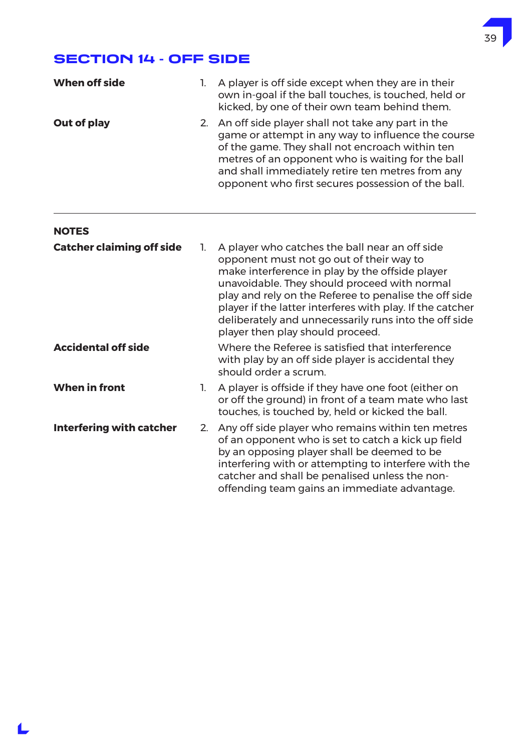## SECTION 14 - OFF SIDE

**When off side**

1. A player is off side except when they are in their own in-goal if the ball touches, is touched, held or kicked, by one of their own team behind them.

**Out of play**

2. An off side player shall not take any part in the game or attempt in any way to influence the course of the game. They shall not encroach within ten metres of an opponent who is waiting for the ball and shall immediately retire ten metres from any opponent who first secures possession of the ball.

---

**NOTES**

**Catcher claiming off side**

1. A player who catches the ball near an off side opponent must not go out of their way to make interference in play by the offside player unavoidable. They should proceed with normal play and rely on the Referee to penalise the off side player if the latter interferes with play. If the catcher deliberately and unnecessarily runs into the off side player then play should proceed.

**Accidental off side**

Where the Referee is satisfied that interference with play by an off side player is accidental they should order a scrum.

**When in front**

1. A player is offside if they have one foot (either on or off the ground) in front of a team mate who last touches, is touched by, held or kicked the ball.

**Interfering with catcher**

2. Any off side player who remains within ten metres of an opponent who is set to catch a kick up field by an opposing player shall be deemed to be interfering with or attempting to interfere with the catcher and shall be penalised unless the non-offending team gains an immediate advantage.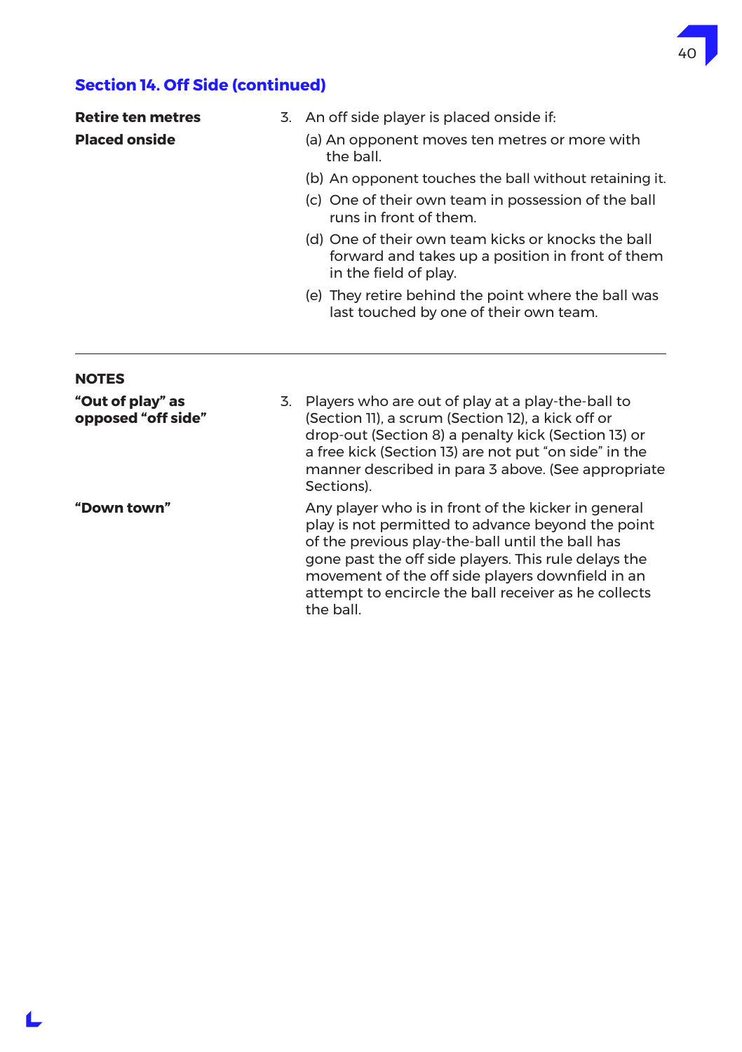## Section 14. Off Side (continued)

**Retire ten metres**

**Placed onside**

3. An off side player is placed onside if:

   (a) An opponent moves ten metres or more with the ball.

   (b) An opponent touches the ball without retaining it.

   (c) One of their own team in possession of the ball runs in front of them.

   (d) One of their own team kicks or knocks the ball forward and takes up a position in front of them in the field of play.

   (e) They retire behind the point where the ball was last touched by one of their own team.

---

**NOTES**

**"Out of play" as opposed "off side"**

3. Players who are out of play at a play-the-ball to (Section 11), a scrum (Section 12), a kick off or drop-out (Section 8) a penalty kick (Section 13) or a free kick (Section 13) are not put "on side" in the manner described in para 3 above. (See appropriate Sections).

**"Down town"**

Any player who is in front of the kicker in general play is not permitted to advance beyond the point of the previous play-the-ball until the ball has gone past the off side players. This rule delays the movement of the off side players downfield in an attempt to encircle the ball receiver as he collects the ball.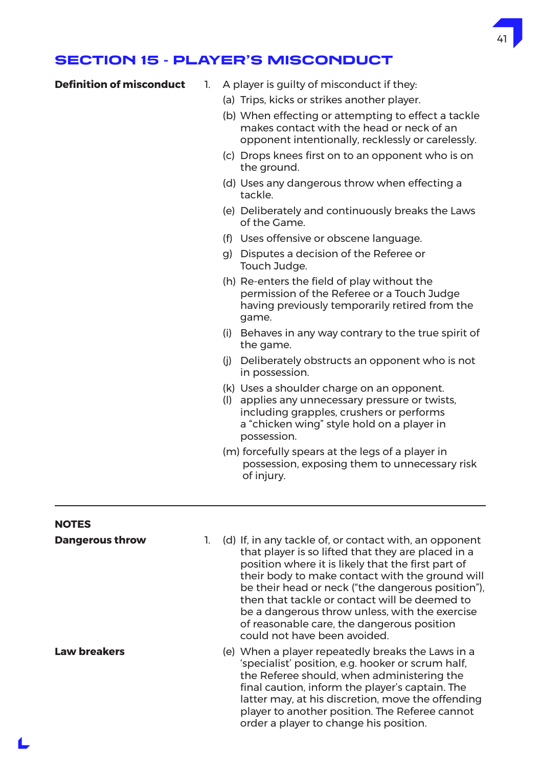## SECTION 15 - PLAYER'S MISCONDUCT

**Definition of misconduct**

1. A player is guilty of misconduct if they:

   (a) Trips, kicks or strikes another player.

   (b) When effecting or attempting to effect a tackle makes contact with the head or neck of an opponent intentionally, recklessly or carelessly.

   (c) Drops knees first on to an opponent who is on the ground.

   (d) Uses any dangerous throw when effecting a tackle.

   (e) Deliberately and continuously breaks the Laws of the Game.

   (f) Uses offensive or obscene language.

   g) Disputes a decision of the Referee or Touch Judge.

   (h) Re-enters the field of play without the permission of the Referee or a Touch Judge having previously temporarily retired from the game.

   (i) Behaves in any way contrary to the true spirit of the game.

   (j) Deliberately obstructs an opponent who is not in possession.

   (k) Uses a shoulder charge on an opponent.

   (l) applies any unnecessary pressure or twists, including grapples, crushers or performs a "chicken wing" style hold on a player in possession.

   (m) forcefully spears at the legs of a player in possession, exposing them to unnecessary risk of injury.

---

**NOTES**

**Dangerous throw**

1. (d) If, in any tackle of, or contact with, an opponent that player is so lifted that they are placed in a position where it is likely that the first part of their body to make contact with the ground will be their head or neck ("the dangerous position"), then that tackle or contact will be deemed to be a dangerous throw unless, with the exercise of reasonable care, the dangerous position could not have been avoided.

**Law breakers**

(e) When a player repeatedly breaks the Laws in a 'specialist' position, e.g. hooker or scrum half, the Referee should, when administering the final caution, inform the player's captain. The latter may, at his discretion, move the offending player to another position. The Referee cannot order a player to change his position.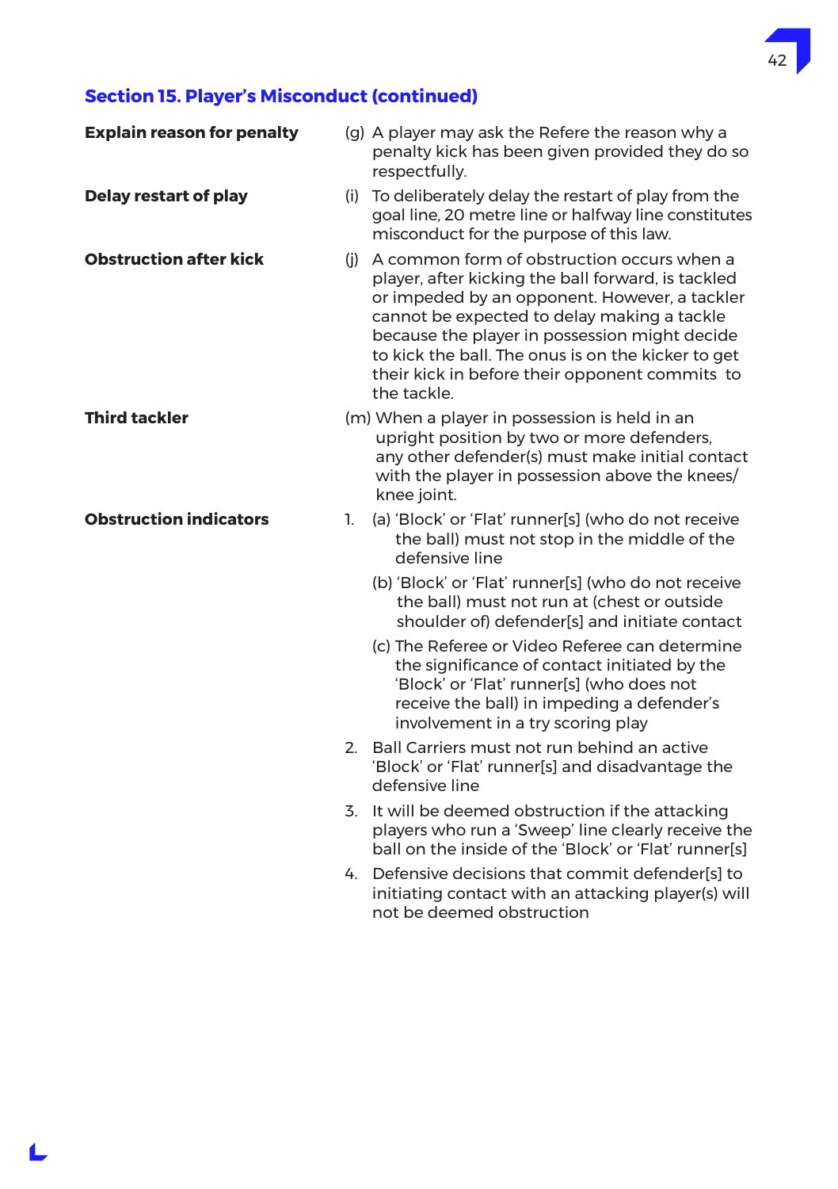## Section 15. Player's Misconduct (continued)

**Explain reason for penalty**

(g) A player may ask the Refere the reason why a penalty kick has been given provided they do so respectfully.

**Delay restart of play**

(i) To deliberately delay the restart of play from the goal line, 20 metre line or halfway line constitutes misconduct for the purpose of this law.

**Obstruction after kick**

(j) A common form of obstruction occurs when a player, after kicking the ball forward, is tackled or impeded by an opponent. However, a tackler cannot be expected to delay making a tackle because the player in possession might decide to kick the ball. The onus is on the kicker to get their kick in before their opponent commits to the tackle.

**Third tackler**

(m) When a player in possession is held in an upright position by two or more defenders, any other defender(s) must make initial contact with the player in possession above the knees/knee joint.

**Obstruction indicators**

1. (a) 'Block' or 'Flat' runner[s] (who do not receive the ball) must not stop in the middle of the defensive line

   (b) 'Block' or 'Flat' runner[s] (who do not receive the ball) must not run at (chest or outside shoulder of) defender[s] and initiate contact

   (c) The Referee or Video Referee can determine the significance of contact initiated by the 'Block' or 'Flat' runner[s] (who does not receive the ball) in impeding a defender's involvement in a try scoring play

2. Ball Carriers must not run behind an active 'Block' or 'Flat' runner[s] and disadvantage the defensive line

3. It will be deemed obstruction if the attacking players who run a 'Sweep' line clearly receive the ball on the inside of the 'Block' or 'Flat' runner[s]

4. Defensive decisions that commit defender[s] to initiating contact with an attacking player(s) will not be deemed obstruction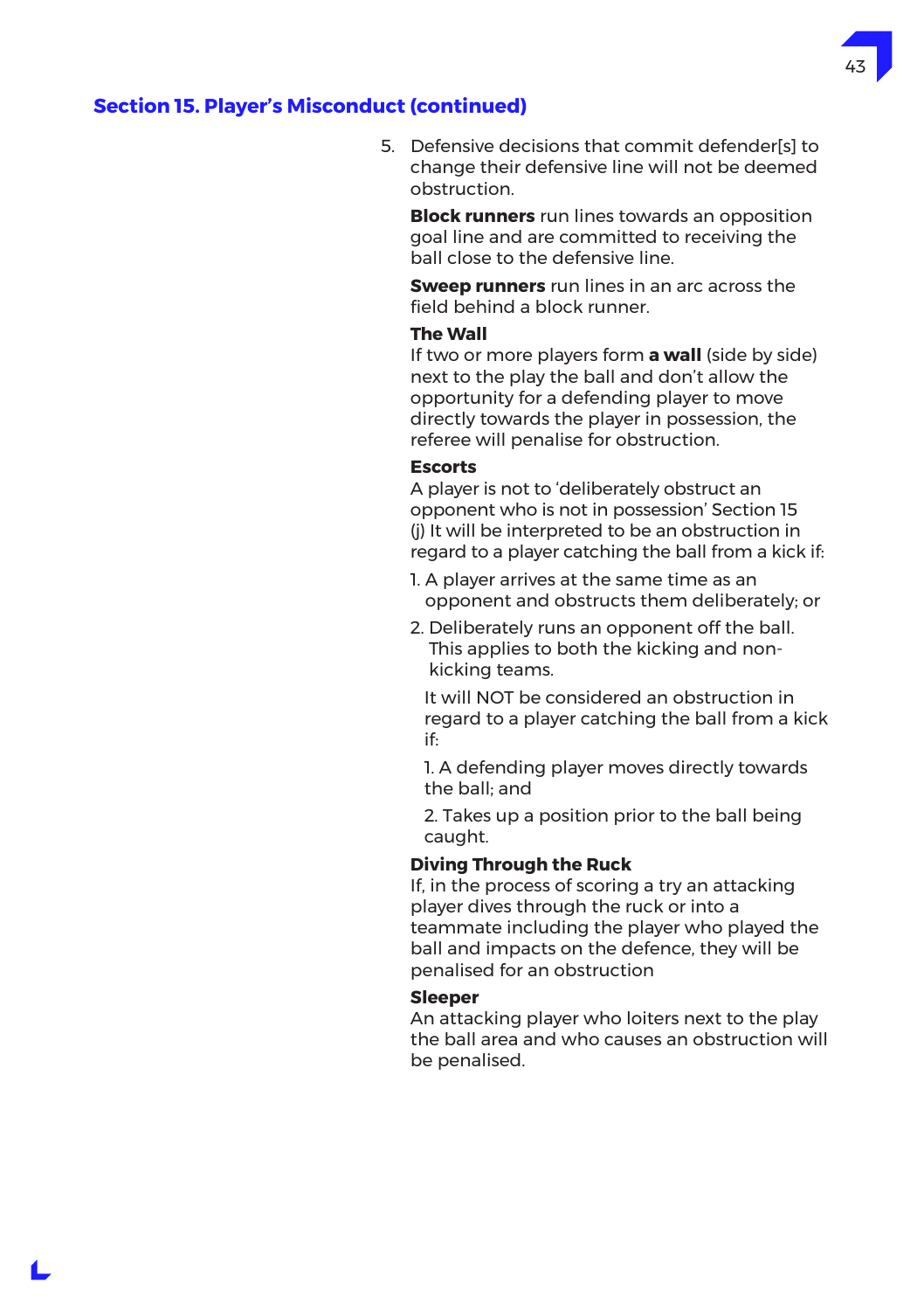## Section 15. Player's Misconduct (continued)

5. Defensive decisions that commit defender[s] to change their defensive line will not be deemed obstruction.

   **Block runners** run lines towards an opposition goal line and are committed to receiving the ball close to the defensive line.

   **Sweep runners** run lines in an arc across the field behind a block runner.

   **The Wall**
   If two or more players form **a wall** (side by side) next to the play the ball and don't allow the opportunity for a defending player to move directly towards the player in possession, the referee will penalise for obstruction.

   **Escorts**
   A player is not to 'deliberately obstruct an opponent who is not in possession' Section 15 (j) It will be interpreted to be an obstruction in regard to a player catching the ball from a kick if:

   1. A player arrives at the same time as an opponent and obstructs them deliberately; or
   2. Deliberately runs an opponent off the ball. This applies to both the kicking and non-kicking teams.

   It will NOT be considered an obstruction in regard to a player catching the ball from a kick if:

   1. A defending player moves directly towards the ball; and
   2. Takes up a position prior to the ball being caught.

   **Diving Through the Ruck**
   If, in the process of scoring a try an attacking player dives through the ruck or into a teammate including the player who played the ball and impacts on the defence, they will be penalised for an obstruction

   **Sleeper**
   An attacking player who loiters next to the play the ball area and who causes an obstruction will be penalised.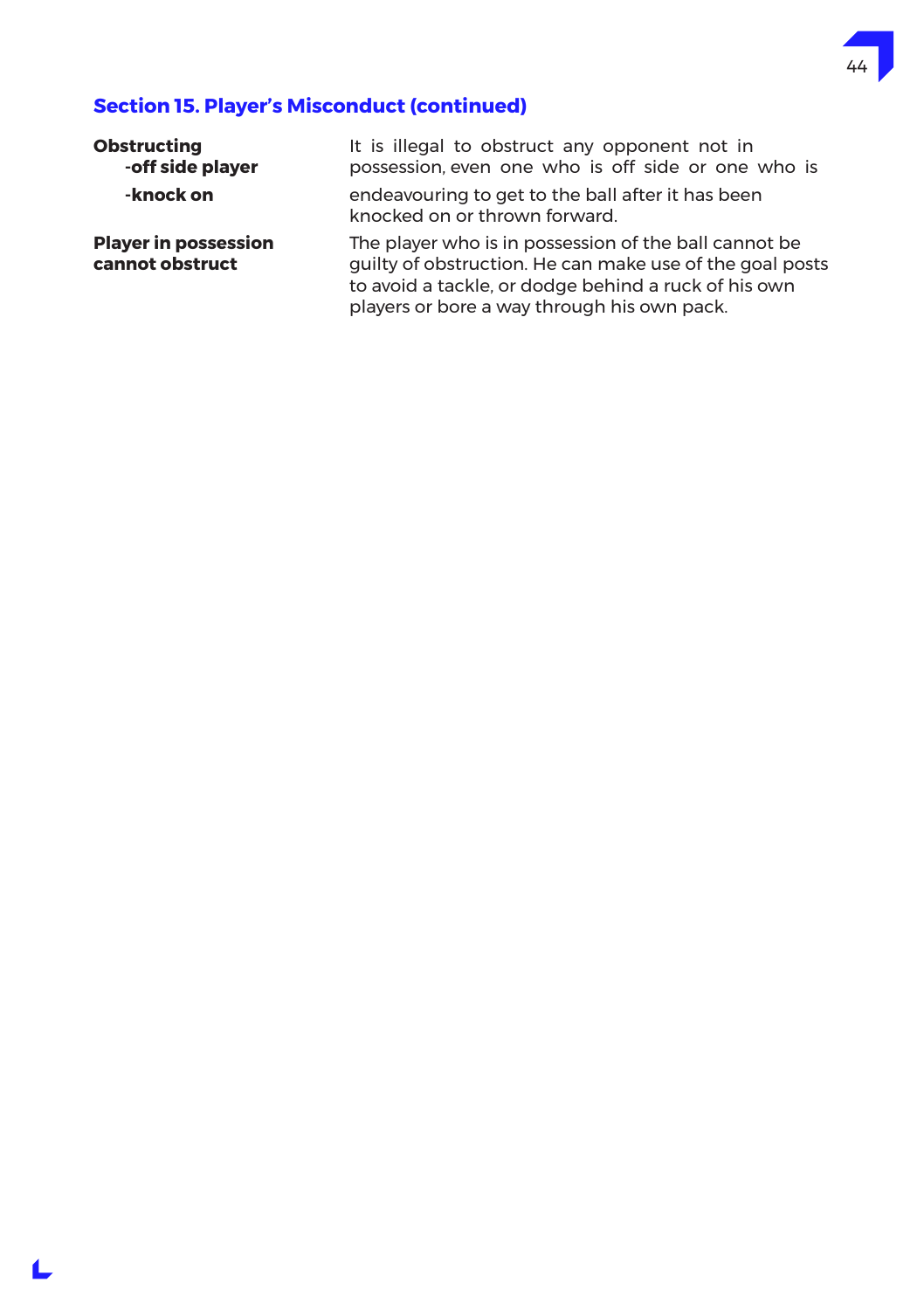## Section 15. Player's Misconduct (continued)

| | |
|---|---|
| **Obstructing**<br>**-off side player**<br>**-knock on** | It is illegal to obstruct any opponent not in possession, even one who is off side or one who is endeavouring to get to the ball after it has been knocked on or thrown forward. |
| **Player in possession cannot obstruct** | The player who is in possession of the ball cannot be guilty of obstruction. He can make use of the goal posts to avoid a tackle, or dodge behind a ruck of his own players or bore a way through his own pack. |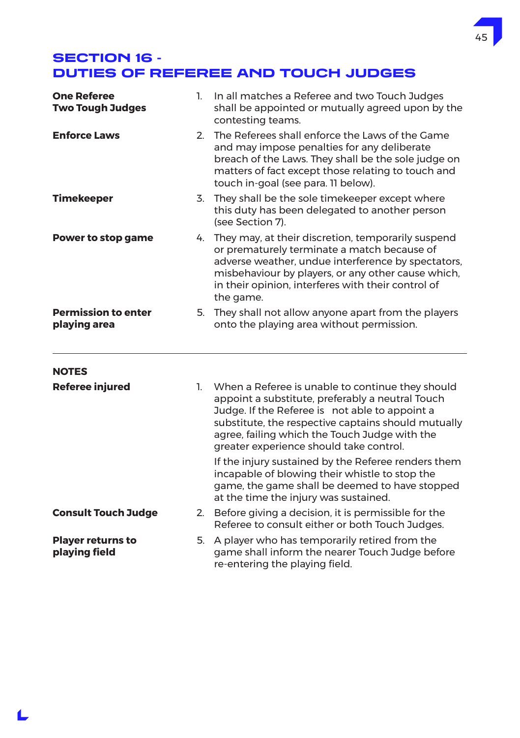## SECTION 16 - DUTIES OF REFEREE AND TOUCH JUDGES

**One Referee Two Tough Judges**

1. In all matches a Referee and two Touch Judges shall be appointed or mutually agreed upon by the contesting teams.

**Enforce Laws**

2. The Referees shall enforce the Laws of the Game and may impose penalties for any deliberate breach of the Laws. They shall be the sole judge on matters of fact except those relating to touch and touch in-goal (see para. 11 below).

**Timekeeper**

3. They shall be the sole timekeeper except where this duty has been delegated to another person (see Section 7).

**Power to stop game**

4. They may, at their discretion, temporarily suspend or prematurely terminate a match because of adverse weather, undue interference by spectators, misbehaviour by players, or any other cause which, in their opinion, interferes with their control of the game.

**Permission to enter playing area**

5. They shall not allow anyone apart from the players onto the playing area without permission.

---

**NOTES**

**Referee injured**

1. When a Referee is unable to continue they should appoint a substitute, preferably a neutral Touch Judge. If the Referee is not able to appoint a substitute, the respective captains should mutually agree, failing which the Touch Judge with the greater experience should take control.

   If the injury sustained by the Referee renders them incapable of blowing their whistle to stop the game, the game shall be deemed to have stopped at the time the injury was sustained.

**Consult Touch Judge**

2. Before giving a decision, it is permissible for the Referee to consult either or both Touch Judges.

**Player returns to playing field**

5. A player who has temporarily retired from the game shall inform the nearer Touch Judge before re-entering the playing field.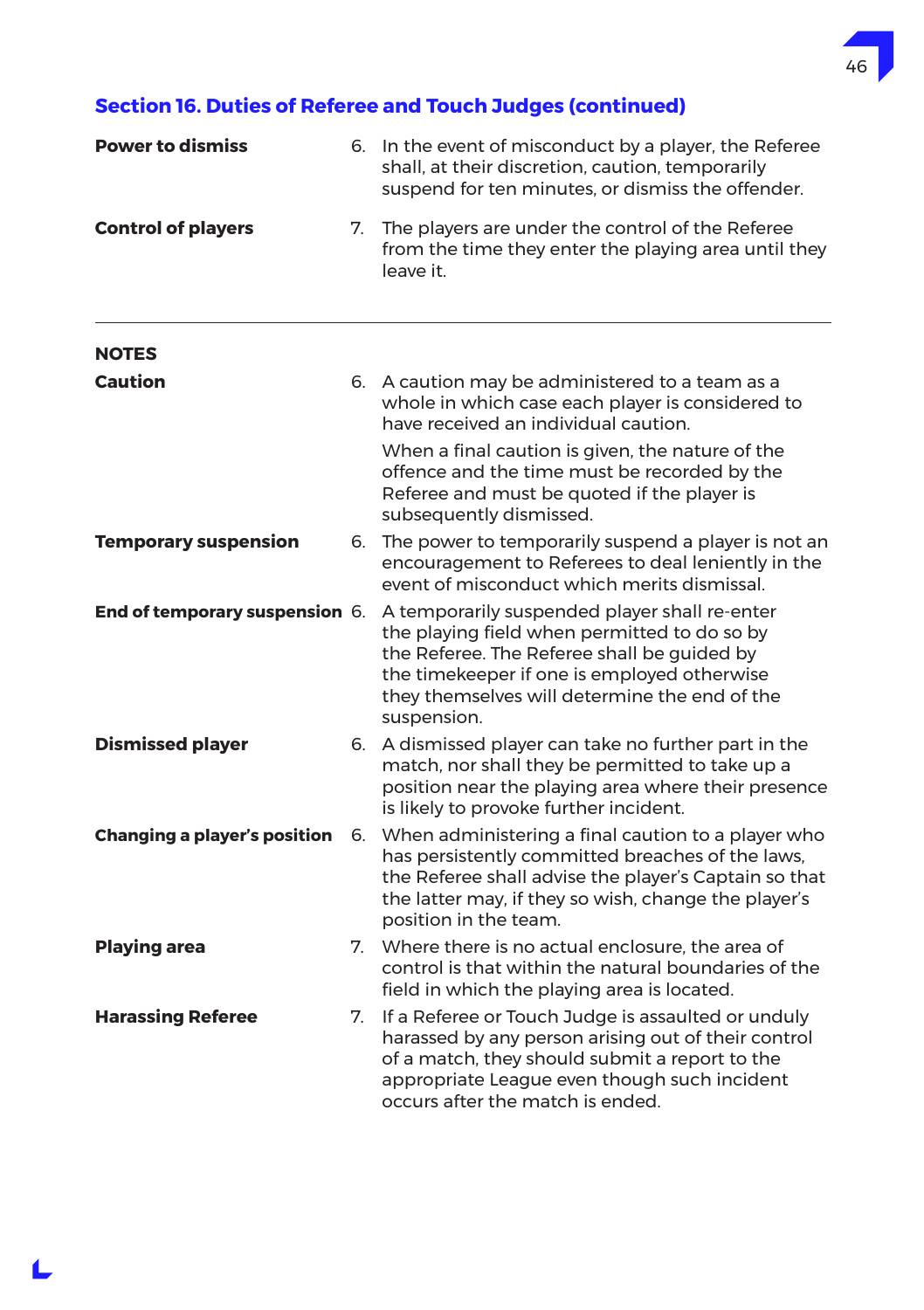## Section 16. Duties of Referee and Touch Judges (continued)

**Power to dismiss**

6. In the event of misconduct by a player, the Referee shall, at their discretion, caution, temporarily suspend for ten minutes, or dismiss the offender.

**Control of players**

7. The players are under the control of the Referee from the time they enter the playing area until they leave it.

---

**NOTES**

**Caution**

6. A caution may be administered to a team as a whole in which case each player is considered to have received an individual caution.

   When a final caution is given, the nature of the offence and the time must be recorded by the Referee and must be quoted if the player is subsequently dismissed.

**Temporary suspension**

6. The power to temporarily suspend a player is not an encouragement to Referees to deal leniently in the event of misconduct which merits dismissal.

**End of temporary suspension**

6. A temporarily suspended player shall re-enter the playing field when permitted to do so by the Referee. The Referee shall be guided by the timekeeper if one is employed otherwise they themselves will determine the end of the suspension.

**Dismissed player**

6. A dismissed player can take no further part in the match, nor shall they be permitted to take up a position near the playing area where their presence is likely to provoke further incident.

**Changing a player's position**

6. When administering a final caution to a player who has persistently committed breaches of the laws, the Referee shall advise the player's Captain so that the latter may, if they so wish, change the player's position in the team.

**Playing area**

7. Where there is no actual enclosure, the area of control is that within the natural boundaries of the field in which the playing area is located.

**Harassing Referee**

7. If a Referee or Touch Judge is assaulted or unduly harassed by any person arising out of their control of a match, they should submit a report to the appropriate League even though such incident occurs after the match is ended.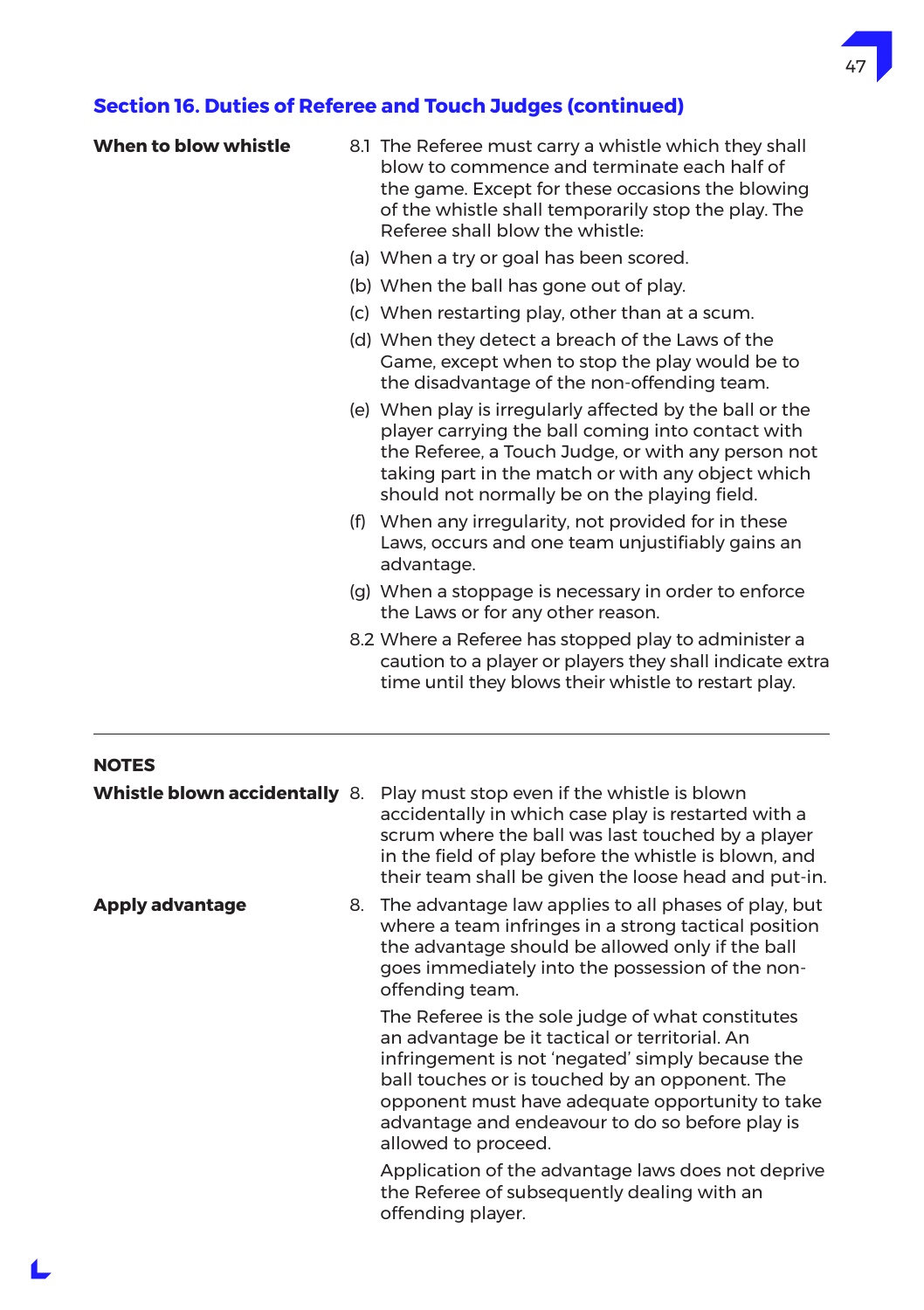## Section 16. Duties of Referee and Touch Judges (continued)

**When to blow whistle**

8.1 The Referee must carry a whistle which they shall blow to commence and terminate each half of the game. Except for these occasions the blowing of the whistle shall temporarily stop the play. The Referee shall blow the whistle:

(a) When a try or goal has been scored.

(b) When the ball has gone out of play.

(c) When restarting play, other than at a scum.

(d) When they detect a breach of the Laws of the Game, except when to stop the play would be to the disadvantage of the non-offending team.

(e) When play is irregularly affected by the ball or the player carrying the ball coming into contact with the Referee, a Touch Judge, or with any person not taking part in the match or with any object which should not normally be on the playing field.

(f) When any irregularity, not provided for in these Laws, occurs and one team unjustifiably gains an advantage.

(g) When a stoppage is necessary in order to enforce the Laws or for any other reason.

8.2 Where a Referee has stopped play to administer a caution to a player or players they shall indicate extra time until they blows their whistle to restart play.

---

**NOTES**

**Whistle blown accidentally**

8. Play must stop even if the whistle is blown accidentally in which case play is restarted with a scrum where the ball was last touched by a player in the field of play before the whistle is blown, and their team shall be given the loose head and put-in.

**Apply advantage**

8. The advantage law applies to all phases of play, but where a team infringes in a strong tactical position the advantage should be allowed only if the ball goes immediately into the possession of the non-offending team.

The Referee is the sole judge of what constitutes an advantage be it tactical or territorial. An infringement is not 'negated' simply because the ball touches or is touched by an opponent. The opponent must have adequate opportunity to take advantage and endeavour to do so before play is allowed to proceed.

Application of the advantage laws does not deprive the Referee of subsequently dealing with an offending player.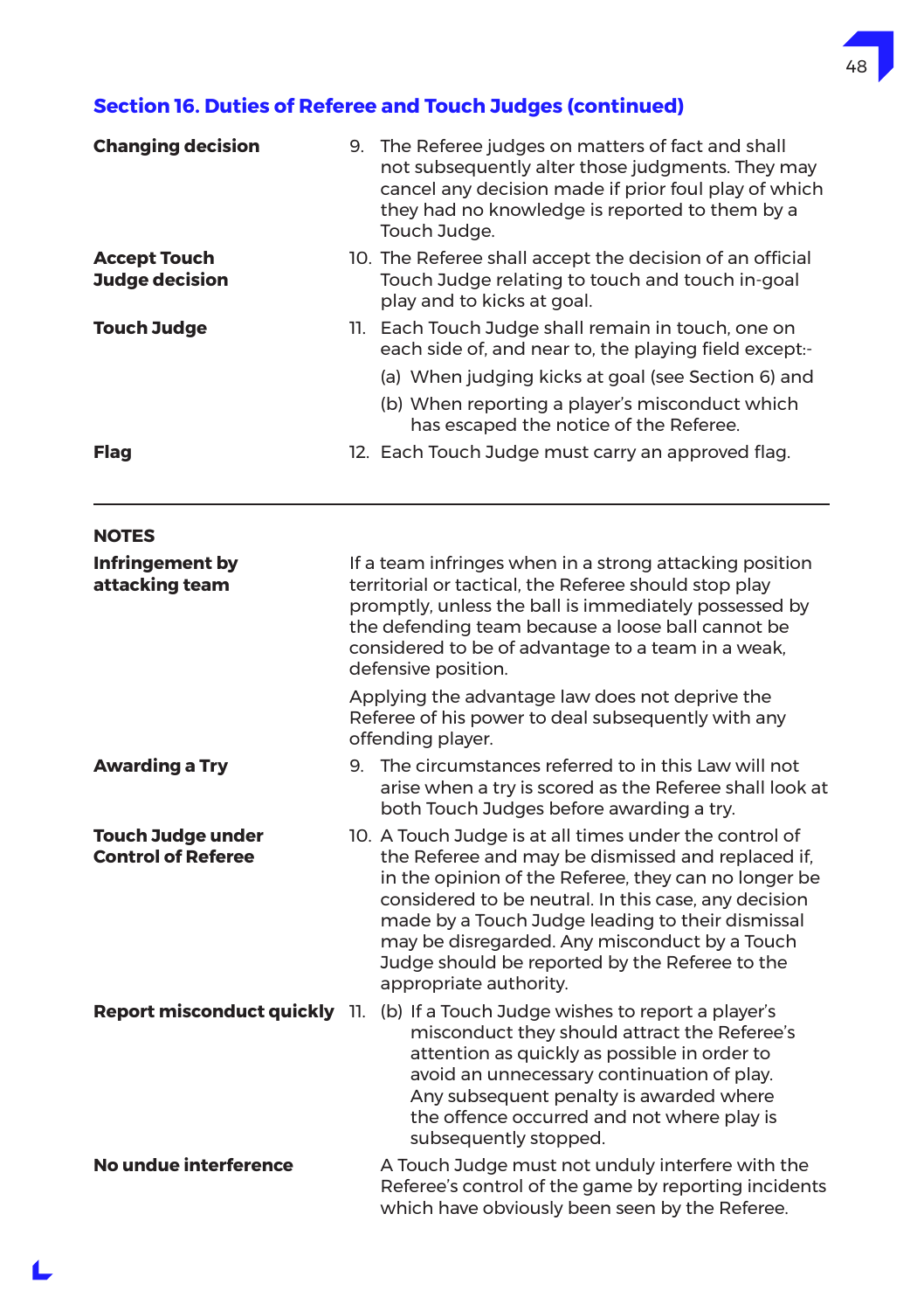## Section 16. Duties of Referee and Touch Judges (continued)

**Changing decision**

9. The Referee judges on matters of fact and shall not subsequently alter those judgments. They may cancel any decision made if prior foul play of which they had no knowledge is reported to them by a Touch Judge.

**Accept Touch Judge decision**

10. The Referee shall accept the decision of an official Touch Judge relating to touch and touch in-goal play and to kicks at goal.

**Touch Judge**

11. Each Touch Judge shall remain in touch, one on each side of, and near to, the playing field except:-

   (a) When judging kicks at goal (see Section 6) and

   (b) When reporting a player's misconduct which has escaped the notice of the Referee.

**Flag**

12. Each Touch Judge must carry an approved flag.

---

**NOTES**

**Infringement by attacking team**

If a team infringes when in a strong attacking position territorial or tactical, the Referee should stop play promptly, unless the ball is immediately possessed by the defending team because a loose ball cannot be considered to be of advantage to a team in a weak, defensive position.

Applying the advantage law does not deprive the Referee of his power to deal subsequently with any offending player.

**Awarding a Try**

9. The circumstances referred to in this Law will not arise when a try is scored as the Referee shall look at both Touch Judges before awarding a try.

**Touch Judge under Control of Referee**

10. A Touch Judge is at all times under the control of the Referee and may be dismissed and replaced if, in the opinion of the Referee, they can no longer be considered to be neutral. In this case, any decision made by a Touch Judge leading to their dismissal may be disregarded. Any misconduct by a Touch Judge should be reported by the Referee to the appropriate authority.

**Report misconduct quickly**

11. (b) If a Touch Judge wishes to report a player's misconduct they should attract the Referee's attention as quickly as possible in order to avoid an unnecessary continuation of play. Any subsequent penalty is awarded where the offence occurred and not where play is subsequently stopped.

**No undue interference**

A Touch Judge must not unduly interfere with the Referee's control of the game by reporting incidents which have obviously been seen by the Referee.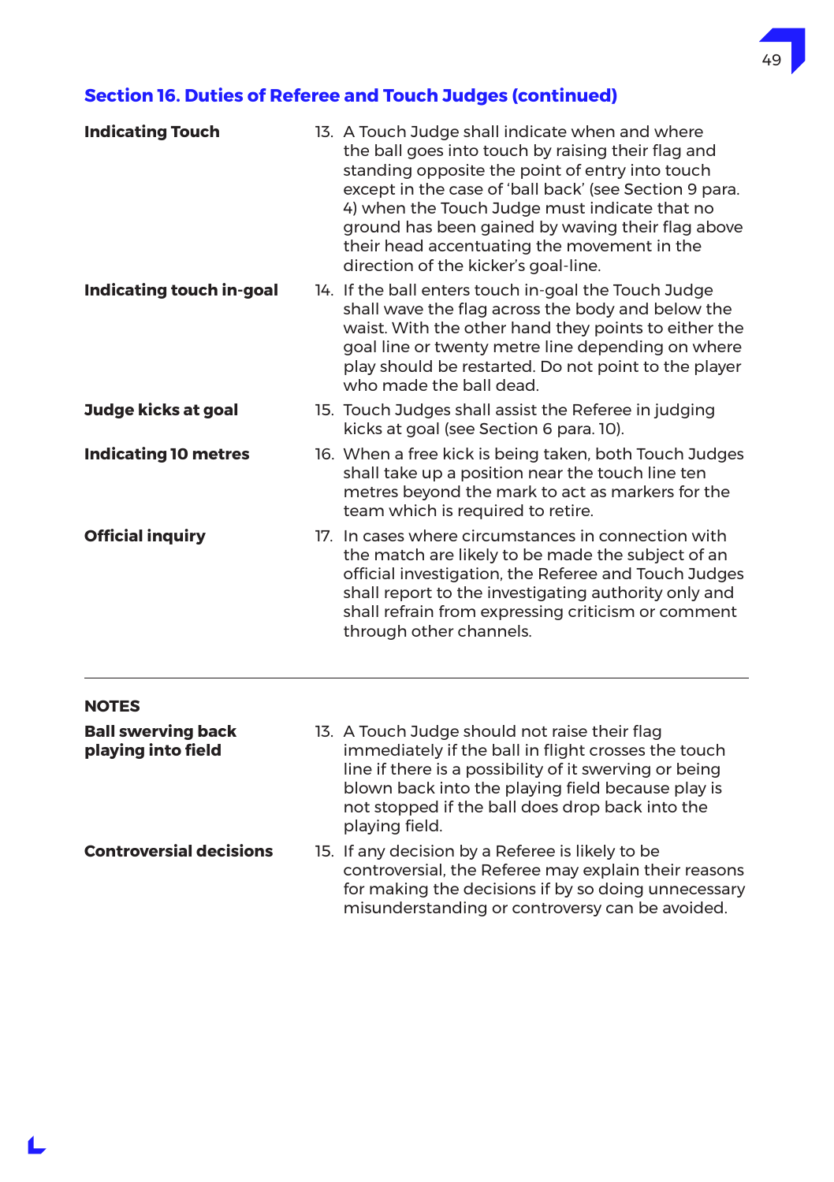## Section 16. Duties of Referee and Touch Judges (continued)

**Indicating Touch**

13. A Touch Judge shall indicate when and where the ball goes into touch by raising their flag and standing opposite the point of entry into touch except in the case of 'ball back' (see Section 9 para. 4) when the Touch Judge must indicate that no ground has been gained by waving their flag above their head accentuating the movement in the direction of the kicker's goal-line.

**Indicating touch in-goal**

14. If the ball enters touch in-goal the Touch Judge shall wave the flag across the body and below the waist. With the other hand they points to either the goal line or twenty metre line depending on where play should be restarted. Do not point to the player who made the ball dead.

**Judge kicks at goal**

15. Touch Judges shall assist the Referee in judging kicks at goal (see Section 6 para. 10).

**Indicating 10 metres**

16. When a free kick is being taken, both Touch Judges shall take up a position near the touch line ten metres beyond the mark to act as markers for the team which is required to retire.

**Official inquiry**

17. In cases where circumstances in connection with the match are likely to be made the subject of an official investigation, the Referee and Touch Judges shall report to the investigating authority only and shall refrain from expressing criticism or comment through other channels.

---

**NOTES**

**Ball swerving back playing into field**

13. A Touch Judge should not raise their flag immediately if the ball in flight crosses the touch line if there is a possibility of it swerving or being blown back into the playing field because play is not stopped if the ball does drop back into the playing field.

**Controversial decisions**

15. If any decision by a Referee is likely to be controversial, the Referee may explain their reasons for making the decisions if by so doing unnecessary misunderstanding or controversy can be avoided.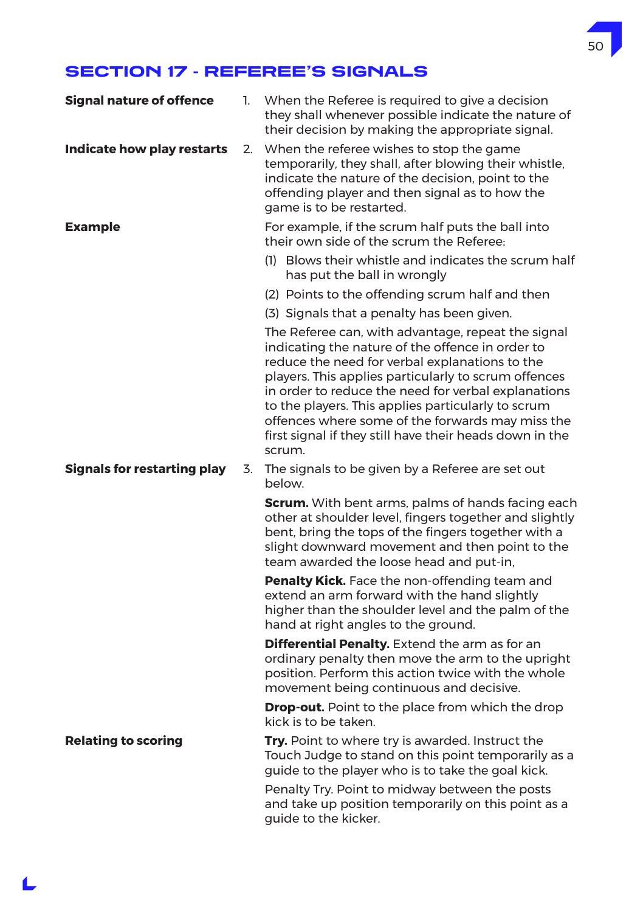## SECTION 17 - REFEREE'S SIGNALS

**Signal nature of offence**

1. When the Referee is required to give a decision they shall whenever possible indicate the nature of their decision by making the appropriate signal.

**Indicate how play restarts**

2. When the referee wishes to stop the game temporarily, they shall, after blowing their whistle, indicate the nature of the decision, point to the offending player and then signal as to how the game is to be restarted.

**Example**

For example, if the scrum half puts the ball into their own side of the scrum the Referee:

(1) Blows their whistle and indicates the scrum half has put the ball in wrongly

(2) Points to the offending scrum half and then

(3) Signals that a penalty has been given.

The Referee can, with advantage, repeat the signal indicating the nature of the offence in order to reduce the need for verbal explanations to the players. This applies particularly to scrum offences in order to reduce the need for verbal explanations to the players. This applies particularly to scrum offences where some of the forwards may miss the first signal if they still have their heads down in the scrum.

**Signals for restarting play**

3. The signals to be given by a Referee are set out below.

**Scrum.** With bent arms, palms of hands facing each other at shoulder level, fingers together and slightly bent, bring the tops of the fingers together with a slight downward movement and then point to the team awarded the loose head and put-in,

**Penalty Kick.** Face the non-offending team and extend an arm forward with the hand slightly higher than the shoulder level and the palm of the hand at right angles to the ground.

**Differential Penalty.** Extend the arm as for an ordinary penalty then move the arm to the upright position. Perform this action twice with the whole movement being continuous and decisive.

**Drop-out.** Point to the place from which the drop kick is to be taken.

**Relating to scoring**

**Try.** Point to where try is awarded. Instruct the Touch Judge to stand on this point temporarily as a guide to the player who is to take the goal kick.

Penalty Try. Point to midway between the posts and take up position temporarily on this point as a guide to the kicker.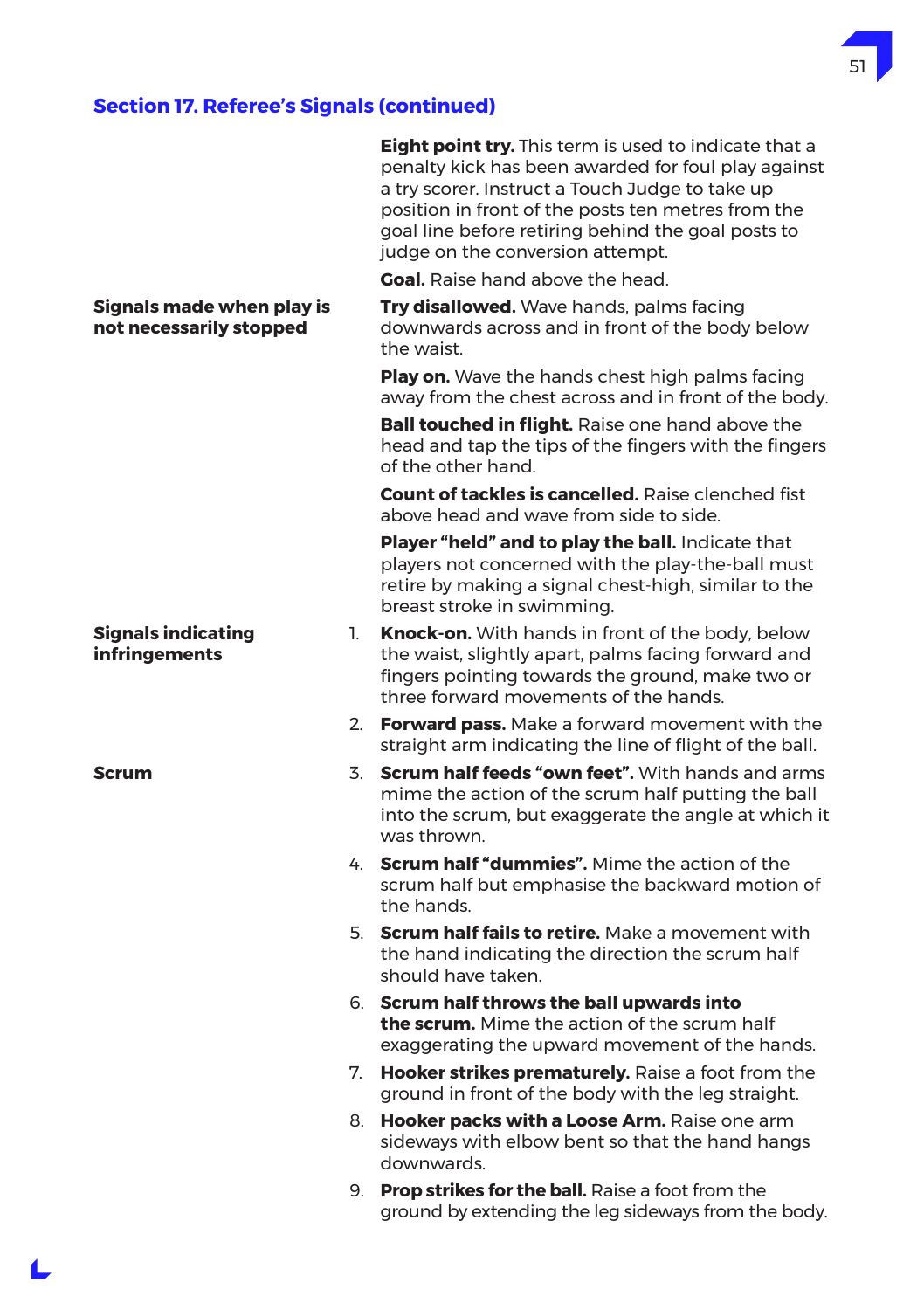## Section 17. Referee's Signals (continued)

**Eight point try.** This term is used to indicate that a penalty kick has been awarded for foul play against a try scorer. Instruct a Touch Judge to take up position in front of the posts ten metres from the goal line before retiring behind the goal posts to judge on the conversion attempt.

**Goal.** Raise hand above the head.

**Signals made when play is not necessarily stopped**

**Try disallowed.** Wave hands, palms facing downwards across and in front of the body below the waist.

**Play on.** Wave the hands chest high palms facing away from the chest across and in front of the body.

**Ball touched in flight.** Raise one hand above the head and tap the tips of the fingers with the fingers of the other hand.

**Count of tackles is cancelled.** Raise clenched fist above head and wave from side to side.

**Player "held" and to play the ball.** Indicate that players not concerned with the play-the-ball must retire by making a signal chest-high, similar to the breast stroke in swimming.

**Signals indicating infringements**

1. **Knock-on.** With hands in front of the body, below the waist, slightly apart, palms facing forward and fingers pointing towards the ground, make two or three forward movements of the hands.
2. **Forward pass.** Make a forward movement with the straight arm indicating the line of flight of the ball.

**Scrum**

3. **Scrum half feeds "own feet".** With hands and arms mime the action of the scrum half putting the ball into the scrum, but exaggerate the angle at which it was thrown.
4. **Scrum half "dummies".** Mime the action of the scrum half but emphasise the backward motion of the hands.
5. **Scrum half fails to retire.** Make a movement with the hand indicating the direction the scrum half should have taken.
6. **Scrum half throws the ball upwards into the scrum.** Mime the action of the scrum half exaggerating the upward movement of the hands.
7. **Hooker strikes prematurely.** Raise a foot from the ground in front of the body with the leg straight.
8. **Hooker packs with a Loose Arm.** Raise one arm sideways with elbow bent so that the hand hangs downwards.
9. **Prop strikes for the ball.** Raise a foot from the ground by extending the leg sideways from the body.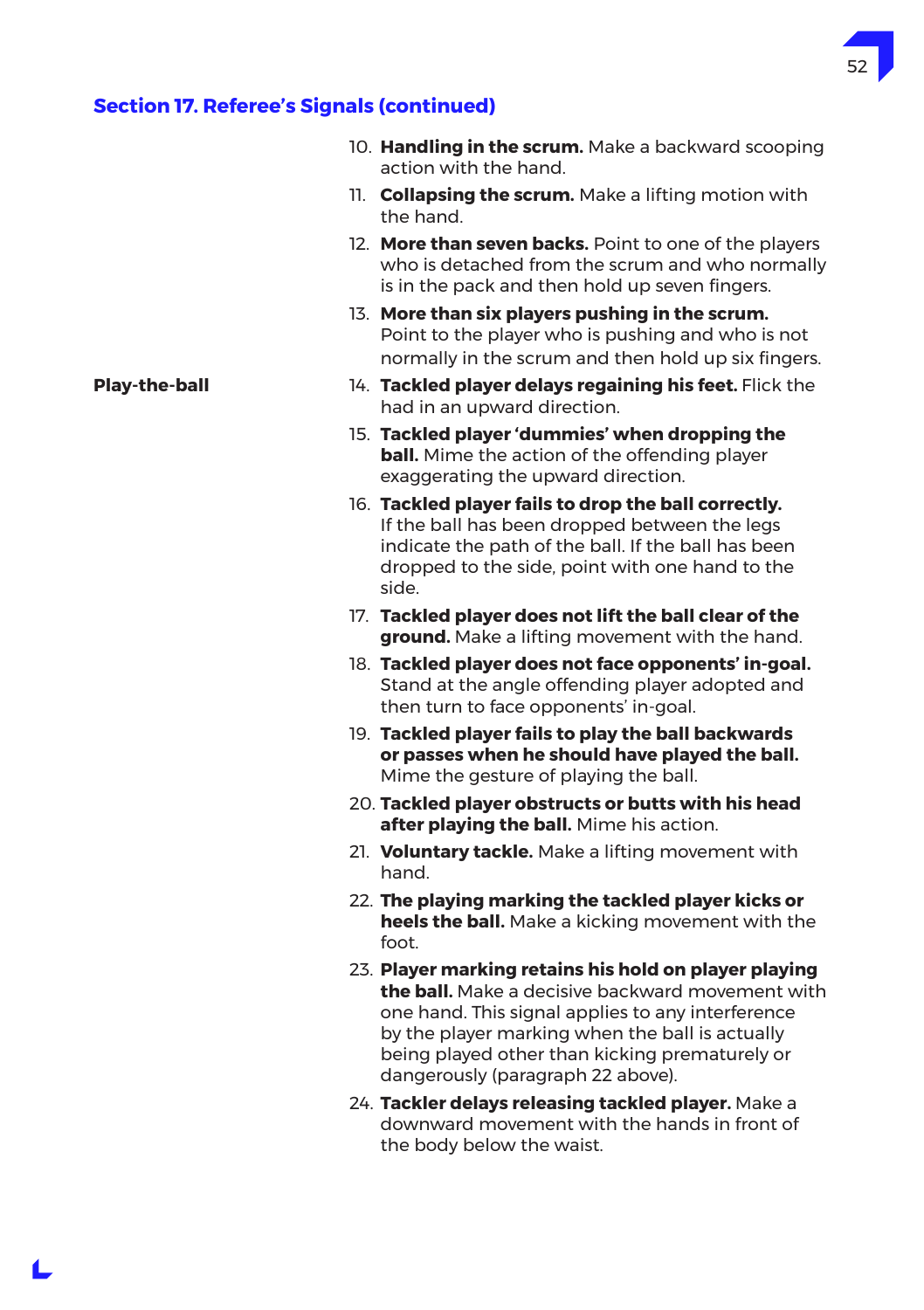## Section 17. Referee's Signals (continued)

10. **Handling in the scrum.** Make a backward scooping action with the hand.
11. **Collapsing the scrum.** Make a lifting motion with the hand.
12. **More than seven backs.** Point to one of the players who is detached from the scrum and who normally is in the pack and then hold up seven fingers.
13. **More than six players pushing in the scrum.** Point to the player who is pushing and who is not normally in the scrum and then hold up six fingers.

**Play-the-ball**

14. **Tackled player delays regaining his feet.** Flick the had in an upward direction.
15. **Tackled player 'dummies' when dropping the ball.** Mime the action of the offending player exaggerating the upward direction.
16. **Tackled player fails to drop the ball correctly.** If the ball has been dropped between the legs indicate the path of the ball. If the ball has been dropped to the side, point with one hand to the side.
17. **Tackled player does not lift the ball clear of the ground.** Make a lifting movement with the hand.
18. **Tackled player does not face opponents' in-goal.** Stand at the angle offending player adopted and then turn to face opponents' in-goal.
19. **Tackled player fails to play the ball backwards or passes when he should have played the ball.** Mime the gesture of playing the ball.
20. **Tackled player obstructs or butts with his head after playing the ball.** Mime his action.
21. **Voluntary tackle.** Make a lifting movement with hand.
22. **The playing marking the tackled player kicks or heels the ball.** Make a kicking movement with the foot.
23. **Player marking retains his hold on player playing the ball.** Make a decisive backward movement with one hand. This signal applies to any interference by the player marking when the ball is actually being played other than kicking prematurely or dangerously (paragraph 22 above).
24. **Tackler delays releasing tackled player.** Make a downward movement with the hands in front of the body below the waist.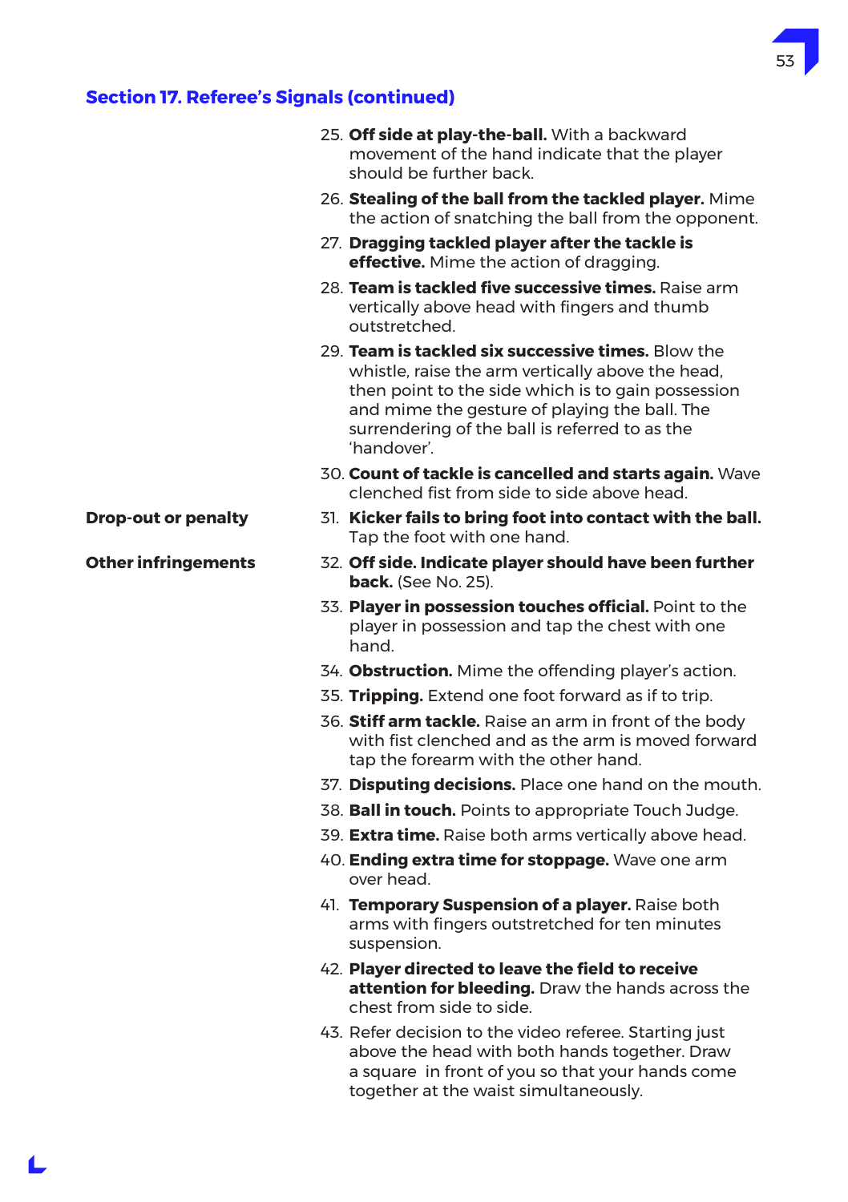## Section 17. Referee's Signals (continued)

25. **Off side at play-the-ball.** With a backward movement of the hand indicate that the player should be further back.
26. **Stealing of the ball from the tackled player.** Mime the action of snatching the ball from the opponent.
27. **Dragging tackled player after the tackle is effective.** Mime the action of dragging.
28. **Team is tackled five successive times.** Raise arm vertically above head with fingers and thumb outstretched.
29. **Team is tackled six successive times.** Blow the whistle, raise the arm vertically above the head, then point to the side which is to gain possession and mime the gesture of playing the ball. The surrendering of the ball is referred to as the 'handover'.
30. **Count of tackle is cancelled and starts again.** Wave clenched fist from side to side above head.

**Drop-out or penalty**

31. **Kicker fails to bring foot into contact with the ball.** Tap the foot with one hand.

**Other infringements**

32. **Off side. Indicate player should have been further back.** (See No. 25).
33. **Player in possession touches official.** Point to the player in possession and tap the chest with one hand.
34. **Obstruction.** Mime the offending player's action.
35. **Tripping.** Extend one foot forward as if to trip.
36. **Stiff arm tackle.** Raise an arm in front of the body with fist clenched and as the arm is moved forward tap the forearm with the other hand.
37. **Disputing decisions.** Place one hand on the mouth.
38. **Ball in touch.** Points to appropriate Touch Judge.
39. **Extra time.** Raise both arms vertically above head.
40. **Ending extra time for stoppage.** Wave one arm over head.
41. **Temporary Suspension of a player.** Raise both arms with fingers outstretched for ten minutes suspension.
42. **Player directed to leave the field to receive attention for bleeding.** Draw the hands across the chest from side to side.
43. Refer decision to the video referee. Starting just above the head with both hands together. Draw a square in front of you so that your hands come together at the waist simultaneously.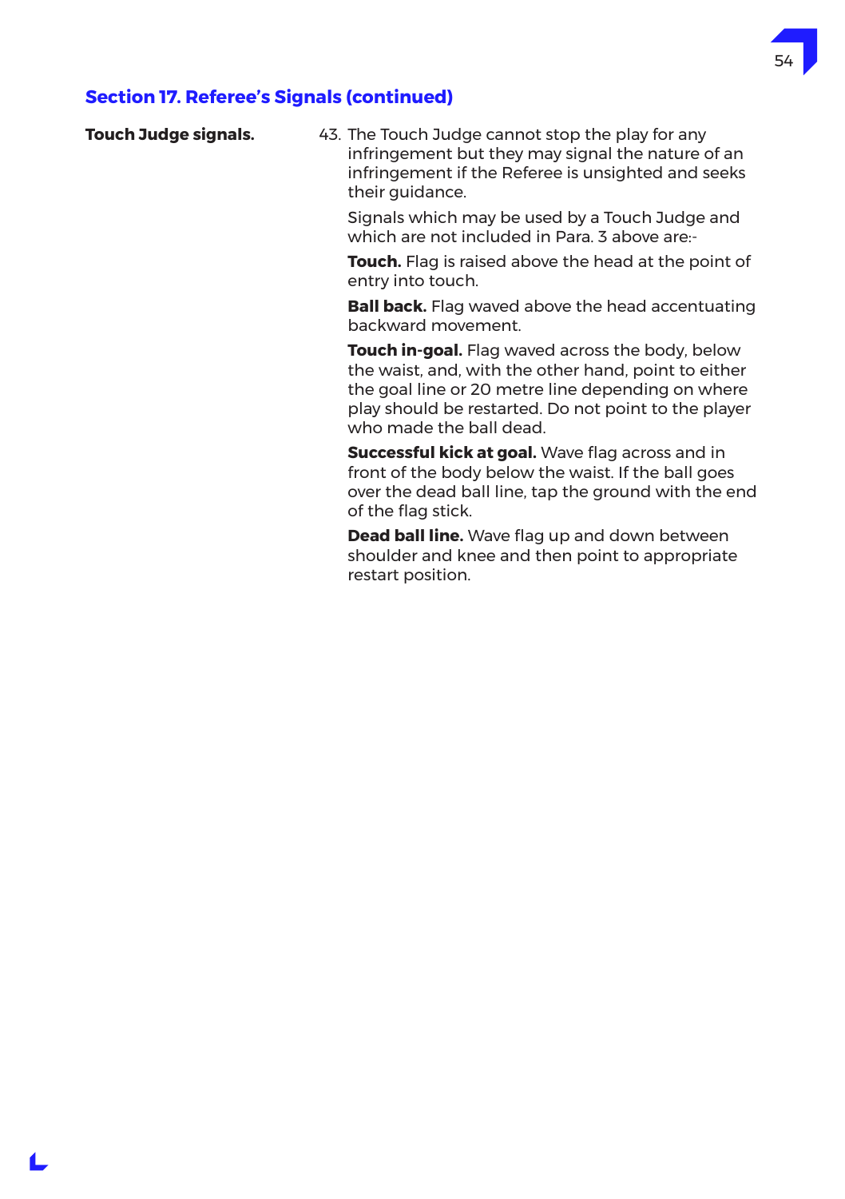## Section 17. Referee's Signals (continued)

**Touch Judge signals.**

43. The Touch Judge cannot stop the play for any infringement but they may signal the nature of an infringement if the Referee is unsighted and seeks their guidance.

    Signals which may be used by a Touch Judge and which are not included in Para. 3 above are:-

    **Touch.** Flag is raised above the head at the point of entry into touch.

    **Ball back.** Flag waved above the head accentuating backward movement.

    **Touch in-goal.** Flag waved across the body, below the waist, and, with the other hand, point to either the goal line or 20 metre line depending on where play should be restarted. Do not point to the player who made the ball dead.

    **Successful kick at goal.** Wave flag across and in front of the body below the waist. If the ball goes over the dead ball line, tap the ground with the end of the flag stick.

    **Dead ball line.** Wave flag up and down between shoulder and knee and then point to appropriate restart position.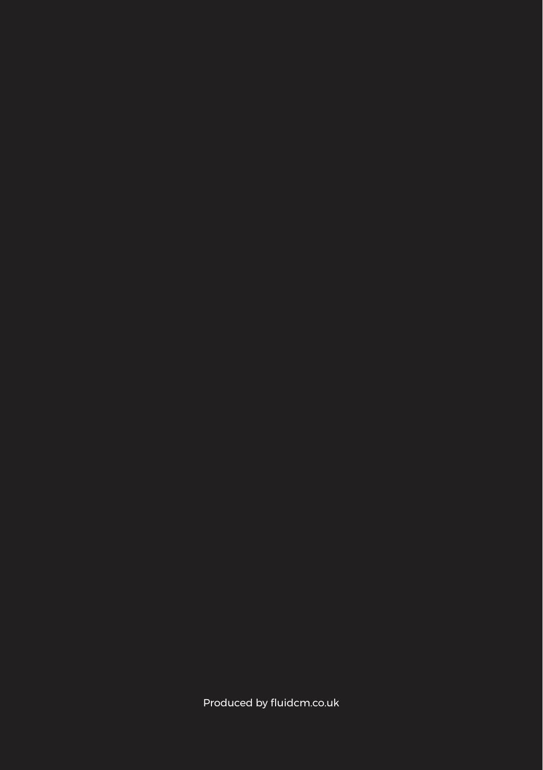Produced by fluidcm.co.uk